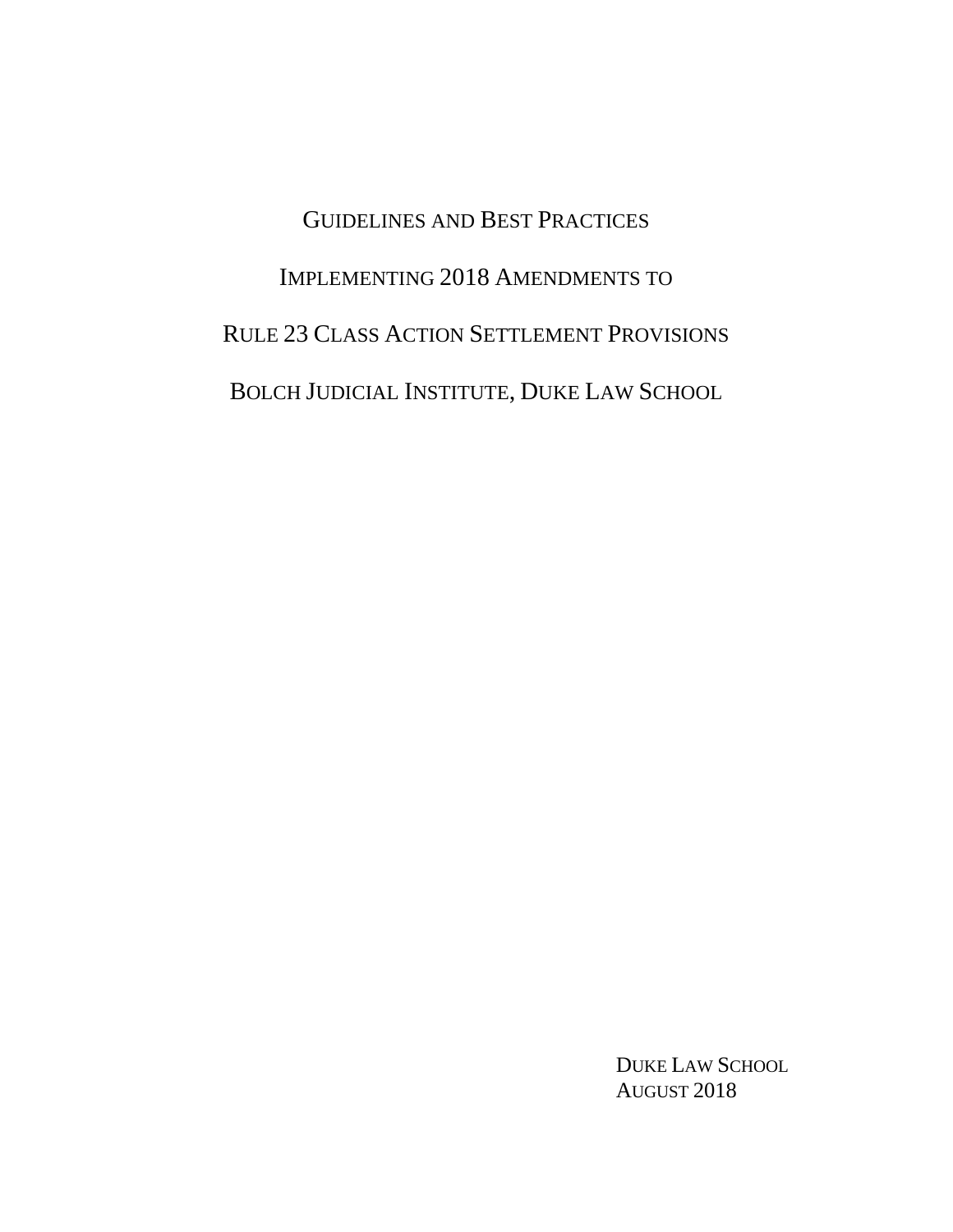# GUIDELINES AND BEST PRACTICES

# IMPLEMENTING 2018 AMENDMENTS TO

# RULE 23 CLASS ACTION SETTLEMENT PROVISIONS

# BOLCH JUDICIAL INSTITUTE, DUKE LAW SCHOOL

DUKE LAW SCHOOL
AUGUST 2018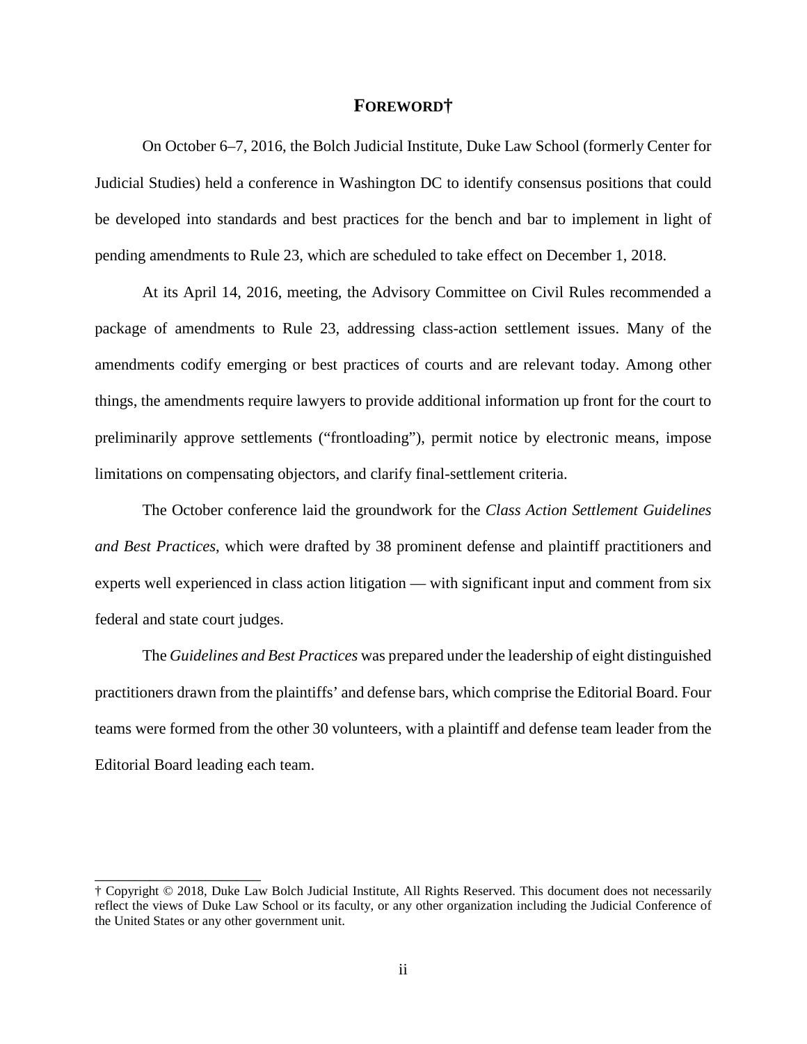# FOREWORD†

On October 6–7, 2016, the Bolch Judicial Institute, Duke Law School (formerly Center for Judicial Studies) held a conference in Washington DC to identify consensus positions that could be developed into standards and best practices for the bench and bar to implement in light of pending amendments to Rule 23, which are scheduled to take effect on December 1, 2018.

At its April 14, 2016, meeting, the Advisory Committee on Civil Rules recommended a package of amendments to Rule 23, addressing class-action settlement issues. Many of the amendments codify emerging or best practices of courts and are relevant today. Among other things, the amendments require lawyers to provide additional information up front for the court to preliminarily approve settlements ("frontloading"), permit notice by electronic means, impose limitations on compensating objectors, and clarify final-settlement criteria.

The October conference laid the groundwork for the *Class Action Settlement Guidelines and Best Practices*, which were drafted by 38 prominent defense and plaintiff practitioners and experts well experienced in class action litigation — with significant input and comment from six federal and state court judges.

The *Guidelines and Best Practices* was prepared under the leadership of eight distinguished practitioners drawn from the plaintiffs' and defense bars, which comprise the Editorial Board. Four teams were formed from the other 30 volunteers, with a plaintiff and defense team leader from the Editorial Board leading each team.

---

† Copyright © 2018, Duke Law Bolch Judicial Institute, All Rights Reserved. This document does not necessarily reflect the views of Duke Law School or its faculty, or any other organization including the Judicial Conference of the United States or any other government unit.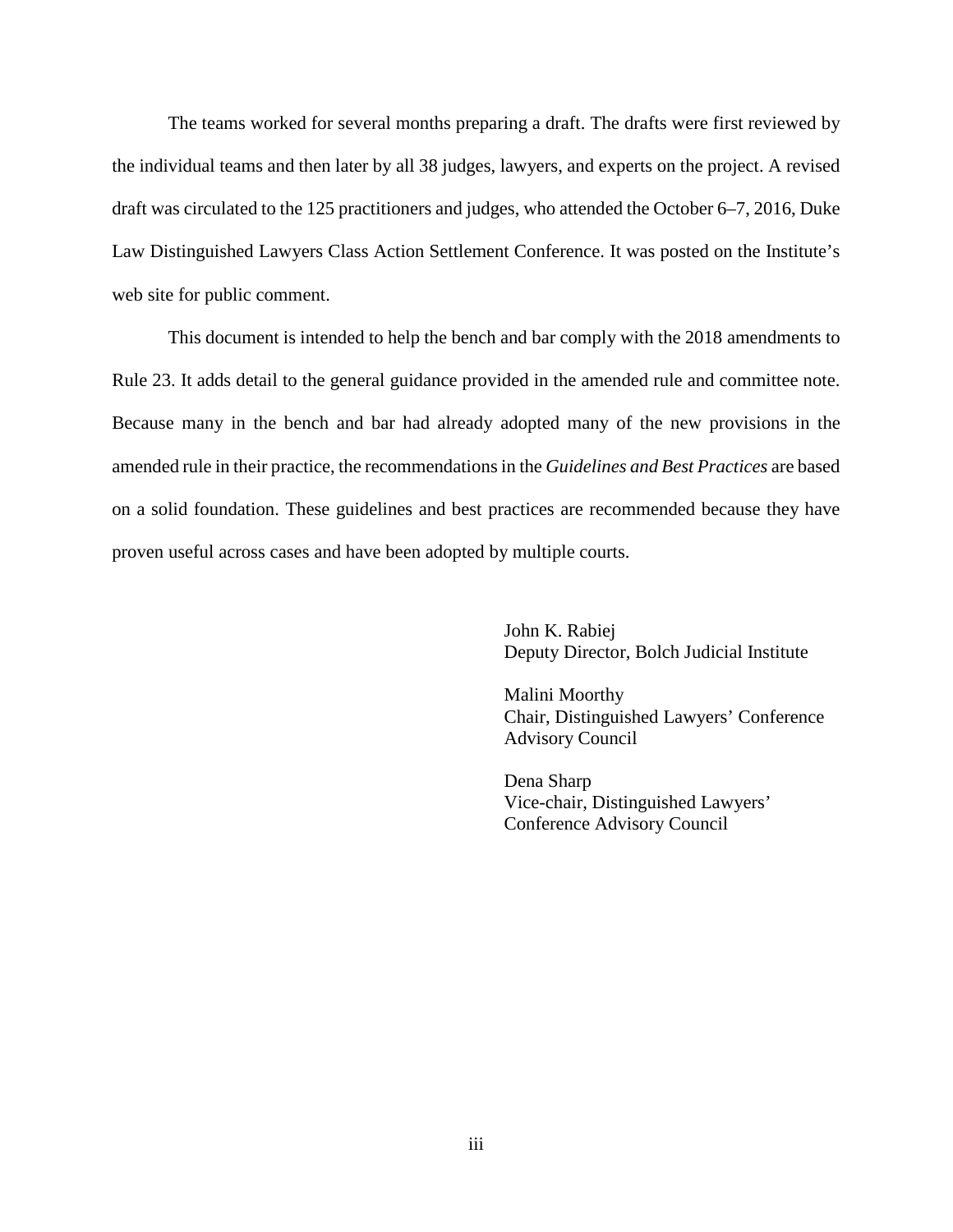The teams worked for several months preparing a draft. The drafts were first reviewed by the individual teams and then later by all 38 judges, lawyers, and experts on the project. A revised draft was circulated to the 125 practitioners and judges, who attended the October 6–7, 2016, Duke Law Distinguished Lawyers Class Action Settlement Conference. It was posted on the Institute's web site for public comment.

This document is intended to help the bench and bar comply with the 2018 amendments to Rule 23. It adds detail to the general guidance provided in the amended rule and committee note. Because many in the bench and bar had already adopted many of the new provisions in the amended rule in their practice, the recommendations in the *Guidelines and Best Practices* are based on a solid foundation. These guidelines and best practices are recommended because they have proven useful across cases and have been adopted by multiple courts.

John K. Rabiej
Deputy Director, Bolch Judicial Institute

Malini Moorthy
Chair, Distinguished Lawyers' Conference Advisory Council

Dena Sharp
Vice-chair, Distinguished Lawyers' Conference Advisory Council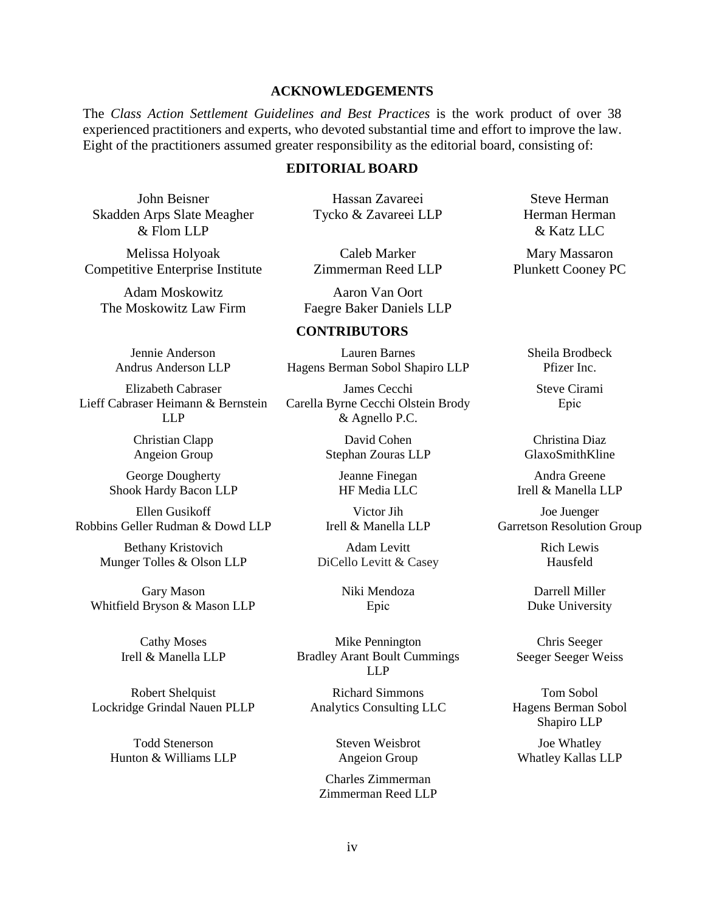## ACKNOWLEDGEMENTS

The *Class Action Settlement Guidelines and Best Practices* is the work product of over 38 experienced practitioners and experts, who devoted substantial time and effort to improve the law. Eight of the practitioners assumed greater responsibility as the editorial board, consisting of:

### EDITORIAL BOARD

John Beisner
Skadden Arps Slate Meagher & Flom LLP

Hassan Zavareei
Tycko & Zavareei LLP

Steve Herman
Herman Herman & Katz LLC

Melissa Holyoak
Competitive Enterprise Institute

Caleb Marker
Zimmerman Reed LLP

Mary Massaron
Plunkett Cooney PC

Adam Moskowitz
The Moskowitz Law Firm

Aaron Van Oort
Faegre Baker Daniels LLP

### CONTRIBUTORS

Jennie Anderson
Andrus Anderson LLP

Lauren Barnes
Hagens Berman Sobol Shapiro LLP

Sheila Brodbeck
Pfizer Inc.

Elizabeth Cabraser
Lieff Cabraser Heimann & Bernstein LLP

James Cecchi
Carella Byrne Cecchi Olstein Brody & Agnello P.C.

Steve Cirami
Epic

Christian Clapp
Angeion Group

David Cohen
Stephan Zouras LLP

Christina Diaz
GlaxoSmithKline

George Dougherty
Shook Hardy Bacon LLP

Jeanne Finegan
HF Media LLC

Andra Greene
Irell & Manella LLP

Ellen Gusikoff
Robbins Geller Rudman & Dowd LLP

Victor Jih
Irell & Manella LLP

Joe Juenger
Garretson Resolution Group

Bethany Kristovich
Munger Tolles & Olson LLP

Adam Levitt
DiCello Levitt & Casey

Rich Lewis
Hausfeld

Gary Mason
Whitfield Bryson & Mason LLP

Niki Mendoza
Epic

Darrell Miller
Duke University

Cathy Moses
Irell & Manella LLP

Mike Pennington
Bradley Arant Boult Cummings LLP

Chris Seeger
Seeger Seeger Weiss

Robert Shelquist
Lockridge Grindal Nauen PLLP

Richard Simmons
Analytics Consulting LLC

Tom Sobol
Hagens Berman Sobol Shapiro LLP

Todd Stenerson
Hunton & Williams LLP

Steven Weisbrot
Angeion Group

Joe Whatley
Whatley Kallas LLP

Charles Zimmerman
Zimmerman Reed LLP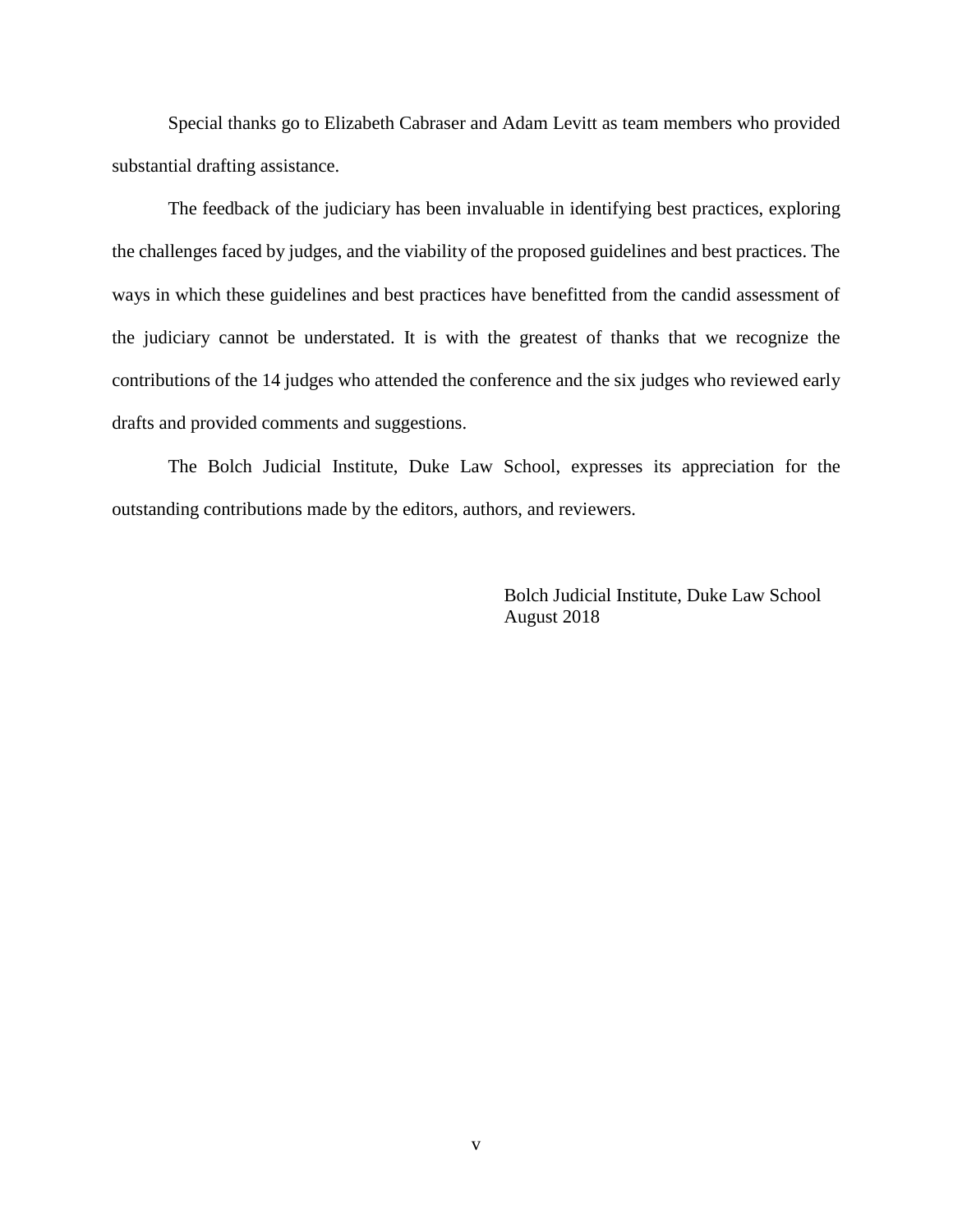Special thanks go to Elizabeth Cabraser and Adam Levitt as team members who provided substantial drafting assistance.

The feedback of the judiciary has been invaluable in identifying best practices, exploring the challenges faced by judges, and the viability of the proposed guidelines and best practices. The ways in which these guidelines and best practices have benefitted from the candid assessment of the judiciary cannot be understated. It is with the greatest of thanks that we recognize the contributions of the 14 judges who attended the conference and the six judges who reviewed early drafts and provided comments and suggestions.

The Bolch Judicial Institute, Duke Law School, expresses its appreciation for the outstanding contributions made by the editors, authors, and reviewers.

Bolch Judicial Institute, Duke Law School
August 2018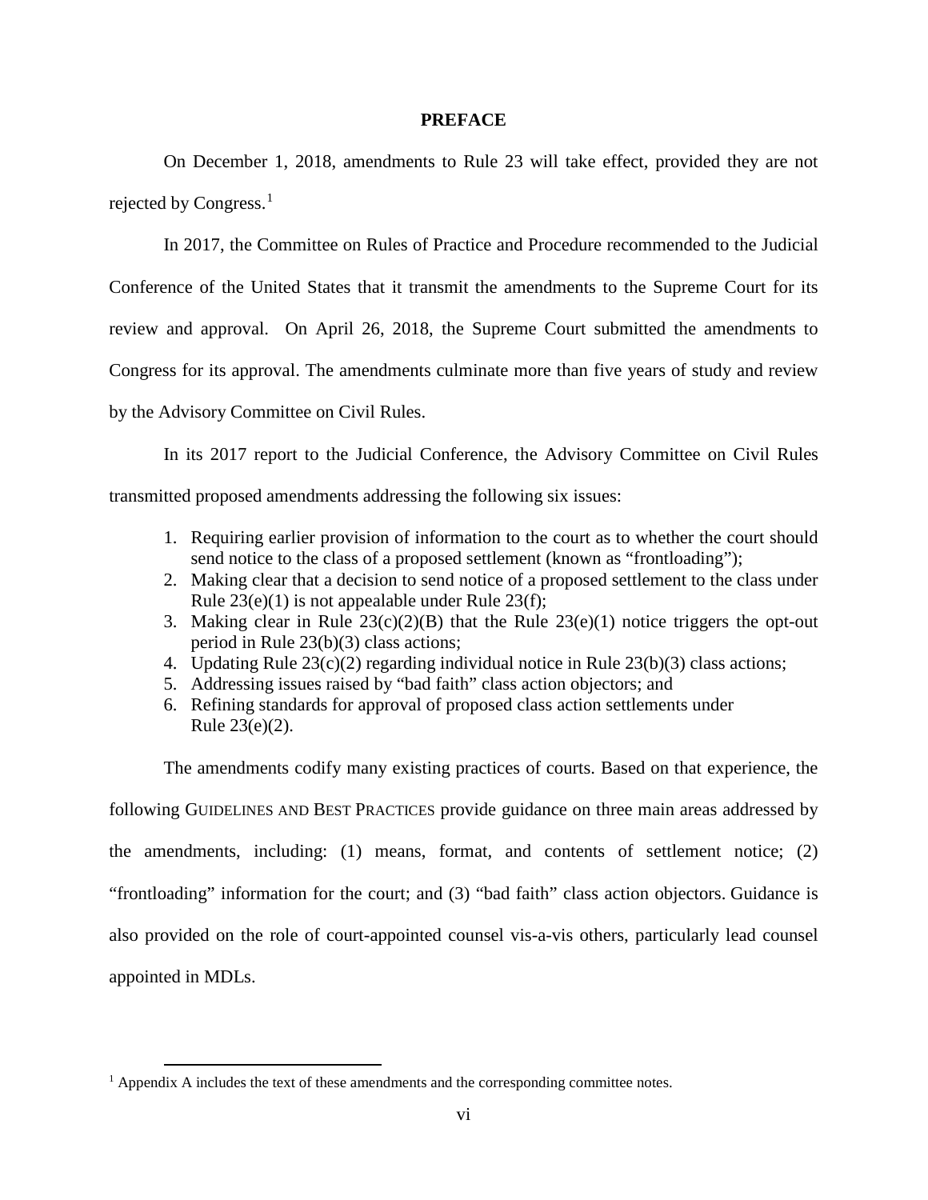# PREFACE

On December 1, 2018, amendments to Rule 23 will take effect, provided they are not rejected by Congress.[1]

In 2017, the Committee on Rules of Practice and Procedure recommended to the Judicial Conference of the United States that it transmit the amendments to the Supreme Court for its review and approval. On April 26, 2018, the Supreme Court submitted the amendments to Congress for its approval. The amendments culminate more than five years of study and review by the Advisory Committee on Civil Rules.

In its 2017 report to the Judicial Conference, the Advisory Committee on Civil Rules transmitted proposed amendments addressing the following six issues:

1. Requiring earlier provision of information to the court as to whether the court should send notice to the class of a proposed settlement (known as "frontloading");
2. Making clear that a decision to send notice of a proposed settlement to the class under Rule 23(e)(1) is not appealable under Rule 23(f);
3. Making clear in Rule 23(c)(2)(B) that the Rule 23(e)(1) notice triggers the opt-out period in Rule 23(b)(3) class actions;
4. Updating Rule 23(c)(2) regarding individual notice in Rule 23(b)(3) class actions;
5. Addressing issues raised by "bad faith" class action objectors; and
6. Refining standards for approval of proposed class action settlements under Rule 23(e)(2).

The amendments codify many existing practices of courts. Based on that experience, the following GUIDELINES AND BEST PRACTICES provide guidance on three main areas addressed by the amendments, including: (1) means, format, and contents of settlement notice; (2) "frontloading" information for the court; and (3) "bad faith" class action objectors. Guidance is also provided on the role of court-appointed counsel vis-a-vis others, particularly lead counsel appointed in MDLs.

[1] Appendix A includes the text of these amendments and the corresponding committee notes.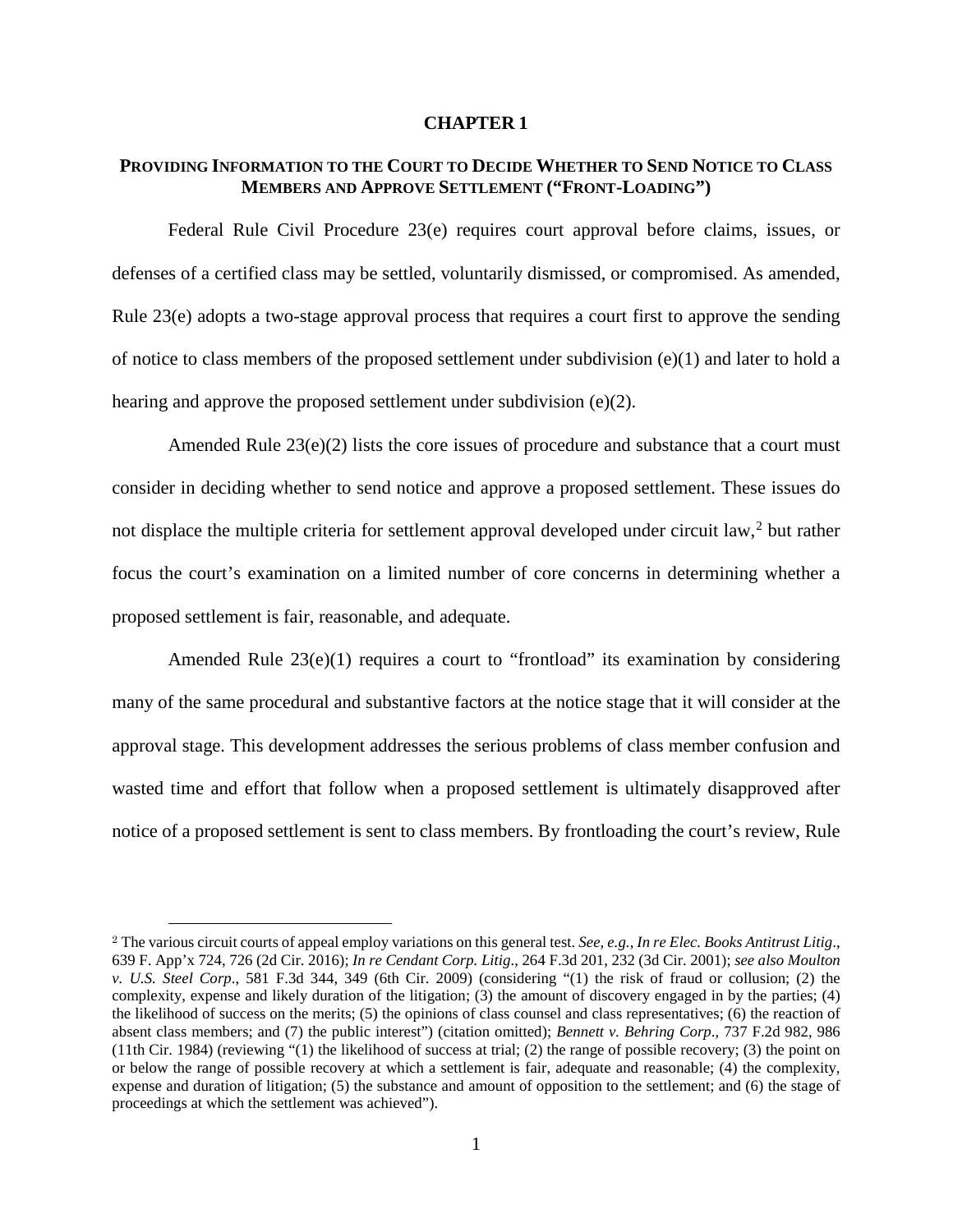# CHAPTER 1

## PROVIDING INFORMATION TO THE COURT TO DECIDE WHETHER TO SEND NOTICE TO CLASS MEMBERS AND APPROVE SETTLEMENT ("FRONT-LOADING")

Federal Rule Civil Procedure 23(e) requires court approval before claims, issues, or defenses of a certified class may be settled, voluntarily dismissed, or compromised. As amended, Rule 23(e) adopts a two-stage approval process that requires a court first to approve the sending of notice to class members of the proposed settlement under subdivision (e)(1) and later to hold a hearing and approve the proposed settlement under subdivision (e)(2).

Amended Rule 23(e)(2) lists the core issues of procedure and substance that a court must consider in deciding whether to send notice and approve a proposed settlement. These issues do not displace the multiple criteria for settlement approval developed under circuit law,[2] but rather focus the court's examination on a limited number of core concerns in determining whether a proposed settlement is fair, reasonable, and adequate.

Amended Rule 23(e)(1) requires a court to "frontload" its examination by considering many of the same procedural and substantive factors at the notice stage that it will consider at the approval stage. This development addresses the serious problems of class member confusion and wasted time and effort that follow when a proposed settlement is ultimately disapproved after notice of a proposed settlement is sent to class members. By frontloading the court's review, Rule

---

[2] The various circuit courts of appeal employ variations on this general test. *See, e.g.*, *In re Elec. Books Antitrust Litig*., 639 F. App'x 724, 726 (2d Cir. 2016); *In re Cendant Corp. Litig*., 264 F.3d 201, 232 (3d Cir. 2001); *see also Moulton v. U.S. Steel Corp*., 581 F.3d 344, 349 (6th Cir. 2009) (considering "(1) the risk of fraud or collusion; (2) the complexity, expense and likely duration of the litigation; (3) the amount of discovery engaged in by the parties; (4) the likelihood of success on the merits; (5) the opinions of class counsel and class representatives; (6) the reaction of absent class members; and (7) the public interest") (citation omitted); *Bennett v. Behring Corp*., 737 F.2d 982, 986 (11th Cir. 1984) (reviewing "(1) the likelihood of success at trial; (2) the range of possible recovery; (3) the point on or below the range of possible recovery at which a settlement is fair, adequate and reasonable; (4) the complexity, expense and duration of litigation; (5) the substance and amount of opposition to the settlement; and (6) the stage of proceedings at which the settlement was achieved").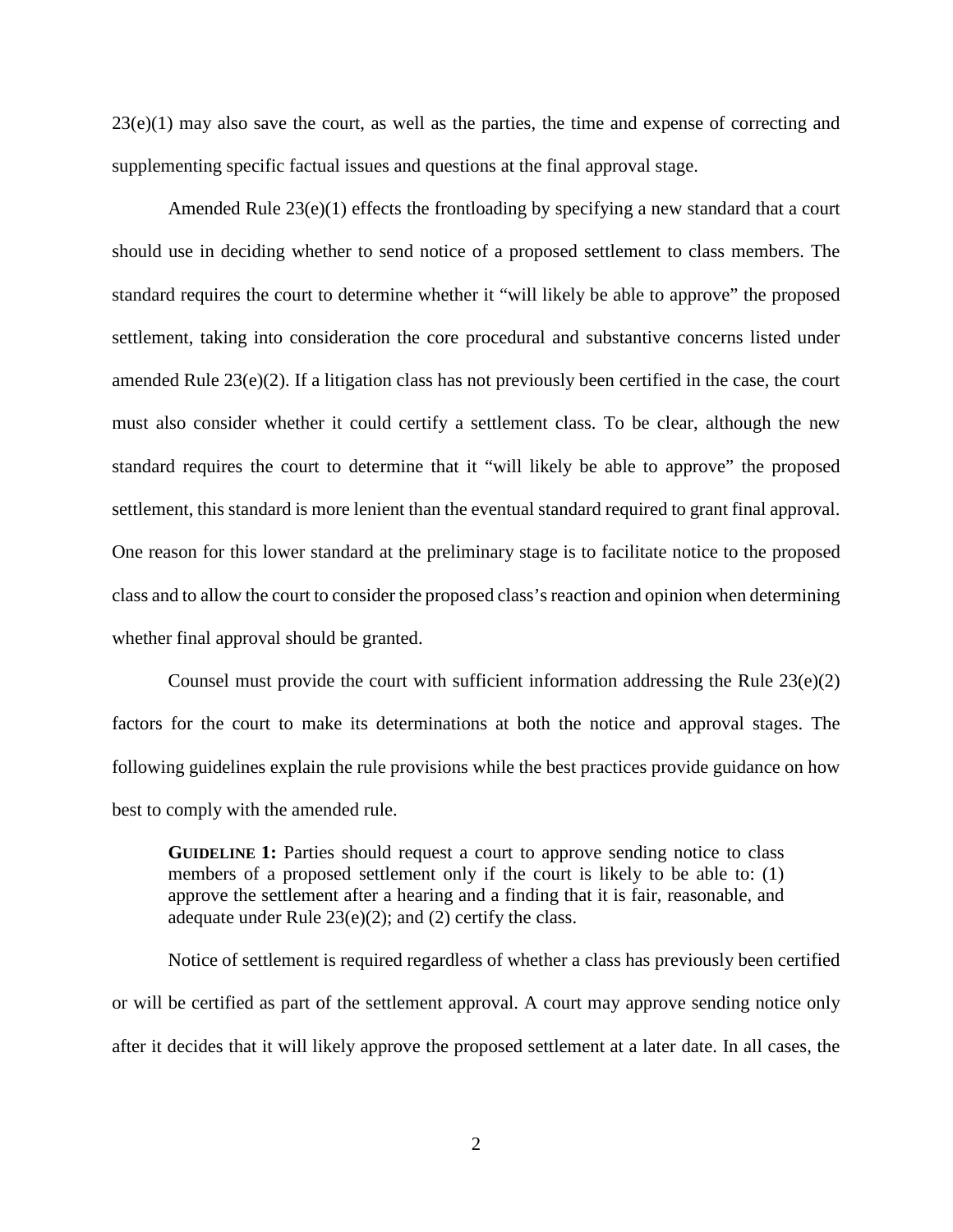23(e)(1) may also save the court, as well as the parties, the time and expense of correcting and supplementing specific factual issues and questions at the final approval stage.

Amended Rule 23(e)(1) effects the frontloading by specifying a new standard that a court should use in deciding whether to send notice of a proposed settlement to class members. The standard requires the court to determine whether it "will likely be able to approve" the proposed settlement, taking into consideration the core procedural and substantive concerns listed under amended Rule 23(e)(2). If a litigation class has not previously been certified in the case, the court must also consider whether it could certify a settlement class. To be clear, although the new standard requires the court to determine that it "will likely be able to approve" the proposed settlement, this standard is more lenient than the eventual standard required to grant final approval. One reason for this lower standard at the preliminary stage is to facilitate notice to the proposed class and to allow the court to consider the proposed class's reaction and opinion when determining whether final approval should be granted.

Counsel must provide the court with sufficient information addressing the Rule 23(e)(2) factors for the court to make its determinations at both the notice and approval stages. The following guidelines explain the rule provisions while the best practices provide guidance on how best to comply with the amended rule.

> **GUIDELINE 1:** Parties should request a court to approve sending notice to class members of a proposed settlement only if the court is likely to be able to: (1) approve the settlement after a hearing and a finding that it is fair, reasonable, and adequate under Rule 23(e)(2); and (2) certify the class.

Notice of settlement is required regardless of whether a class has previously been certified or will be certified as part of the settlement approval. A court may approve sending notice only after it decides that it will likely approve the proposed settlement at a later date. In all cases, the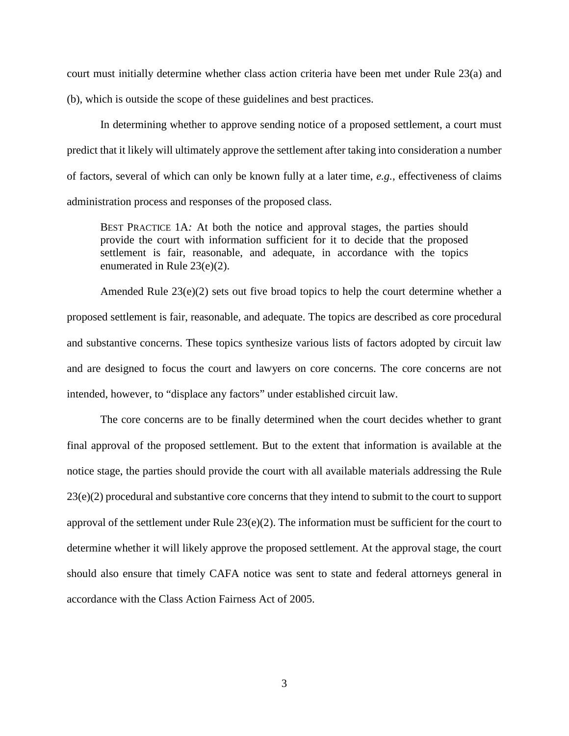court must initially determine whether class action criteria have been met under Rule 23(a) and (b), which is outside the scope of these guidelines and best practices.

In determining whether to approve sending notice of a proposed settlement, a court must predict that it likely will ultimately approve the settlement after taking into consideration a number of factors, several of which can only be known fully at a later time, *e.g.*, effectiveness of claims administration process and responses of the proposed class.

> BEST PRACTICE 1A*:* At both the notice and approval stages, the parties should provide the court with information sufficient for it to decide that the proposed settlement is fair, reasonable, and adequate, in accordance with the topics enumerated in Rule 23(e)(2).

Amended Rule 23(e)(2) sets out five broad topics to help the court determine whether a proposed settlement is fair, reasonable, and adequate. The topics are described as core procedural and substantive concerns. These topics synthesize various lists of factors adopted by circuit law and are designed to focus the court and lawyers on core concerns. The core concerns are not intended, however, to "displace any factors" under established circuit law.

The core concerns are to be finally determined when the court decides whether to grant final approval of the proposed settlement. But to the extent that information is available at the notice stage, the parties should provide the court with all available materials addressing the Rule 23(e)(2) procedural and substantive core concerns that they intend to submit to the court to support approval of the settlement under Rule 23(e)(2). The information must be sufficient for the court to determine whether it will likely approve the proposed settlement. At the approval stage, the court should also ensure that timely CAFA notice was sent to state and federal attorneys general in accordance with the Class Action Fairness Act of 2005.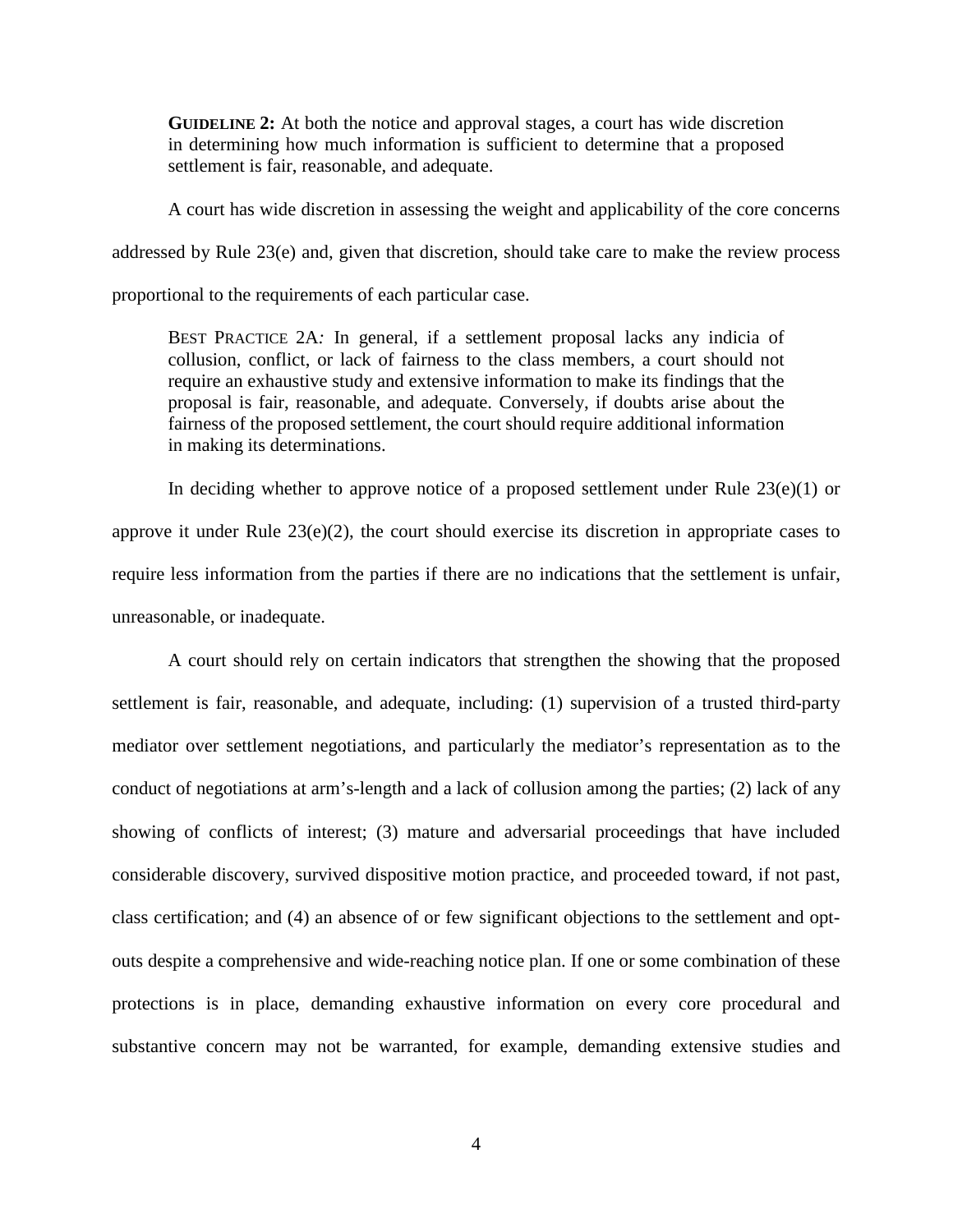> **GUIDELINE 2:** At both the notice and approval stages, a court has wide discretion in determining how much information is sufficient to determine that a proposed settlement is fair, reasonable, and adequate.

A court has wide discretion in assessing the weight and applicability of the core concerns addressed by Rule 23(e) and, given that discretion, should take care to make the review process proportional to the requirements of each particular case.

> BEST PRACTICE 2A*:* In general, if a settlement proposal lacks any indicia of collusion, conflict, or lack of fairness to the class members, a court should not require an exhaustive study and extensive information to make its findings that the proposal is fair, reasonable, and adequate. Conversely, if doubts arise about the fairness of the proposed settlement, the court should require additional information in making its determinations.

In deciding whether to approve notice of a proposed settlement under Rule 23(e)(1) or approve it under Rule 23(e)(2), the court should exercise its discretion in appropriate cases to require less information from the parties if there are no indications that the settlement is unfair, unreasonable, or inadequate.

A court should rely on certain indicators that strengthen the showing that the proposed settlement is fair, reasonable, and adequate, including: (1) supervision of a trusted third-party mediator over settlement negotiations, and particularly the mediator's representation as to the conduct of negotiations at arm's-length and a lack of collusion among the parties; (2) lack of any showing of conflicts of interest; (3) mature and adversarial proceedings that have included considerable discovery, survived dispositive motion practice, and proceeded toward, if not past, class certification; and (4) an absence of or few significant objections to the settlement and opt-outs despite a comprehensive and wide-reaching notice plan. If one or some combination of these protections is in place, demanding exhaustive information on every core procedural and substantive concern may not be warranted, for example, demanding extensive studies and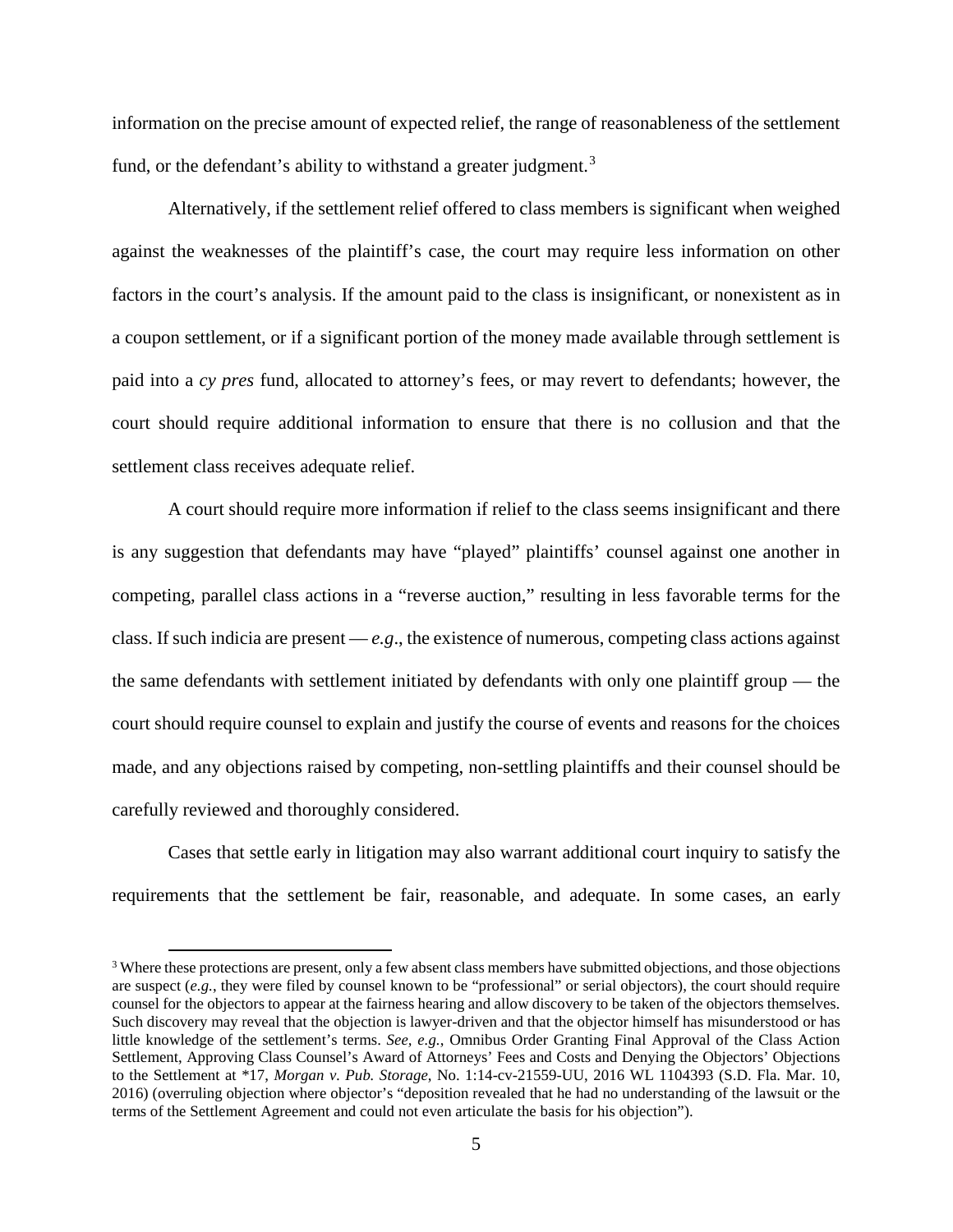information on the precise amount of expected relief, the range of reasonableness of the settlement fund, or the defendant's ability to withstand a greater judgment.[3]

Alternatively, if the settlement relief offered to class members is significant when weighed against the weaknesses of the plaintiff's case, the court may require less information on other factors in the court's analysis. If the amount paid to the class is insignificant, or nonexistent as in a coupon settlement, or if a significant portion of the money made available through settlement is paid into a *cy pres* fund, allocated to attorney's fees, or may revert to defendants; however, the court should require additional information to ensure that there is no collusion and that the settlement class receives adequate relief.

A court should require more information if relief to the class seems insignificant and there is any suggestion that defendants may have "played" plaintiffs' counsel against one another in competing, parallel class actions in a "reverse auction," resulting in less favorable terms for the class. If such indicia are present — *e.g*., the existence of numerous, competing class actions against the same defendants with settlement initiated by defendants with only one plaintiff group — the court should require counsel to explain and justify the course of events and reasons for the choices made, and any objections raised by competing, non-settling plaintiffs and their counsel should be carefully reviewed and thoroughly considered.

Cases that settle early in litigation may also warrant additional court inquiry to satisfy the requirements that the settlement be fair, reasonable, and adequate. In some cases, an early

[3] Where these protections are present, only a few absent class members have submitted objections, and those objections are suspect (*e.g.*, they were filed by counsel known to be "professional" or serial objectors), the court should require counsel for the objectors to appear at the fairness hearing and allow discovery to be taken of the objectors themselves. Such discovery may reveal that the objection is lawyer-driven and that the objector himself has misunderstood or has little knowledge of the settlement's terms. *See, e.g.*, Omnibus Order Granting Final Approval of the Class Action Settlement, Approving Class Counsel's Award of Attorneys' Fees and Costs and Denying the Objectors' Objections to the Settlement at *17, *Morgan v. Pub. Storage*, No. 1:14-cv-21559-UU, 2016 WL 1104393 (S.D. Fla. Mar. 10, 2016) (overruling objection where objector's "deposition revealed that he had no understanding of the lawsuit or the terms of the Settlement Agreement and could not even articulate the basis for his objection").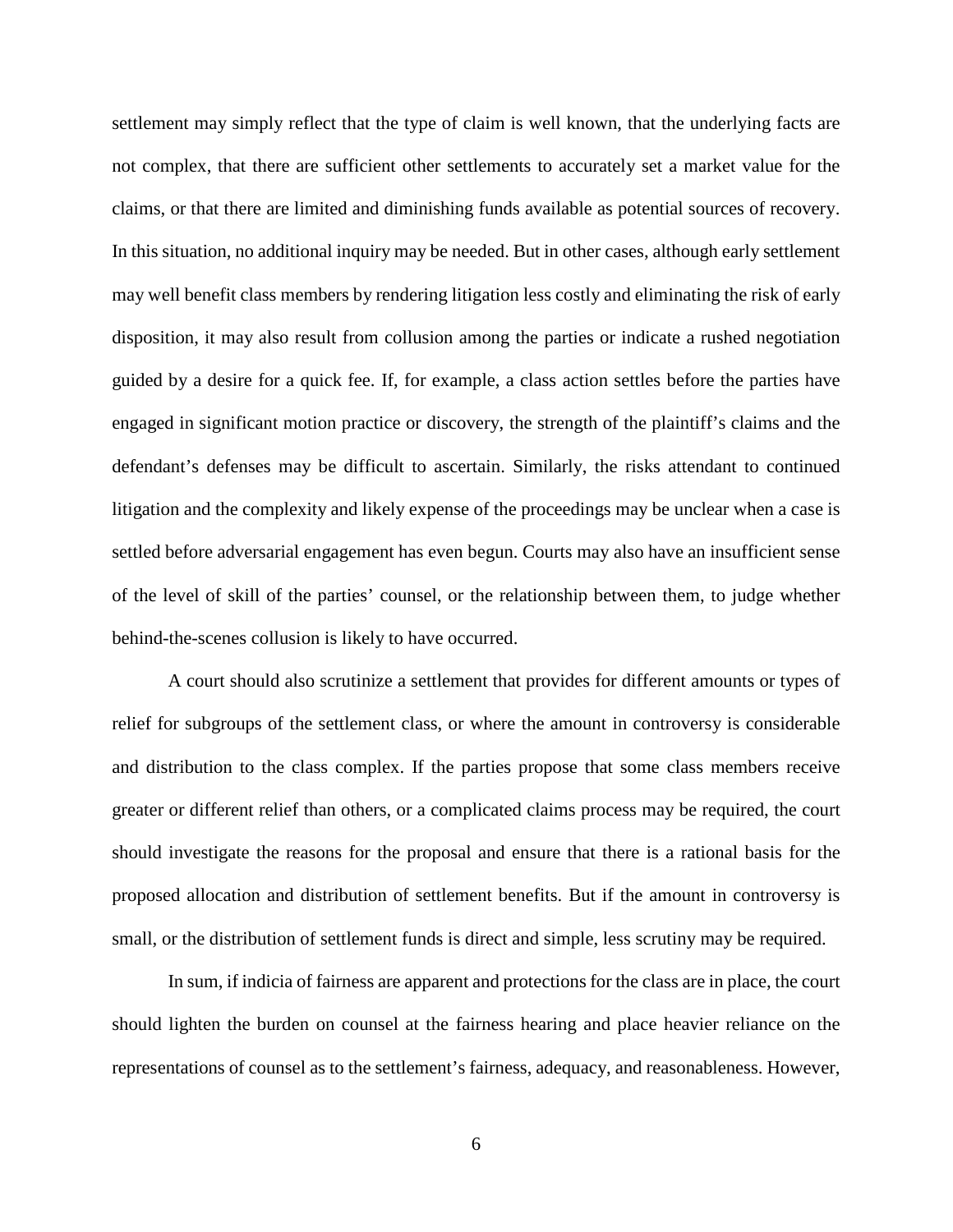settlement may simply reflect that the type of claim is well known, that the underlying facts are not complex, that there are sufficient other settlements to accurately set a market value for the claims, or that there are limited and diminishing funds available as potential sources of recovery. In this situation, no additional inquiry may be needed. But in other cases, although early settlement may well benefit class members by rendering litigation less costly and eliminating the risk of early disposition, it may also result from collusion among the parties or indicate a rushed negotiation guided by a desire for a quick fee. If, for example, a class action settles before the parties have engaged in significant motion practice or discovery, the strength of the plaintiff's claims and the defendant's defenses may be difficult to ascertain. Similarly, the risks attendant to continued litigation and the complexity and likely expense of the proceedings may be unclear when a case is settled before adversarial engagement has even begun. Courts may also have an insufficient sense of the level of skill of the parties' counsel, or the relationship between them, to judge whether behind-the-scenes collusion is likely to have occurred.

A court should also scrutinize a settlement that provides for different amounts or types of relief for subgroups of the settlement class, or where the amount in controversy is considerable and distribution to the class complex. If the parties propose that some class members receive greater or different relief than others, or a complicated claims process may be required, the court should investigate the reasons for the proposal and ensure that there is a rational basis for the proposed allocation and distribution of settlement benefits. But if the amount in controversy is small, or the distribution of settlement funds is direct and simple, less scrutiny may be required.

In sum, if indicia of fairness are apparent and protections for the class are in place, the court should lighten the burden on counsel at the fairness hearing and place heavier reliance on the representations of counsel as to the settlement's fairness, adequacy, and reasonableness. However,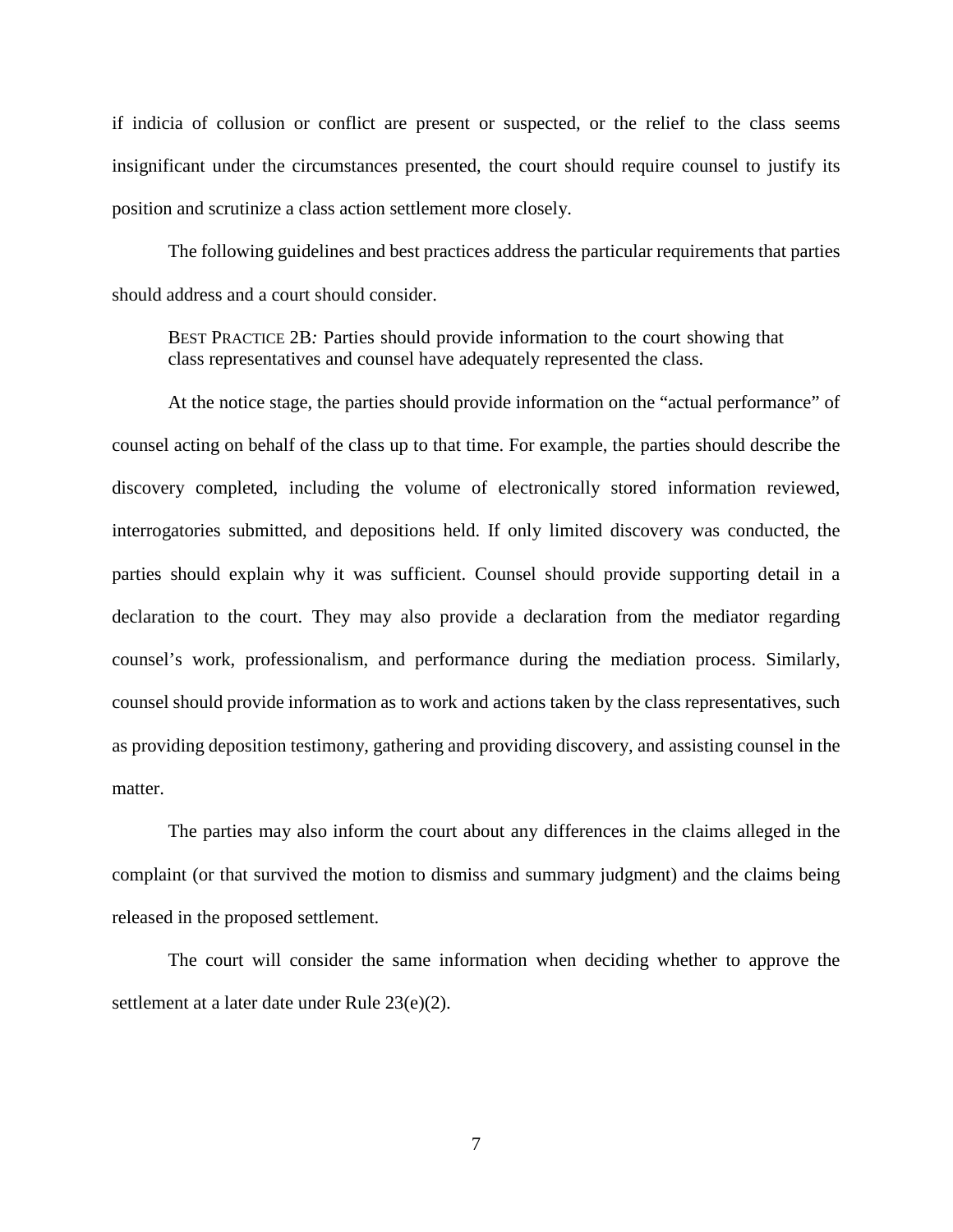if indicia of collusion or conflict are present or suspected, or the relief to the class seems insignificant under the circumstances presented, the court should require counsel to justify its position and scrutinize a class action settlement more closely.

The following guidelines and best practices address the particular requirements that parties should address and a court should consider.

> BEST PRACTICE 2B*:* Parties should provide information to the court showing that class representatives and counsel have adequately represented the class.

At the notice stage, the parties should provide information on the "actual performance" of counsel acting on behalf of the class up to that time. For example, the parties should describe the discovery completed, including the volume of electronically stored information reviewed, interrogatories submitted, and depositions held. If only limited discovery was conducted, the parties should explain why it was sufficient. Counsel should provide supporting detail in a declaration to the court. They may also provide a declaration from the mediator regarding counsel's work, professionalism, and performance during the mediation process. Similarly, counsel should provide information as to work and actions taken by the class representatives, such as providing deposition testimony, gathering and providing discovery, and assisting counsel in the matter.

The parties may also inform the court about any differences in the claims alleged in the complaint (or that survived the motion to dismiss and summary judgment) and the claims being released in the proposed settlement.

The court will consider the same information when deciding whether to approve the settlement at a later date under Rule 23(e)(2).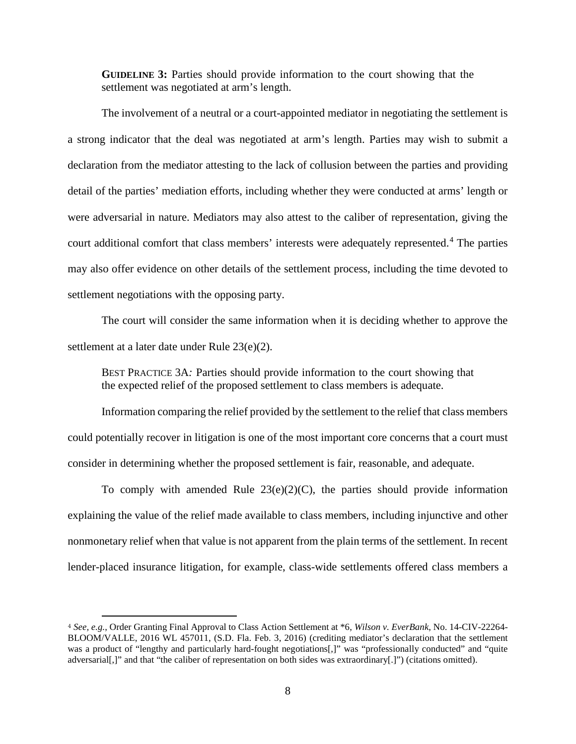**GUIDELINE 3:** Parties should provide information to the court showing that the settlement was negotiated at arm's length.

The involvement of a neutral or a court-appointed mediator in negotiating the settlement is a strong indicator that the deal was negotiated at arm's length. Parties may wish to submit a declaration from the mediator attesting to the lack of collusion between the parties and providing detail of the parties' mediation efforts, including whether they were conducted at arms' length or were adversarial in nature. Mediators may also attest to the caliber of representation, giving the court additional comfort that class members' interests were adequately represented.[4] The parties may also offer evidence on other details of the settlement process, including the time devoted to settlement negotiations with the opposing party.

The court will consider the same information when it is deciding whether to approve the settlement at a later date under Rule 23(e)(2).

BEST PRACTICE 3A*:* Parties should provide information to the court showing that the expected relief of the proposed settlement to class members is adequate.

Information comparing the relief provided by the settlement to the relief that class members could potentially recover in litigation is one of the most important core concerns that a court must consider in determining whether the proposed settlement is fair, reasonable, and adequate.

To comply with amended Rule 23(e)(2)(C), the parties should provide information explaining the value of the relief made available to class members, including injunctive and other nonmonetary relief when that value is not apparent from the plain terms of the settlement. In recent lender-placed insurance litigation, for example, class-wide settlements offered class members a

---

[4] *See, e.g.*, Order Granting Final Approval to Class Action Settlement at *6, *Wilson v. EverBank*, No. 14-CIV-22264-BLOOM/VALLE, 2016 WL 457011, (S.D. Fla. Feb. 3, 2016) (crediting mediator's declaration that the settlement was a product of "lengthy and particularly hard-fought negotiations[,]" was "professionally conducted" and "quite adversarial[,]" and that "the caliber of representation on both sides was extraordinary[.]") (citations omitted).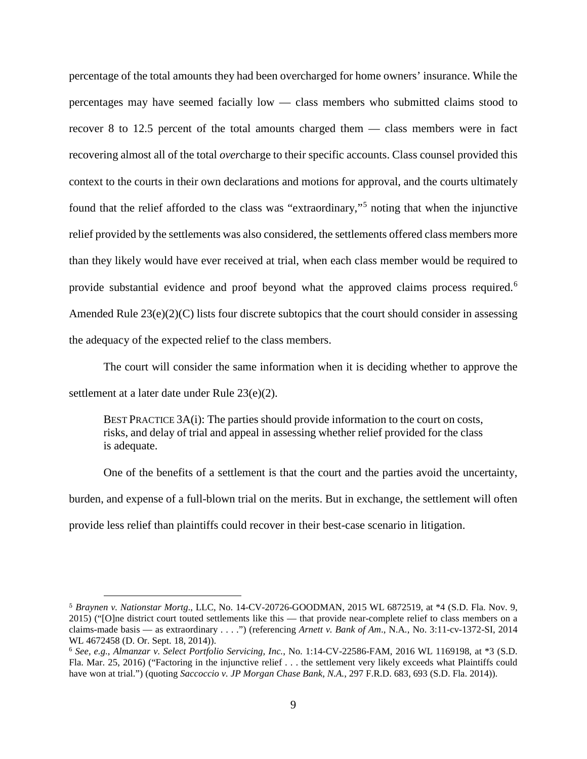percentage of the total amounts they had been overcharged for home owners' insurance. While the percentages may have seemed facially low — class members who submitted claims stood to recover 8 to 12.5 percent of the total amounts charged them — class members were in fact recovering almost all of the total *over*charge to their specific accounts. Class counsel provided this context to the courts in their own declarations and motions for approval, and the courts ultimately found that the relief afforded to the class was "extraordinary,"[5] noting that when the injunctive relief provided by the settlements was also considered, the settlements offered class members more than they likely would have ever received at trial, when each class member would be required to provide substantial evidence and proof beyond what the approved claims process required.[6] Amended Rule 23(e)(2)(C) lists four discrete subtopics that the court should consider in assessing the adequacy of the expected relief to the class members.

The court will consider the same information when it is deciding whether to approve the settlement at a later date under Rule 23(e)(2).

> BEST PRACTICE 3A(i): The parties should provide information to the court on costs, risks, and delay of trial and appeal in assessing whether relief provided for the class is adequate.

One of the benefits of a settlement is that the court and the parties avoid the uncertainty, burden, and expense of a full-blown trial on the merits. But in exchange, the settlement will often provide less relief than plaintiffs could recover in their best-case scenario in litigation.

---

[5] *Braynen v. Nationstar Mortg.*, LLC, No. 14-CV-20726-GOODMAN, 2015 WL 6872519, at *4 (S.D. Fla. Nov. 9, 2015) ("[O]ne district court touted settlements like this — that provide near-complete relief to class members on a claims-made basis — as extraordinary . . . .") (referencing *Arnett v. Bank of Am*., N.A., No. 3:11-cv-1372-SI, 2014 WL 4672458 (D. Or. Sept. 18, 2014)).

[6] *See, e.g.*, *Almanzar v. Select Portfolio Servicing, Inc.*, No. 1:14-CV-22586-FAM, 2016 WL 1169198, at *3 (S.D. Fla. Mar. 25, 2016) ("Factoring in the injunctive relief . . . the settlement very likely exceeds what Plaintiffs could have won at trial.") (quoting *Saccoccio v. JP Morgan Chase Bank, N.A.*, 297 F.R.D. 683, 693 (S.D. Fla. 2014)).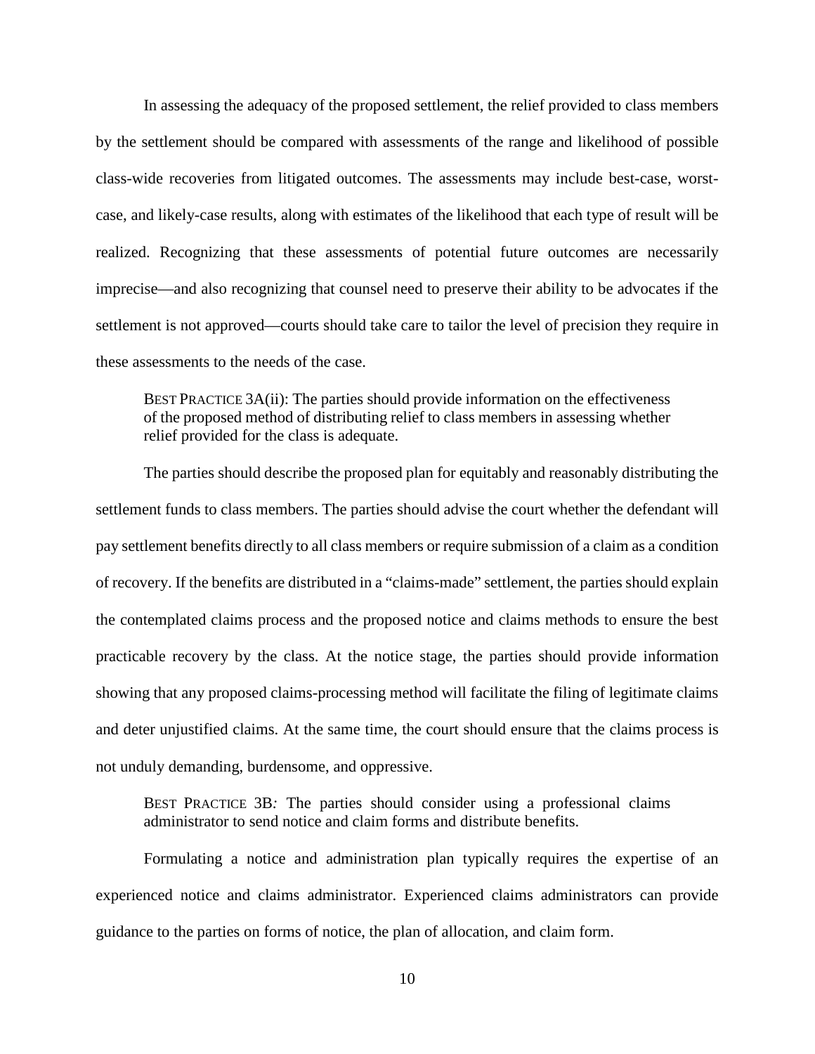In assessing the adequacy of the proposed settlement, the relief provided to class members by the settlement should be compared with assessments of the range and likelihood of possible class-wide recoveries from litigated outcomes. The assessments may include best-case, worst-case, and likely-case results, along with estimates of the likelihood that each type of result will be realized. Recognizing that these assessments of potential future outcomes are necessarily imprecise—and also recognizing that counsel need to preserve their ability to be advocates if the settlement is not approved—courts should take care to tailor the level of precision they require in these assessments to the needs of the case.

> BEST PRACTICE 3A(ii): The parties should provide information on the effectiveness of the proposed method of distributing relief to class members in assessing whether relief provided for the class is adequate.

The parties should describe the proposed plan for equitably and reasonably distributing the settlement funds to class members. The parties should advise the court whether the defendant will pay settlement benefits directly to all class members or require submission of a claim as a condition of recovery. If the benefits are distributed in a "claims-made" settlement, the parties should explain the contemplated claims process and the proposed notice and claims methods to ensure the best practicable recovery by the class. At the notice stage, the parties should provide information showing that any proposed claims-processing method will facilitate the filing of legitimate claims and deter unjustified claims. At the same time, the court should ensure that the claims process is not unduly demanding, burdensome, and oppressive.

> BEST PRACTICE 3B*:* The parties should consider using a professional claims administrator to send notice and claim forms and distribute benefits.

Formulating a notice and administration plan typically requires the expertise of an experienced notice and claims administrator. Experienced claims administrators can provide guidance to the parties on forms of notice, the plan of allocation, and claim form.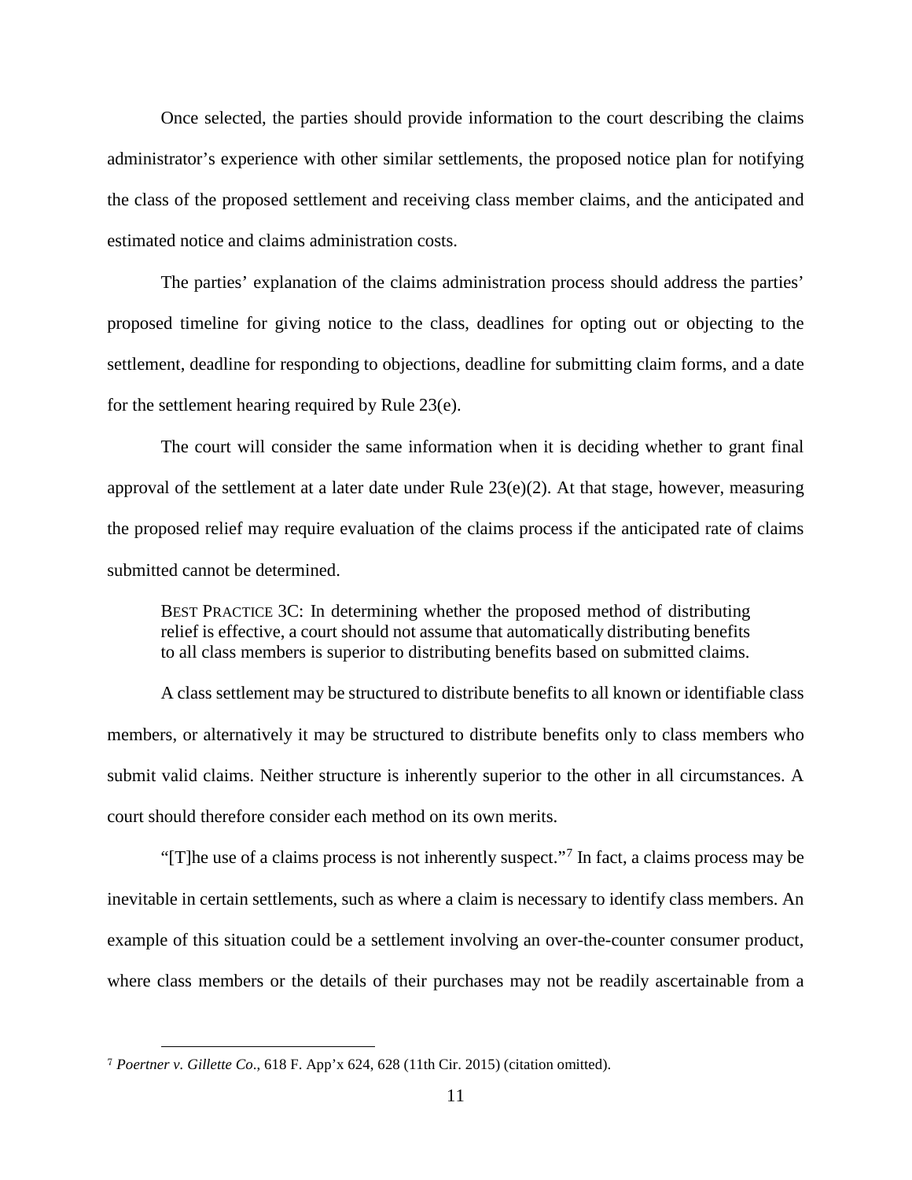Once selected, the parties should provide information to the court describing the claims administrator's experience with other similar settlements, the proposed notice plan for notifying the class of the proposed settlement and receiving class member claims, and the anticipated and estimated notice and claims administration costs.

The parties' explanation of the claims administration process should address the parties' proposed timeline for giving notice to the class, deadlines for opting out or objecting to the settlement, deadline for responding to objections, deadline for submitting claim forms, and a date for the settlement hearing required by Rule 23(e).

The court will consider the same information when it is deciding whether to grant final approval of the settlement at a later date under Rule 23(e)(2). At that stage, however, measuring the proposed relief may require evaluation of the claims process if the anticipated rate of claims submitted cannot be determined.

> BEST PRACTICE 3C: In determining whether the proposed method of distributing relief is effective, a court should not assume that automatically distributing benefits to all class members is superior to distributing benefits based on submitted claims.

A class settlement may be structured to distribute benefits to all known or identifiable class members, or alternatively it may be structured to distribute benefits only to class members who submit valid claims. Neither structure is inherently superior to the other in all circumstances. A court should therefore consider each method on its own merits.

"[T]he use of a claims process is not inherently suspect."[7] In fact, a claims process may be inevitable in certain settlements, such as where a claim is necessary to identify class members. An example of this situation could be a settlement involving an over-the-counter consumer product, where class members or the details of their purchases may not be readily ascertainable from a

---

[7] *Poertner v. Gillette Co*., 618 F. App'x 624, 628 (11th Cir. 2015) (citation omitted).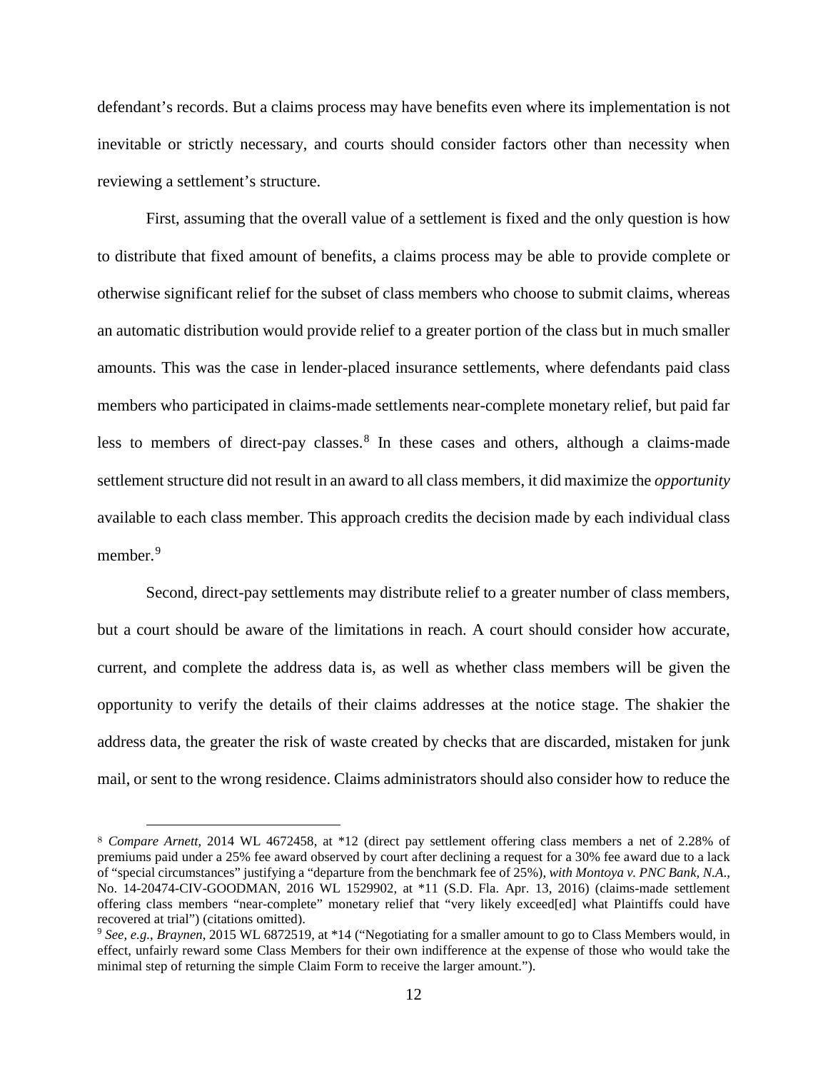defendant's records. But a claims process may have benefits even where its implementation is not inevitable or strictly necessary, and courts should consider factors other than necessity when reviewing a settlement's structure.

First, assuming that the overall value of a settlement is fixed and the only question is how to distribute that fixed amount of benefits, a claims process may be able to provide complete or otherwise significant relief for the subset of class members who choose to submit claims, whereas an automatic distribution would provide relief to a greater portion of the class but in much smaller amounts. This was the case in lender-placed insurance settlements, where defendants paid class members who participated in claims-made settlements near-complete monetary relief, but paid far less to members of direct-pay classes.[8] In these cases and others, although a claims-made settlement structure did not result in an award to all class members, it did maximize the *opportunity* available to each class member. This approach credits the decision made by each individual class member.[9]

Second, direct-pay settlements may distribute relief to a greater number of class members, but a court should be aware of the limitations in reach. A court should consider how accurate, current, and complete the address data is, as well as whether class members will be given the opportunity to verify the details of their claims addresses at the notice stage. The shakier the address data, the greater the risk of waste created by checks that are discarded, mistaken for junk mail, or sent to the wrong residence. Claims administrators should also consider how to reduce the

---

[8] *Compare Arnett*, 2014 WL 4672458, at *12 (direct pay settlement offering class members a net of 2.28% of premiums paid under a 25% fee award observed by court after declining a request for a 30% fee award due to a lack of "special circumstances" justifying a "departure from the benchmark fee of 25%), *with Montoya v. PNC Bank, N.A.*, No. 14-20474-CIV-GOODMAN, 2016 WL 1529902, at *11 (S.D. Fla. Apr. 13, 2016) (claims-made settlement offering class members "near-complete" monetary relief that "very likely exceed[ed] what Plaintiffs could have recovered at trial") (citations omitted).

[9] *See, e.g.*, *Braynen*, 2015 WL 6872519, at *14 ("Negotiating for a smaller amount to go to Class Members would, in effect, unfairly reward some Class Members for their own indifference at the expense of those who would take the minimal step of returning the simple Claim Form to receive the larger amount.").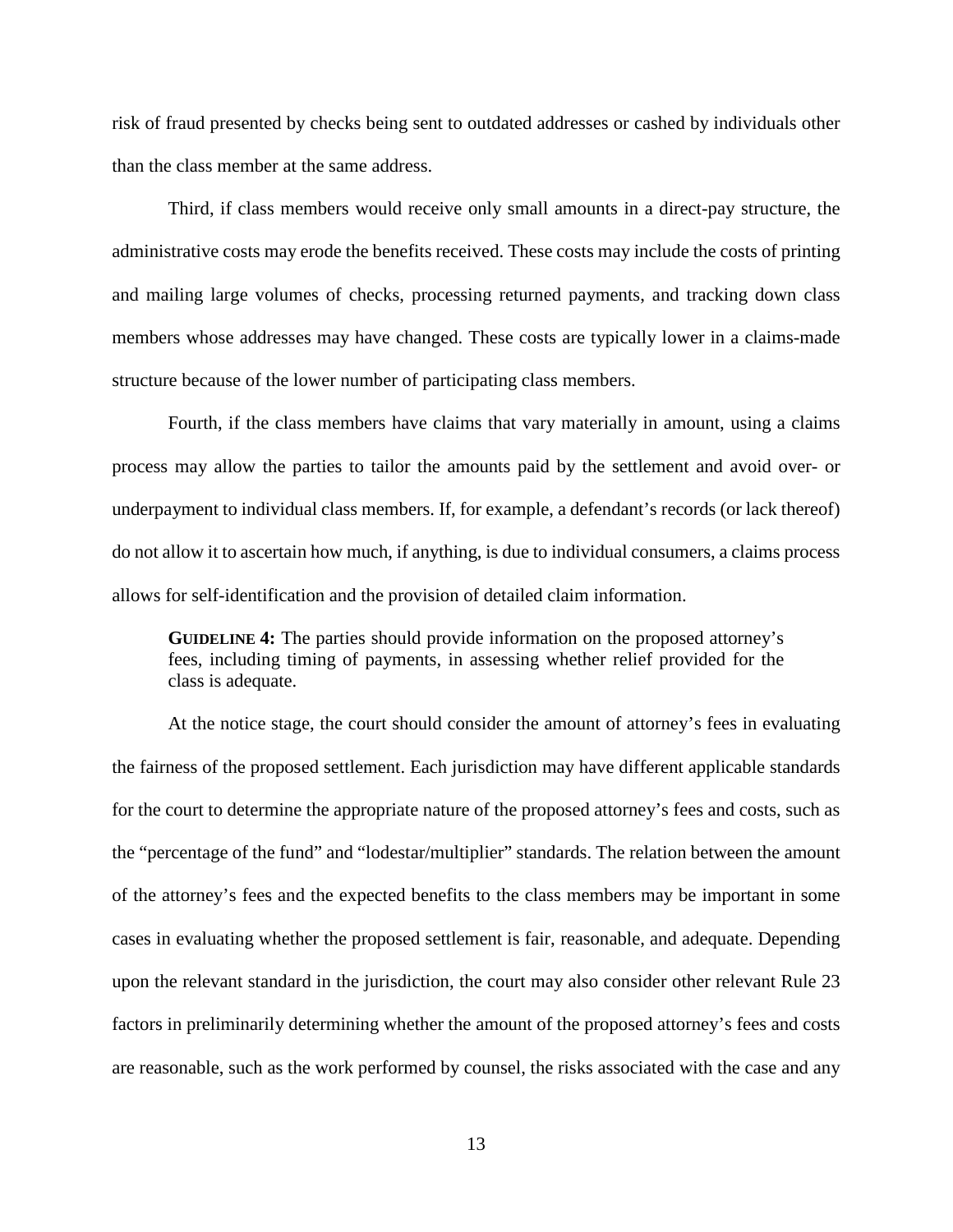risk of fraud presented by checks being sent to outdated addresses or cashed by individuals other than the class member at the same address.

Third, if class members would receive only small amounts in a direct-pay structure, the administrative costs may erode the benefits received. These costs may include the costs of printing and mailing large volumes of checks, processing returned payments, and tracking down class members whose addresses may have changed. These costs are typically lower in a claims-made structure because of the lower number of participating class members.

Fourth, if the class members have claims that vary materially in amount, using a claims process may allow the parties to tailor the amounts paid by the settlement and avoid over- or underpayment to individual class members. If, for example, a defendant's records (or lack thereof) do not allow it to ascertain how much, if anything, is due to individual consumers, a claims process allows for self-identification and the provision of detailed claim information.

> **GUIDELINE 4:** The parties should provide information on the proposed attorney's fees, including timing of payments, in assessing whether relief provided for the class is adequate.

At the notice stage, the court should consider the amount of attorney's fees in evaluating the fairness of the proposed settlement. Each jurisdiction may have different applicable standards for the court to determine the appropriate nature of the proposed attorney's fees and costs, such as the "percentage of the fund" and "lodestar/multiplier" standards. The relation between the amount of the attorney's fees and the expected benefits to the class members may be important in some cases in evaluating whether the proposed settlement is fair, reasonable, and adequate. Depending upon the relevant standard in the jurisdiction, the court may also consider other relevant Rule 23 factors in preliminarily determining whether the amount of the proposed attorney's fees and costs are reasonable, such as the work performed by counsel, the risks associated with the case and any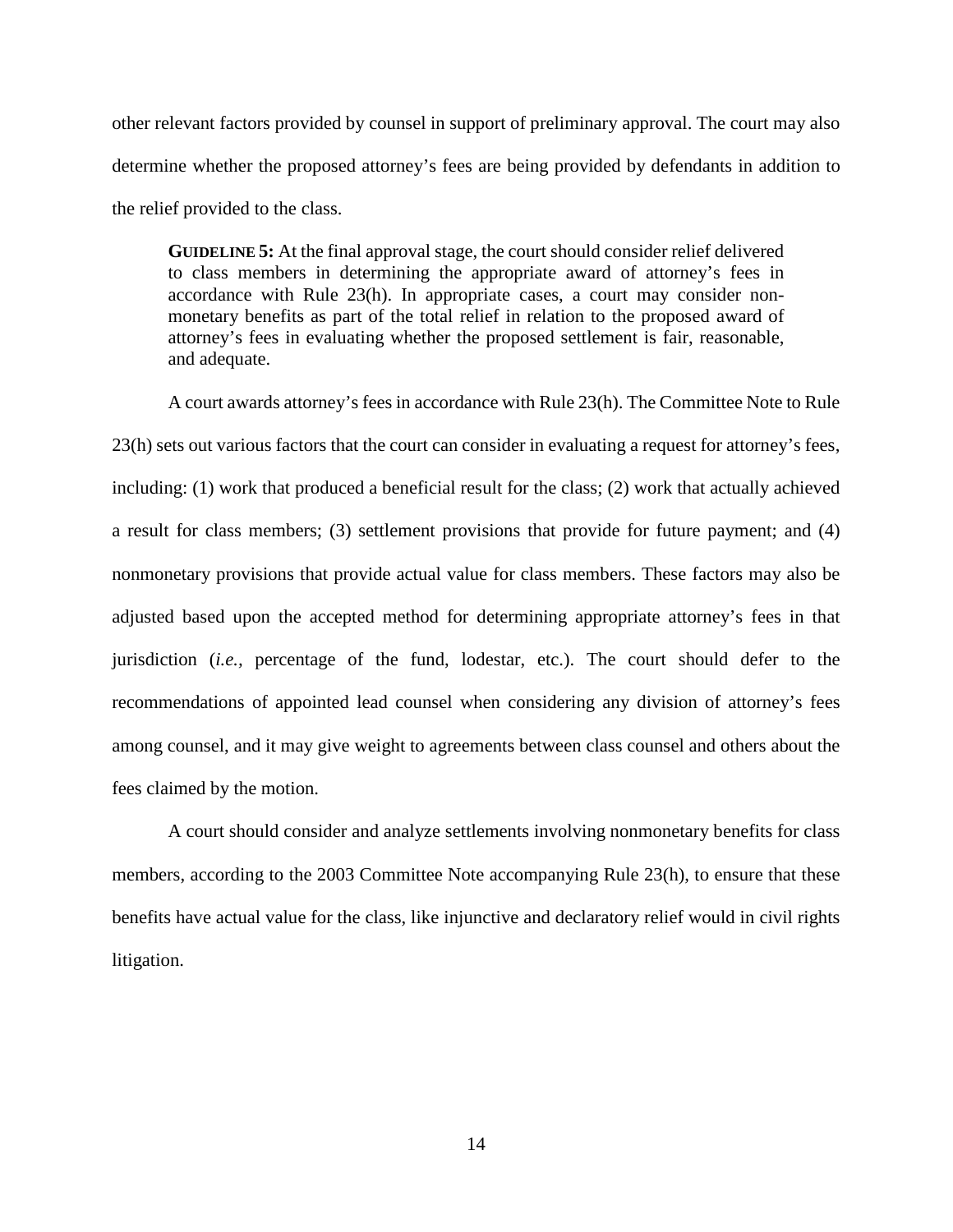other relevant factors provided by counsel in support of preliminary approval. The court may also determine whether the proposed attorney's fees are being provided by defendants in addition to the relief provided to the class.

> **GUIDELINE 5:** At the final approval stage, the court should consider relief delivered to class members in determining the appropriate award of attorney's fees in accordance with Rule 23(h). In appropriate cases, a court may consider non-monetary benefits as part of the total relief in relation to the proposed award of attorney's fees in evaluating whether the proposed settlement is fair, reasonable, and adequate.

A court awards attorney's fees in accordance with Rule 23(h). The Committee Note to Rule 23(h) sets out various factors that the court can consider in evaluating a request for attorney's fees, including: (1) work that produced a beneficial result for the class; (2) work that actually achieved a result for class members; (3) settlement provisions that provide for future payment; and (4) nonmonetary provisions that provide actual value for class members. These factors may also be adjusted based upon the accepted method for determining appropriate attorney's fees in that jurisdiction (*i.e.*, percentage of the fund, lodestar, etc.). The court should defer to the recommendations of appointed lead counsel when considering any division of attorney's fees among counsel, and it may give weight to agreements between class counsel and others about the fees claimed by the motion.

A court should consider and analyze settlements involving nonmonetary benefits for class members, according to the 2003 Committee Note accompanying Rule 23(h), to ensure that these benefits have actual value for the class, like injunctive and declaratory relief would in civil rights litigation.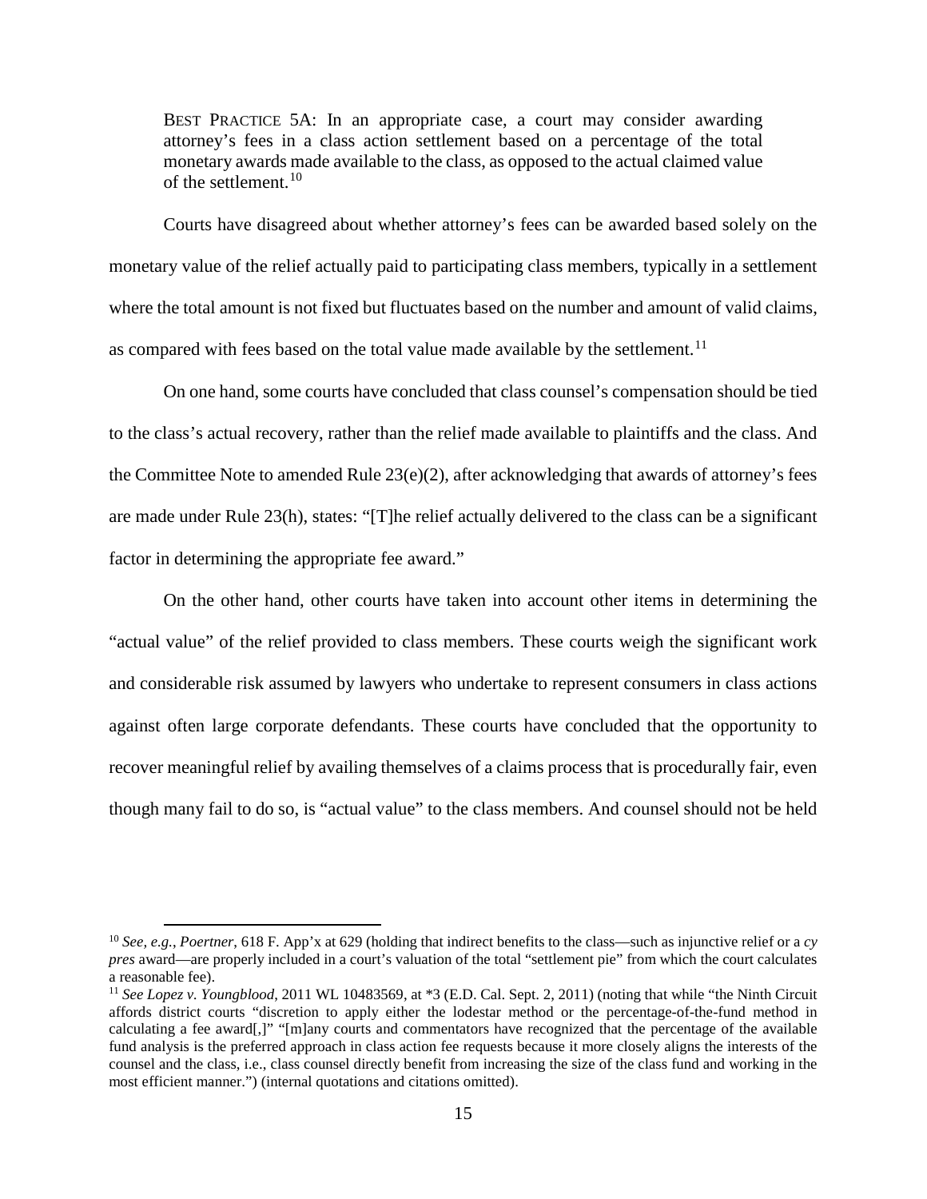BEST PRACTICE 5A: In an appropriate case, a court may consider awarding attorney's fees in a class action settlement based on a percentage of the total monetary awards made available to the class, as opposed to the actual claimed value of the settlement.[10]

Courts have disagreed about whether attorney's fees can be awarded based solely on the monetary value of the relief actually paid to participating class members, typically in a settlement where the total amount is not fixed but fluctuates based on the number and amount of valid claims, as compared with fees based on the total value made available by the settlement.[11]

On one hand, some courts have concluded that class counsel's compensation should be tied to the class's actual recovery, rather than the relief made available to plaintiffs and the class. And the Committee Note to amended Rule 23(e)(2), after acknowledging that awards of attorney's fees are made under Rule 23(h), states: "[T]he relief actually delivered to the class can be a significant factor in determining the appropriate fee award."

On the other hand, other courts have taken into account other items in determining the "actual value" of the relief provided to class members. These courts weigh the significant work and considerable risk assumed by lawyers who undertake to represent consumers in class actions against often large corporate defendants. These courts have concluded that the opportunity to recover meaningful relief by availing themselves of a claims process that is procedurally fair, even though many fail to do so, is "actual value" to the class members. And counsel should not be held

[10] *See, e.g.*, *Poertner*, 618 F. App'x at 629 (holding that indirect benefits to the class—such as injunctive relief or a *cy pres* award—are properly included in a court's valuation of the total "settlement pie" from which the court calculates a reasonable fee).

[11] *See Lopez v. Youngblood*, 2011 WL 10483569, at *3 (E.D. Cal. Sept. 2, 2011) (noting that while "the Ninth Circuit affords district courts "discretion to apply either the lodestar method or the percentage-of-the-fund method in calculating a fee award[,]" "[m]any courts and commentators have recognized that the percentage of the available fund analysis is the preferred approach in class action fee requests because it more closely aligns the interests of the counsel and the class, i.e., class counsel directly benefit from increasing the size of the class fund and working in the most efficient manner.") (internal quotations and citations omitted).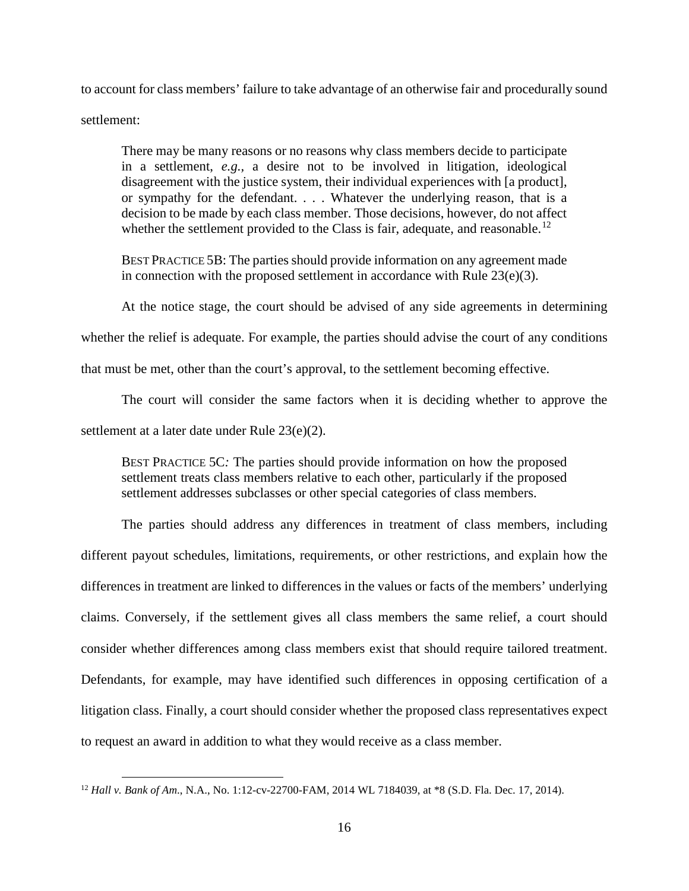to account for class members' failure to take advantage of an otherwise fair and procedurally sound settlement:

> There may be many reasons or no reasons why class members decide to participate in a settlement, *e.g.*, a desire not to be involved in litigation, ideological disagreement with the justice system, their individual experiences with [a product], or sympathy for the defendant. . . . Whatever the underlying reason, that is a decision to be made by each class member. Those decisions, however, do not affect whether the settlement provided to the Class is fair, adequate, and reasonable.[12]

> BEST PRACTICE 5B: The parties should provide information on any agreement made in connection with the proposed settlement in accordance with Rule 23(e)(3).

At the notice stage, the court should be advised of any side agreements in determining whether the relief is adequate. For example, the parties should advise the court of any conditions that must be met, other than the court's approval, to the settlement becoming effective.

The court will consider the same factors when it is deciding whether to approve the settlement at a later date under Rule 23(e)(2).

> BEST PRACTICE 5C*:* The parties should provide information on how the proposed settlement treats class members relative to each other, particularly if the proposed settlement addresses subclasses or other special categories of class members.

The parties should address any differences in treatment of class members, including different payout schedules, limitations, requirements, or other restrictions, and explain how the differences in treatment are linked to differences in the values or facts of the members' underlying claims. Conversely, if the settlement gives all class members the same relief, a court should consider whether differences among class members exist that should require tailored treatment. Defendants, for example, may have identified such differences in opposing certification of a litigation class. Finally, a court should consider whether the proposed class representatives expect to request an award in addition to what they would receive as a class member.

---

[12] *Hall v. Bank of Am.*, N.A., No. 1:12-cv-22700-FAM, 2014 WL 7184039, at *8 (S.D. Fla. Dec. 17, 2014).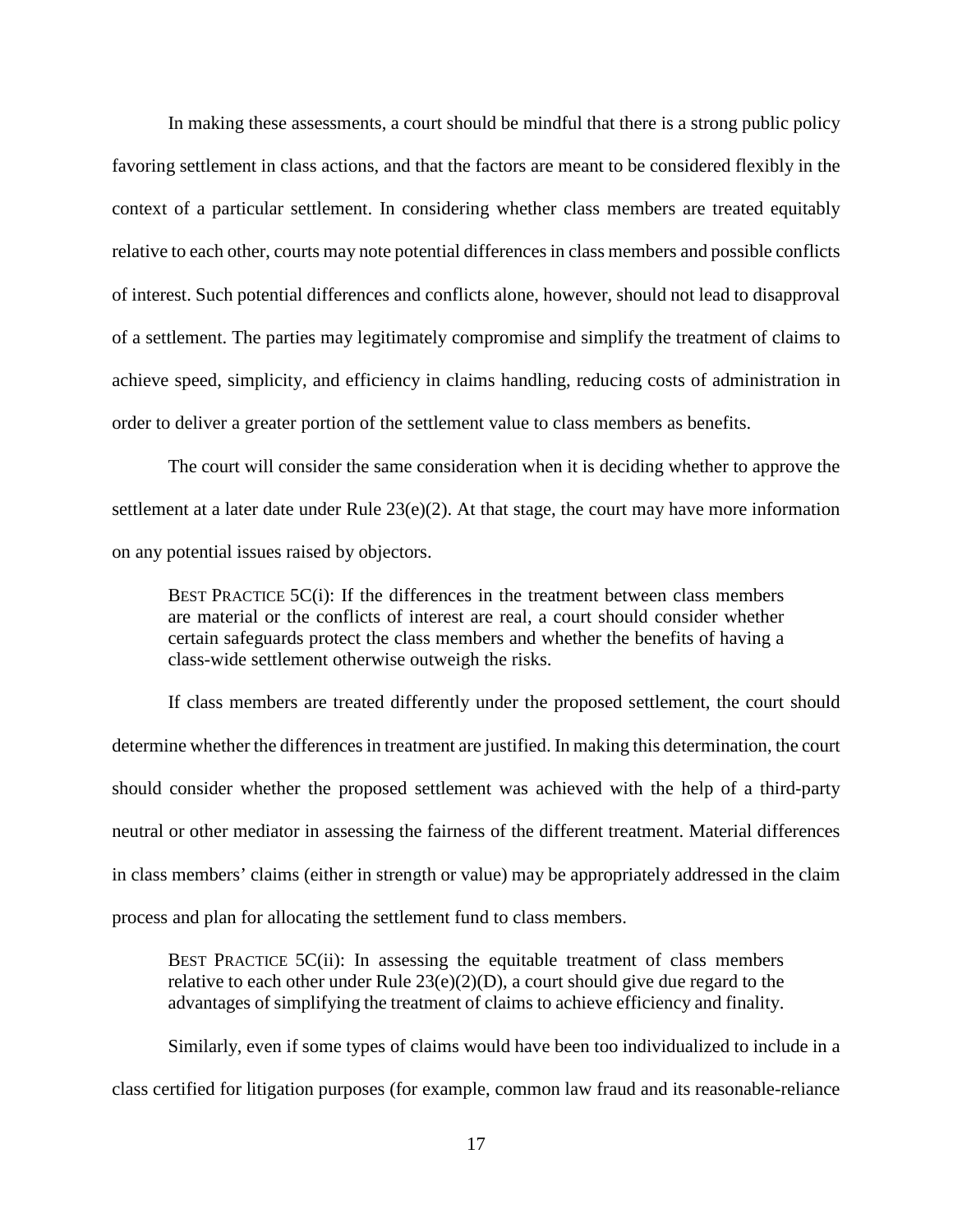In making these assessments, a court should be mindful that there is a strong public policy favoring settlement in class actions, and that the factors are meant to be considered flexibly in the context of a particular settlement. In considering whether class members are treated equitably relative to each other, courts may note potential differences in class members and possible conflicts of interest. Such potential differences and conflicts alone, however, should not lead to disapproval of a settlement. The parties may legitimately compromise and simplify the treatment of claims to achieve speed, simplicity, and efficiency in claims handling, reducing costs of administration in order to deliver a greater portion of the settlement value to class members as benefits.

The court will consider the same consideration when it is deciding whether to approve the settlement at a later date under Rule 23(e)(2). At that stage, the court may have more information on any potential issues raised by objectors.

> BEST PRACTICE 5C(i): If the differences in the treatment between class members are material or the conflicts of interest are real, a court should consider whether certain safeguards protect the class members and whether the benefits of having a class-wide settlement otherwise outweigh the risks.

If class members are treated differently under the proposed settlement, the court should determine whether the differences in treatment are justified. In making this determination, the court should consider whether the proposed settlement was achieved with the help of a third-party neutral or other mediator in assessing the fairness of the different treatment. Material differences in class members' claims (either in strength or value) may be appropriately addressed in the claim process and plan for allocating the settlement fund to class members.

> BEST PRACTICE 5C(ii): In assessing the equitable treatment of class members relative to each other under Rule 23(e)(2)(D), a court should give due regard to the advantages of simplifying the treatment of claims to achieve efficiency and finality.

Similarly, even if some types of claims would have been too individualized to include in a class certified for litigation purposes (for example, common law fraud and its reasonable-reliance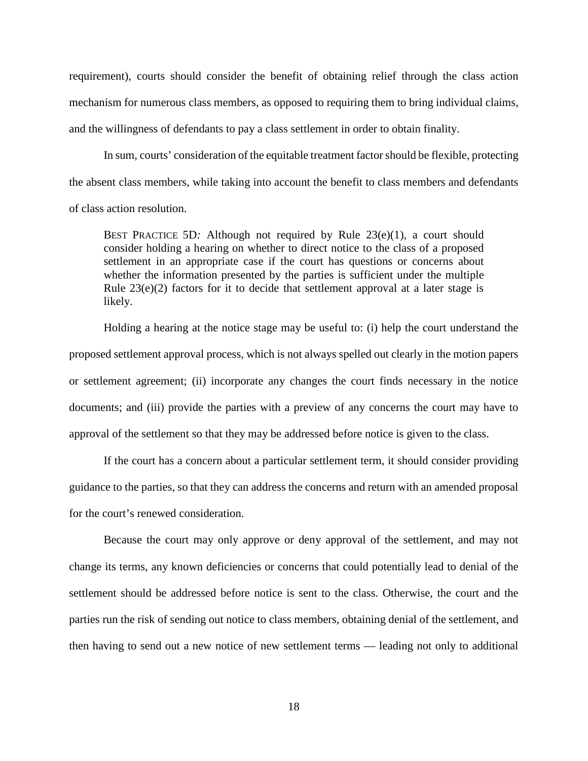requirement), courts should consider the benefit of obtaining relief through the class action mechanism for numerous class members, as opposed to requiring them to bring individual claims, and the willingness of defendants to pay a class settlement in order to obtain finality.

In sum, courts' consideration of the equitable treatment factor should be flexible, protecting the absent class members, while taking into account the benefit to class members and defendants of class action resolution.

> BEST PRACTICE 5D*:* Although not required by Rule 23(e)(1), a court should consider holding a hearing on whether to direct notice to the class of a proposed settlement in an appropriate case if the court has questions or concerns about whether the information presented by the parties is sufficient under the multiple Rule 23(e)(2) factors for it to decide that settlement approval at a later stage is likely.

Holding a hearing at the notice stage may be useful to: (i) help the court understand the proposed settlement approval process, which is not always spelled out clearly in the motion papers or settlement agreement; (ii) incorporate any changes the court finds necessary in the notice documents; and (iii) provide the parties with a preview of any concerns the court may have to approval of the settlement so that they may be addressed before notice is given to the class.

If the court has a concern about a particular settlement term, it should consider providing guidance to the parties, so that they can address the concerns and return with an amended proposal for the court's renewed consideration.

Because the court may only approve or deny approval of the settlement, and may not change its terms, any known deficiencies or concerns that could potentially lead to denial of the settlement should be addressed before notice is sent to the class. Otherwise, the court and the parties run the risk of sending out notice to class members, obtaining denial of the settlement, and then having to send out a new notice of new settlement terms — leading not only to additional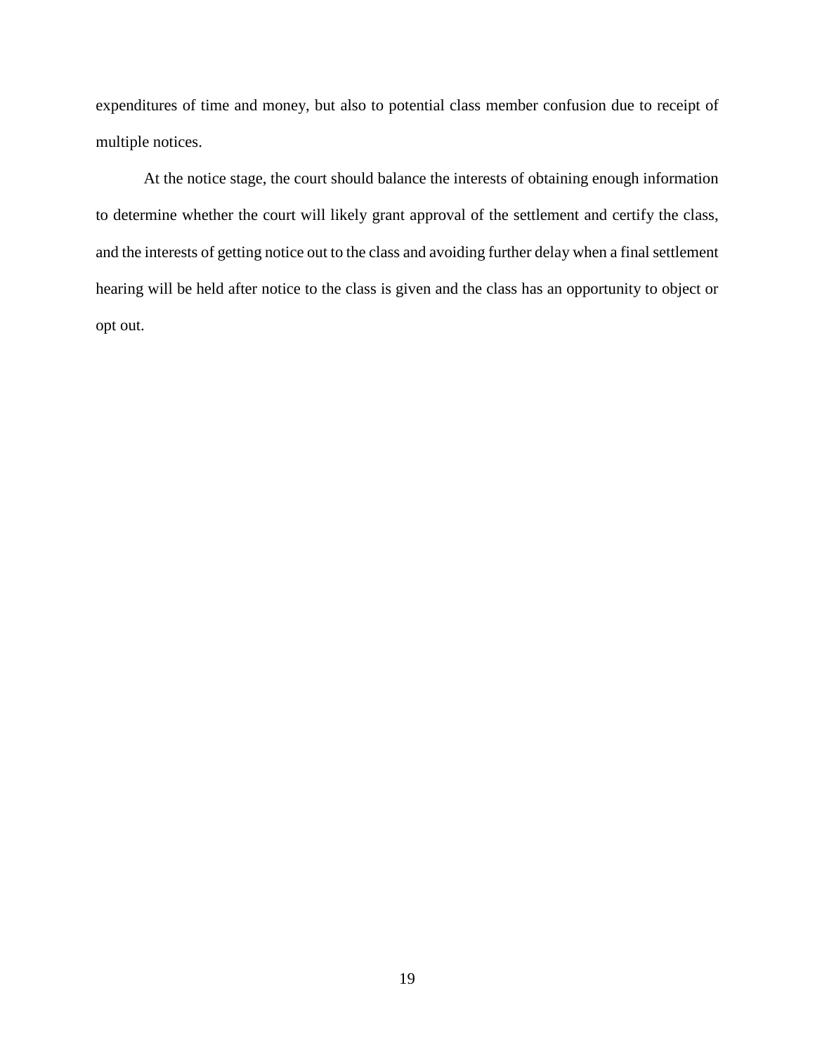expenditures of time and money, but also to potential class member confusion due to receipt of multiple notices.

At the notice stage, the court should balance the interests of obtaining enough information to determine whether the court will likely grant approval of the settlement and certify the class, and the interests of getting notice out to the class and avoiding further delay when a final settlement hearing will be held after notice to the class is given and the class has an opportunity to object or opt out.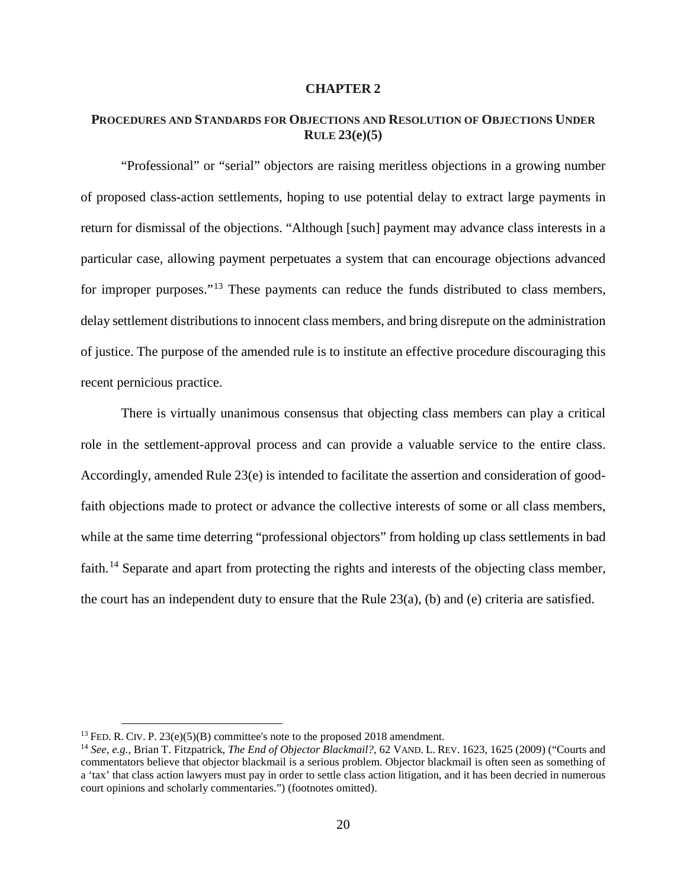# CHAPTER 2

## PROCEDURES AND STANDARDS FOR OBJECTIONS AND RESOLUTION OF OBJECTIONS UNDER RULE 23(e)(5)

"Professional" or "serial" objectors are raising meritless objections in a growing number of proposed class-action settlements, hoping to use potential delay to extract large payments in return for dismissal of the objections. "Although [such] payment may advance class interests in a particular case, allowing payment perpetuates a system that can encourage objections advanced for improper purposes."[13] These payments can reduce the funds distributed to class members, delay settlement distributions to innocent class members, and bring disrepute on the administration of justice. The purpose of the amended rule is to institute an effective procedure discouraging this recent pernicious practice.

There is virtually unanimous consensus that objecting class members can play a critical role in the settlement-approval process and can provide a valuable service to the entire class. Accordingly, amended Rule 23(e) is intended to facilitate the assertion and consideration of good-faith objections made to protect or advance the collective interests of some or all class members, while at the same time deterring "professional objectors" from holding up class settlements in bad faith.[14] Separate and apart from protecting the rights and interests of the objecting class member, the court has an independent duty to ensure that the Rule 23(a), (b) and (e) criteria are satisfied.

---

[13] FED. R. CIV. P. 23(e)(5)(B) committee's note to the proposed 2018 amendment.

[14] *See, e.g.*, Brian T. Fitzpatrick, *The End of Objector Blackmail?*, 62 VAND. L. REV. 1623, 1625 (2009) ("Courts and commentators believe that objector blackmail is a serious problem. Objector blackmail is often seen as something of a 'tax' that class action lawyers must pay in order to settle class action litigation, and it has been decried in numerous court opinions and scholarly commentaries.") (footnotes omitted).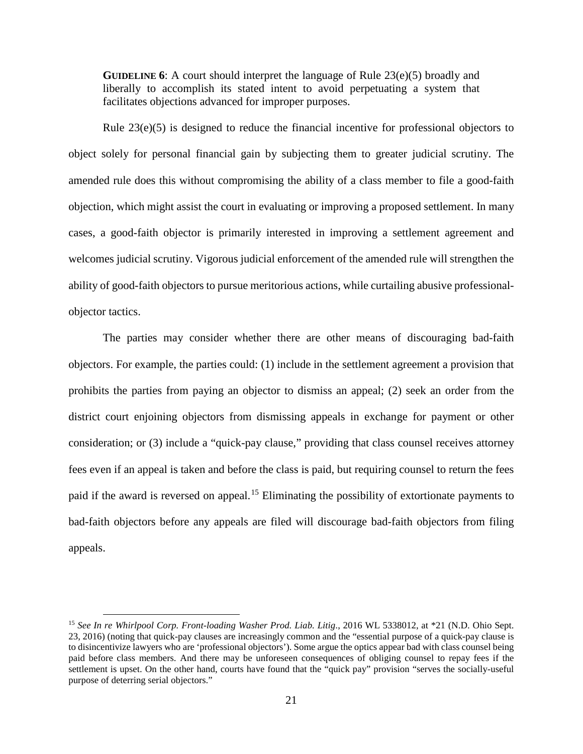**GUIDELINE 6**: A court should interpret the language of Rule 23(e)(5) broadly and liberally to accomplish its stated intent to avoid perpetuating a system that facilitates objections advanced for improper purposes.

Rule 23(e)(5) is designed to reduce the financial incentive for professional objectors to object solely for personal financial gain by subjecting them to greater judicial scrutiny. The amended rule does this without compromising the ability of a class member to file a good-faith objection, which might assist the court in evaluating or improving a proposed settlement. In many cases, a good-faith objector is primarily interested in improving a settlement agreement and welcomes judicial scrutiny. Vigorous judicial enforcement of the amended rule will strengthen the ability of good-faith objectors to pursue meritorious actions, while curtailing abusive professional-objector tactics.

The parties may consider whether there are other means of discouraging bad-faith objectors. For example, the parties could: (1) include in the settlement agreement a provision that prohibits the parties from paying an objector to dismiss an appeal; (2) seek an order from the district court enjoining objectors from dismissing appeals in exchange for payment or other consideration; or (3) include a "quick-pay clause," providing that class counsel receives attorney fees even if an appeal is taken and before the class is paid, but requiring counsel to return the fees paid if the award is reversed on appeal.[15] Eliminating the possibility of extortionate payments to bad-faith objectors before any appeals are filed will discourage bad-faith objectors from filing appeals.

---

[15] *See In re Whirlpool Corp. Front-loading Washer Prod. Liab. Litig.*, 2016 WL 5338012, at *21 (N.D. Ohio Sept. 23, 2016) (noting that quick-pay clauses are increasingly common and the "essential purpose of a quick-pay clause is to disincentivize lawyers who are 'professional objectors'). Some argue the optics appear bad with class counsel being paid before class members. And there may be unforeseen consequences of obliging counsel to repay fees if the settlement is upset. On the other hand, courts have found that the "quick pay" provision "serves the socially-useful purpose of deterring serial objectors."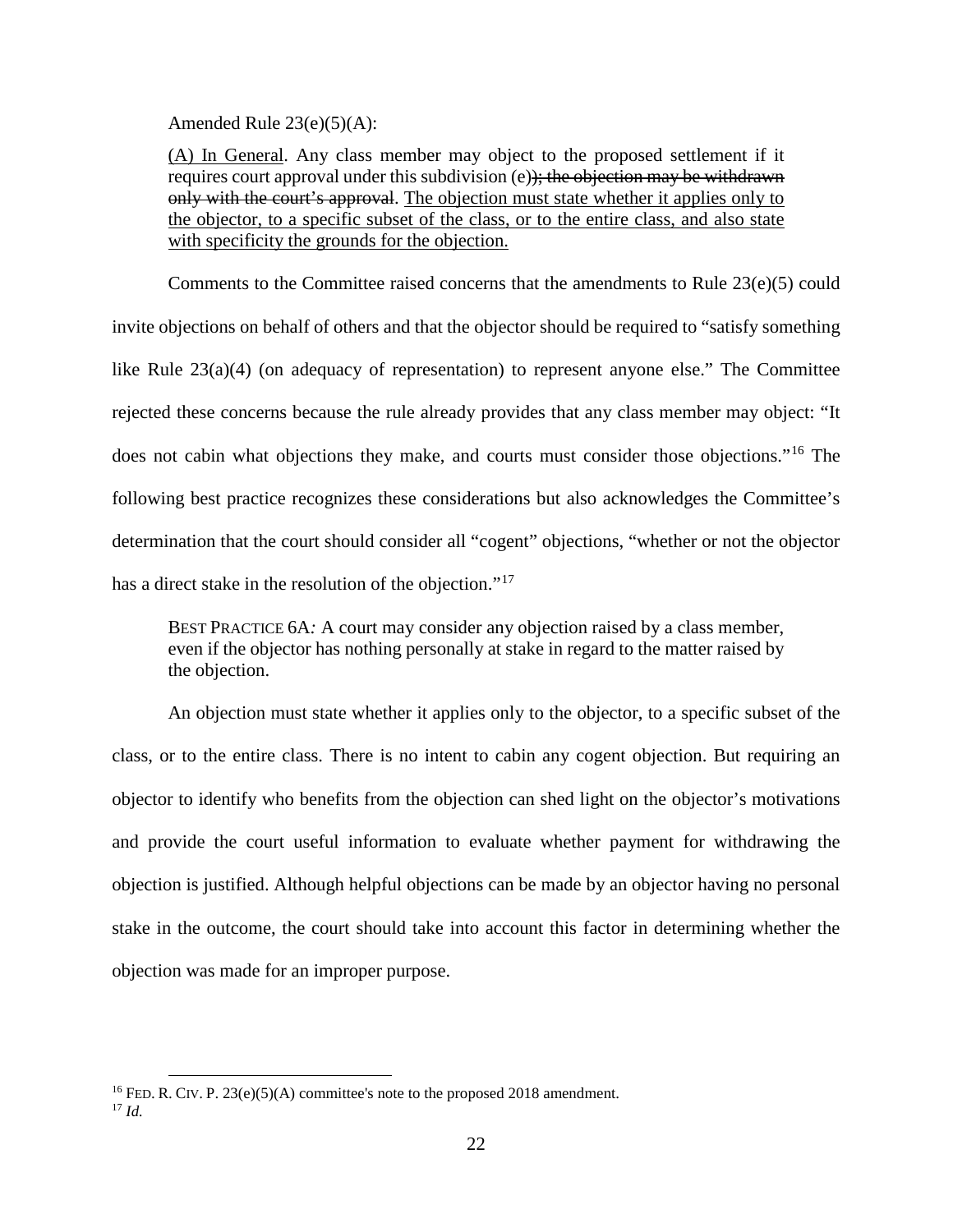Amended Rule 23(e)(5)(A):

> <u>(A) In General</u>. Any class member may object to the proposed settlement if it requires court approval under this subdivision (e)~~); the objection may be withdrawn only with the court's approval~~. <u>The objection must state whether it applies only to the objector, to a specific subset of the class, or to the entire class, and also state with specificity the grounds for the objection.</u>

Comments to the Committee raised concerns that the amendments to Rule 23(e)(5) could invite objections on behalf of others and that the objector should be required to "satisfy something like Rule 23(a)(4) (on adequacy of representation) to represent anyone else." The Committee rejected these concerns because the rule already provides that any class member may object: "It does not cabin what objections they make, and courts must consider those objections."[16] The following best practice recognizes these considerations but also acknowledges the Committee's determination that the court should consider all "cogent" objections, "whether or not the objector has a direct stake in the resolution of the objection."[17]

> BEST PRACTICE 6A*:* A court may consider any objection raised by a class member, even if the objector has nothing personally at stake in regard to the matter raised by the objection.

An objection must state whether it applies only to the objector, to a specific subset of the class, or to the entire class. There is no intent to cabin any cogent objection. But requiring an objector to identify who benefits from the objection can shed light on the objector's motivations and provide the court useful information to evaluate whether payment for withdrawing the objection is justified. Although helpful objections can be made by an objector having no personal stake in the outcome, the court should take into account this factor in determining whether the objection was made for an improper purpose.

---

[16] FED. R. CIV. P. 23(e)(5)(A) committee's note to the proposed 2018 amendment.

[17] *Id.*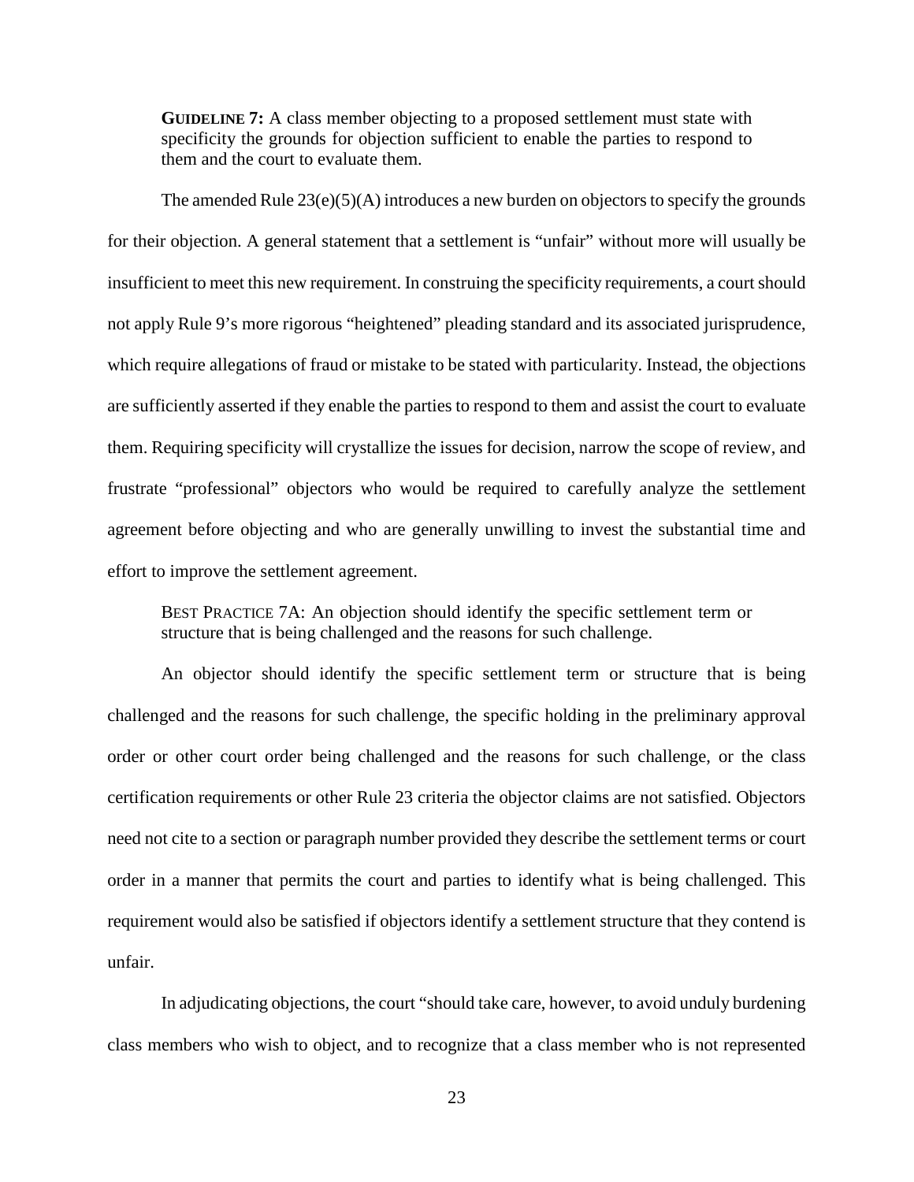**GUIDELINE 7:** A class member objecting to a proposed settlement must state with specificity the grounds for objection sufficient to enable the parties to respond to them and the court to evaluate them.

The amended Rule 23(e)(5)(A) introduces a new burden on objectors to specify the grounds for their objection. A general statement that a settlement is "unfair" without more will usually be insufficient to meet this new requirement. In construing the specificity requirements, a court should not apply Rule 9's more rigorous "heightened" pleading standard and its associated jurisprudence, which require allegations of fraud or mistake to be stated with particularity. Instead, the objections are sufficiently asserted if they enable the parties to respond to them and assist the court to evaluate them. Requiring specificity will crystallize the issues for decision, narrow the scope of review, and frustrate "professional" objectors who would be required to carefully analyze the settlement agreement before objecting and who are generally unwilling to invest the substantial time and effort to improve the settlement agreement.

BEST PRACTICE 7A: An objection should identify the specific settlement term or structure that is being challenged and the reasons for such challenge.

An objector should identify the specific settlement term or structure that is being challenged and the reasons for such challenge, the specific holding in the preliminary approval order or other court order being challenged and the reasons for such challenge, or the class certification requirements or other Rule 23 criteria the objector claims are not satisfied. Objectors need not cite to a section or paragraph number provided they describe the settlement terms or court order in a manner that permits the court and parties to identify what is being challenged. This requirement would also be satisfied if objectors identify a settlement structure that they contend is unfair.

In adjudicating objections, the court "should take care, however, to avoid unduly burdening class members who wish to object, and to recognize that a class member who is not represented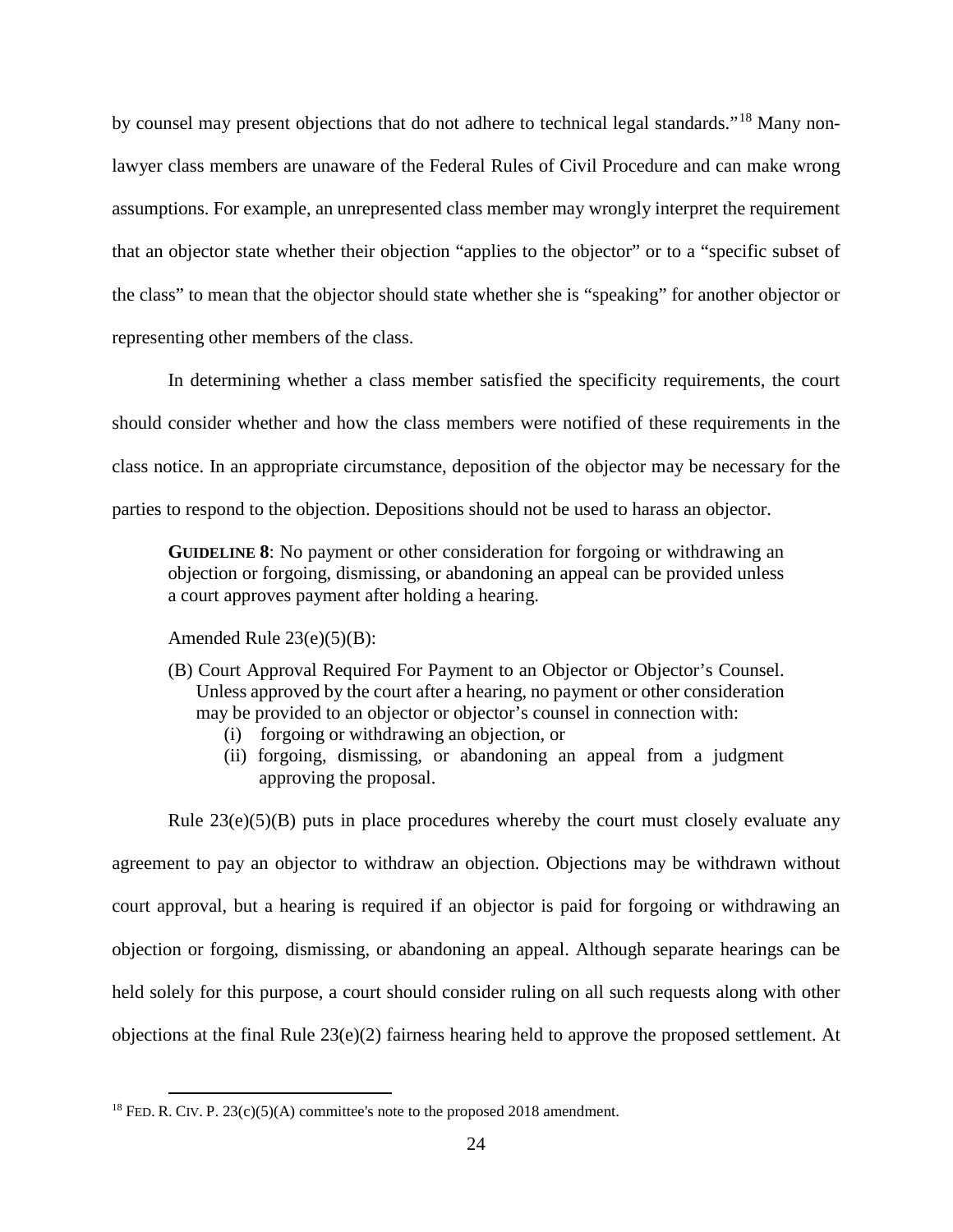by counsel may present objections that do not adhere to technical legal standards."[18] Many non-lawyer class members are unaware of the Federal Rules of Civil Procedure and can make wrong assumptions. For example, an unrepresented class member may wrongly interpret the requirement that an objector state whether their objection "applies to the objector" or to a "specific subset of the class" to mean that the objector should state whether she is "speaking" for another objector or representing other members of the class.

In determining whether a class member satisfied the specificity requirements, the court should consider whether and how the class members were notified of these requirements in the class notice. In an appropriate circumstance, deposition of the objector may be necessary for the parties to respond to the objection. Depositions should not be used to harass an objector.

> **GUIDELINE 8**: No payment or other consideration for forgoing or withdrawing an objection or forgoing, dismissing, or abandoning an appeal can be provided unless a court approves payment after holding a hearing.
>
> Amended Rule 23(e)(5)(B):
>
> (B) Court Approval Required For Payment to an Objector or Objector's Counsel. Unless approved by the court after a hearing, no payment or other consideration may be provided to an objector or objector's counsel in connection with:
>
> (i) forgoing or withdrawing an objection, or
>
> (ii) forgoing, dismissing, or abandoning an appeal from a judgment approving the proposal.

Rule 23(e)(5)(B) puts in place procedures whereby the court must closely evaluate any agreement to pay an objector to withdraw an objection. Objections may be withdrawn without court approval, but a hearing is required if an objector is paid for forgoing or withdrawing an objection or forgoing, dismissing, or abandoning an appeal. Although separate hearings can be held solely for this purpose, a court should consider ruling on all such requests along with other objections at the final Rule 23(e)(2) fairness hearing held to approve the proposed settlement. At

---

[18] FED. R. CIV. P. 23(c)(5)(A) committee's note to the proposed 2018 amendment.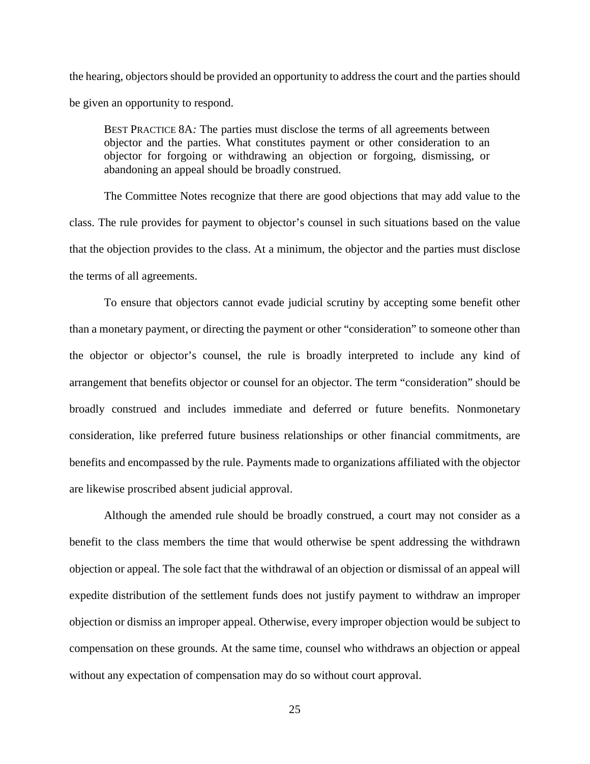the hearing, objectors should be provided an opportunity to address the court and the parties should be given an opportunity to respond.

> BEST PRACTICE 8A*:* The parties must disclose the terms of all agreements between objector and the parties. What constitutes payment or other consideration to an objector for forgoing or withdrawing an objection or forgoing, dismissing, or abandoning an appeal should be broadly construed.

The Committee Notes recognize that there are good objections that may add value to the class. The rule provides for payment to objector's counsel in such situations based on the value that the objection provides to the class. At a minimum, the objector and the parties must disclose the terms of all agreements.

To ensure that objectors cannot evade judicial scrutiny by accepting some benefit other than a monetary payment, or directing the payment or other "consideration" to someone other than the objector or objector's counsel, the rule is broadly interpreted to include any kind of arrangement that benefits objector or counsel for an objector. The term "consideration" should be broadly construed and includes immediate and deferred or future benefits. Nonmonetary consideration, like preferred future business relationships or other financial commitments, are benefits and encompassed by the rule. Payments made to organizations affiliated with the objector are likewise proscribed absent judicial approval.

Although the amended rule should be broadly construed, a court may not consider as a benefit to the class members the time that would otherwise be spent addressing the withdrawn objection or appeal. The sole fact that the withdrawal of an objection or dismissal of an appeal will expedite distribution of the settlement funds does not justify payment to withdraw an improper objection or dismiss an improper appeal. Otherwise, every improper objection would be subject to compensation on these grounds. At the same time, counsel who withdraws an objection or appeal without any expectation of compensation may do so without court approval.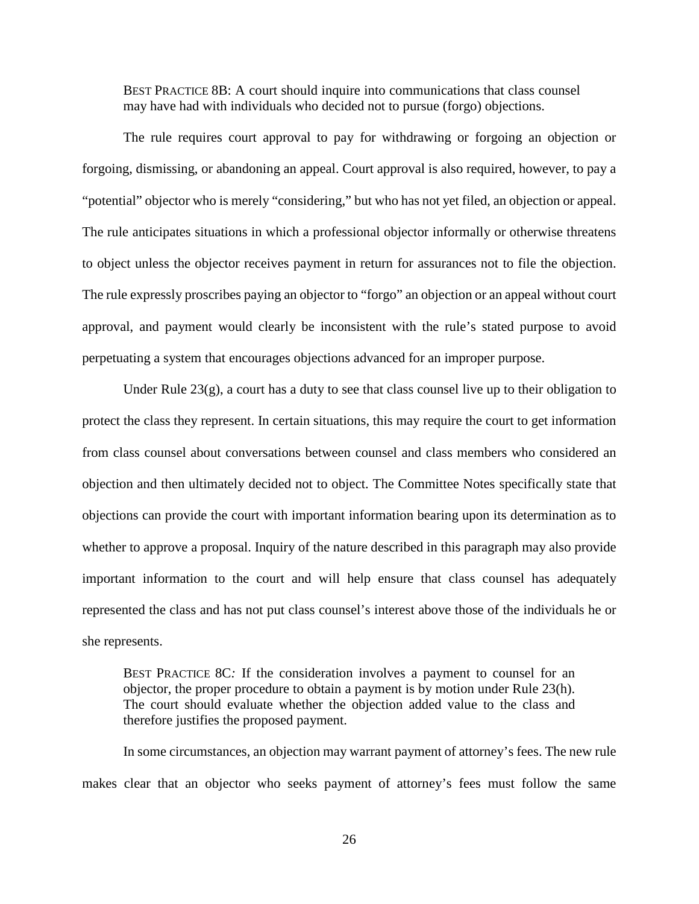> BEST PRACTICE 8B: A court should inquire into communications that class counsel may have had with individuals who decided not to pursue (forgo) objections.

The rule requires court approval to pay for withdrawing or forgoing an objection or forgoing, dismissing, or abandoning an appeal. Court approval is also required, however, to pay a "potential" objector who is merely "considering," but who has not yet filed, an objection or appeal. The rule anticipates situations in which a professional objector informally or otherwise threatens to object unless the objector receives payment in return for assurances not to file the objection. The rule expressly proscribes paying an objector to "forgo" an objection or an appeal without court approval, and payment would clearly be inconsistent with the rule's stated purpose to avoid perpetuating a system that encourages objections advanced for an improper purpose.

Under Rule 23(g), a court has a duty to see that class counsel live up to their obligation to protect the class they represent. In certain situations, this may require the court to get information from class counsel about conversations between counsel and class members who considered an objection and then ultimately decided not to object. The Committee Notes specifically state that objections can provide the court with important information bearing upon its determination as to whether to approve a proposal. Inquiry of the nature described in this paragraph may also provide important information to the court and will help ensure that class counsel has adequately represented the class and has not put class counsel's interest above those of the individuals he or she represents.

> BEST PRACTICE 8C*:* If the consideration involves a payment to counsel for an objector, the proper procedure to obtain a payment is by motion under Rule 23(h). The court should evaluate whether the objection added value to the class and therefore justifies the proposed payment.

In some circumstances, an objection may warrant payment of attorney's fees. The new rule makes clear that an objector who seeks payment of attorney's fees must follow the same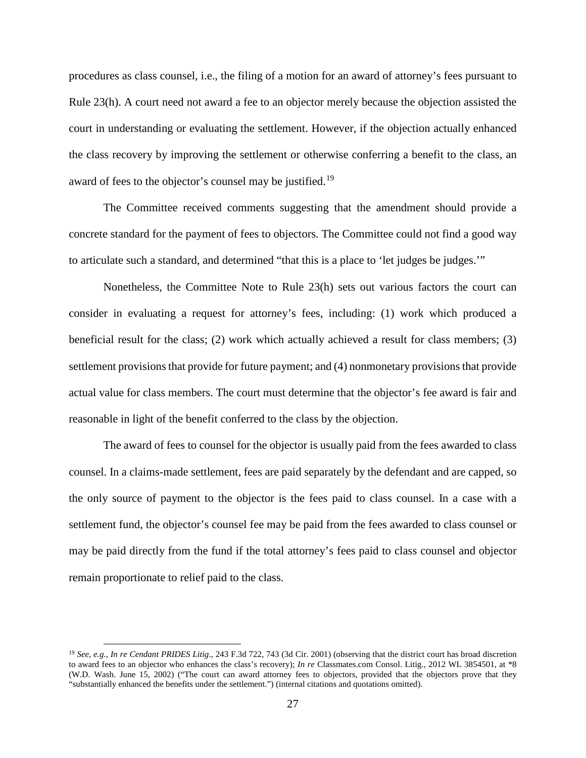procedures as class counsel, i.e., the filing of a motion for an award of attorney's fees pursuant to Rule 23(h). A court need not award a fee to an objector merely because the objection assisted the court in understanding or evaluating the settlement. However, if the objection actually enhanced the class recovery by improving the settlement or otherwise conferring a benefit to the class, an award of fees to the objector's counsel may be justified.[19]

The Committee received comments suggesting that the amendment should provide a concrete standard for the payment of fees to objectors. The Committee could not find a good way to articulate such a standard, and determined "that this is a place to 'let judges be judges.'"

Nonetheless, the Committee Note to Rule 23(h) sets out various factors the court can consider in evaluating a request for attorney's fees, including: (1) work which produced a beneficial result for the class; (2) work which actually achieved a result for class members; (3) settlement provisions that provide for future payment; and (4) nonmonetary provisions that provide actual value for class members. The court must determine that the objector's fee award is fair and reasonable in light of the benefit conferred to the class by the objection.

The award of fees to counsel for the objector is usually paid from the fees awarded to class counsel. In a claims-made settlement, fees are paid separately by the defendant and are capped, so the only source of payment to the objector is the fees paid to class counsel. In a case with a settlement fund, the objector's counsel fee may be paid from the fees awarded to class counsel or may be paid directly from the fund if the total attorney's fees paid to class counsel and objector remain proportionate to relief paid to the class.

---

[19] *See, e.g.*, *In re Cendant PRIDES Litig*., 243 F.3d 722, 743 (3d Cir. 2001) (observing that the district court has broad discretion to award fees to an objector who enhances the class's recovery); *In re* Classmates.com Consol. Litig., 2012 WL 3854501, at *8 (W.D. Wash. June 15, 2002) ("The court can award attorney fees to objectors, provided that the objectors prove that they "substantially enhanced the benefits under the settlement.") (internal citations and quotations omitted).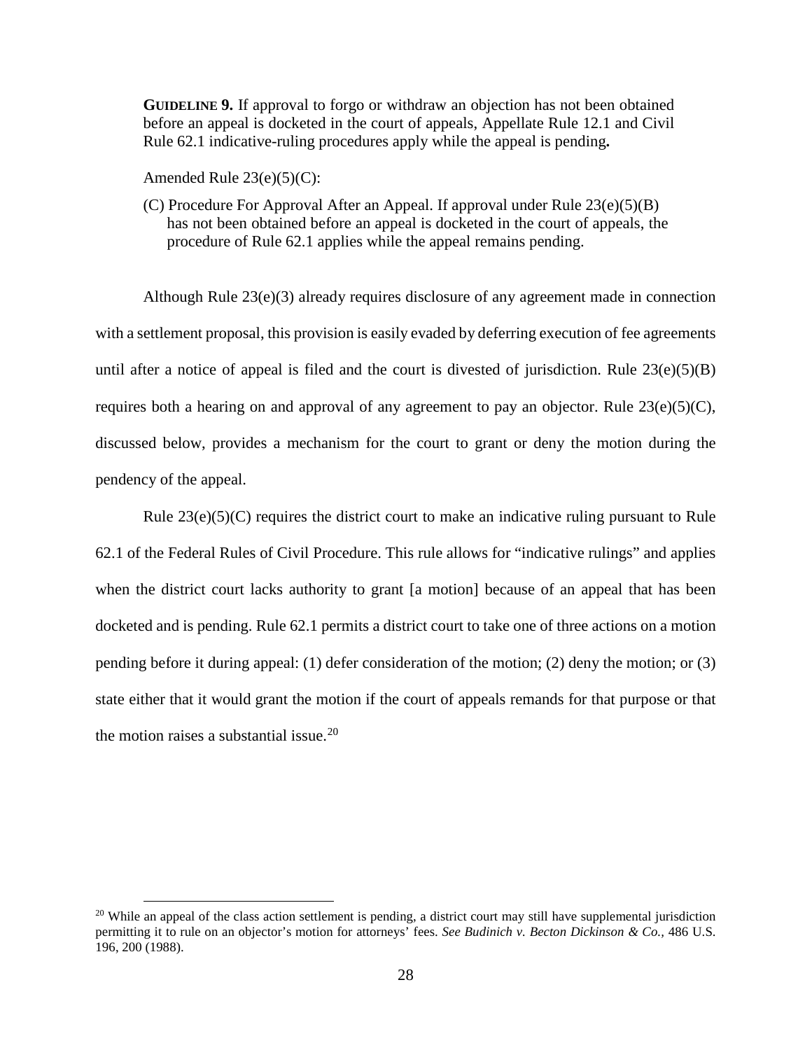**GUIDELINE 9.** If approval to forgo or withdraw an objection has not been obtained before an appeal is docketed in the court of appeals, Appellate Rule 12.1 and Civil Rule 62.1 indicative-ruling procedures apply while the appeal is pending**.**

Amended Rule 23(e)(5)(C):

(C) Procedure For Approval After an Appeal. If approval under Rule 23(e)(5)(B) has not been obtained before an appeal is docketed in the court of appeals, the procedure of Rule 62.1 applies while the appeal remains pending.

Although Rule 23(e)(3) already requires disclosure of any agreement made in connection with a settlement proposal, this provision is easily evaded by deferring execution of fee agreements until after a notice of appeal is filed and the court is divested of jurisdiction. Rule 23(e)(5)(B) requires both a hearing on and approval of any agreement to pay an objector. Rule 23(e)(5)(C), discussed below, provides a mechanism for the court to grant or deny the motion during the pendency of the appeal.

Rule 23(e)(5)(C) requires the district court to make an indicative ruling pursuant to Rule 62.1 of the Federal Rules of Civil Procedure. This rule allows for "indicative rulings" and applies when the district court lacks authority to grant [a motion] because of an appeal that has been docketed and is pending. Rule 62.1 permits a district court to take one of three actions on a motion pending before it during appeal: (1) defer consideration of the motion; (2) deny the motion; or (3) state either that it would grant the motion if the court of appeals remands for that purpose or that the motion raises a substantial issue.[20]

[20] While an appeal of the class action settlement is pending, a district court may still have supplemental jurisdiction permitting it to rule on an objector's motion for attorneys' fees. *See Budinich v. Becton Dickinson & Co.*, 486 U.S. 196, 200 (1988).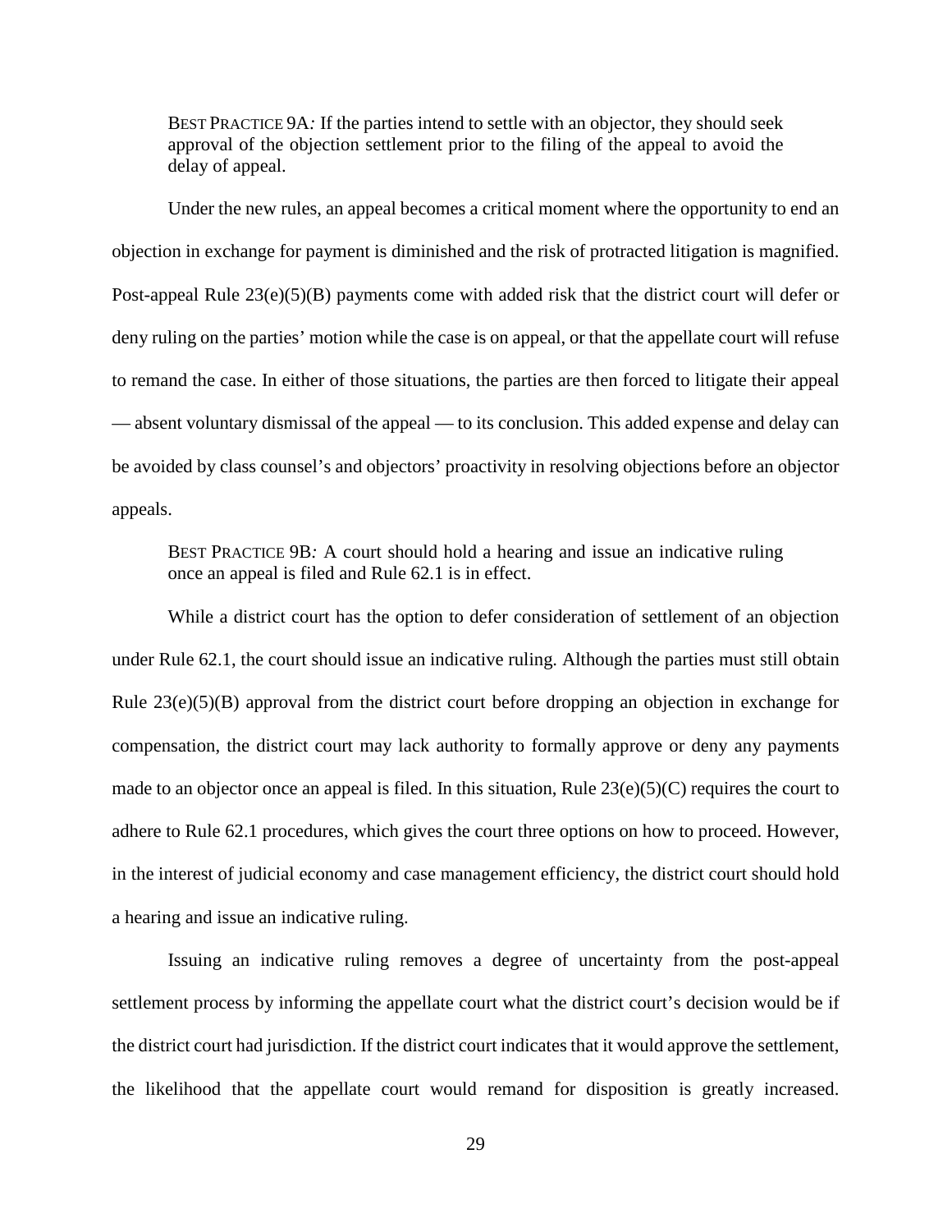> BEST PRACTICE 9A*:* If the parties intend to settle with an objector, they should seek approval of the objection settlement prior to the filing of the appeal to avoid the delay of appeal.

Under the new rules, an appeal becomes a critical moment where the opportunity to end an objection in exchange for payment is diminished and the risk of protracted litigation is magnified. Post-appeal Rule 23(e)(5)(B) payments come with added risk that the district court will defer or deny ruling on the parties' motion while the case is on appeal, or that the appellate court will refuse to remand the case. In either of those situations, the parties are then forced to litigate their appeal — absent voluntary dismissal of the appeal — to its conclusion. This added expense and delay can be avoided by class counsel's and objectors' proactivity in resolving objections before an objector appeals.

> BEST PRACTICE 9B*:* A court should hold a hearing and issue an indicative ruling once an appeal is filed and Rule 62.1 is in effect.

While a district court has the option to defer consideration of settlement of an objection under Rule 62.1, the court should issue an indicative ruling. Although the parties must still obtain Rule 23(e)(5)(B) approval from the district court before dropping an objection in exchange for compensation, the district court may lack authority to formally approve or deny any payments made to an objector once an appeal is filed. In this situation, Rule 23(e)(5)(C) requires the court to adhere to Rule 62.1 procedures, which gives the court three options on how to proceed. However, in the interest of judicial economy and case management efficiency, the district court should hold a hearing and issue an indicative ruling.

Issuing an indicative ruling removes a degree of uncertainty from the post-appeal settlement process by informing the appellate court what the district court's decision would be if the district court had jurisdiction. If the district court indicates that it would approve the settlement, the likelihood that the appellate court would remand for disposition is greatly increased.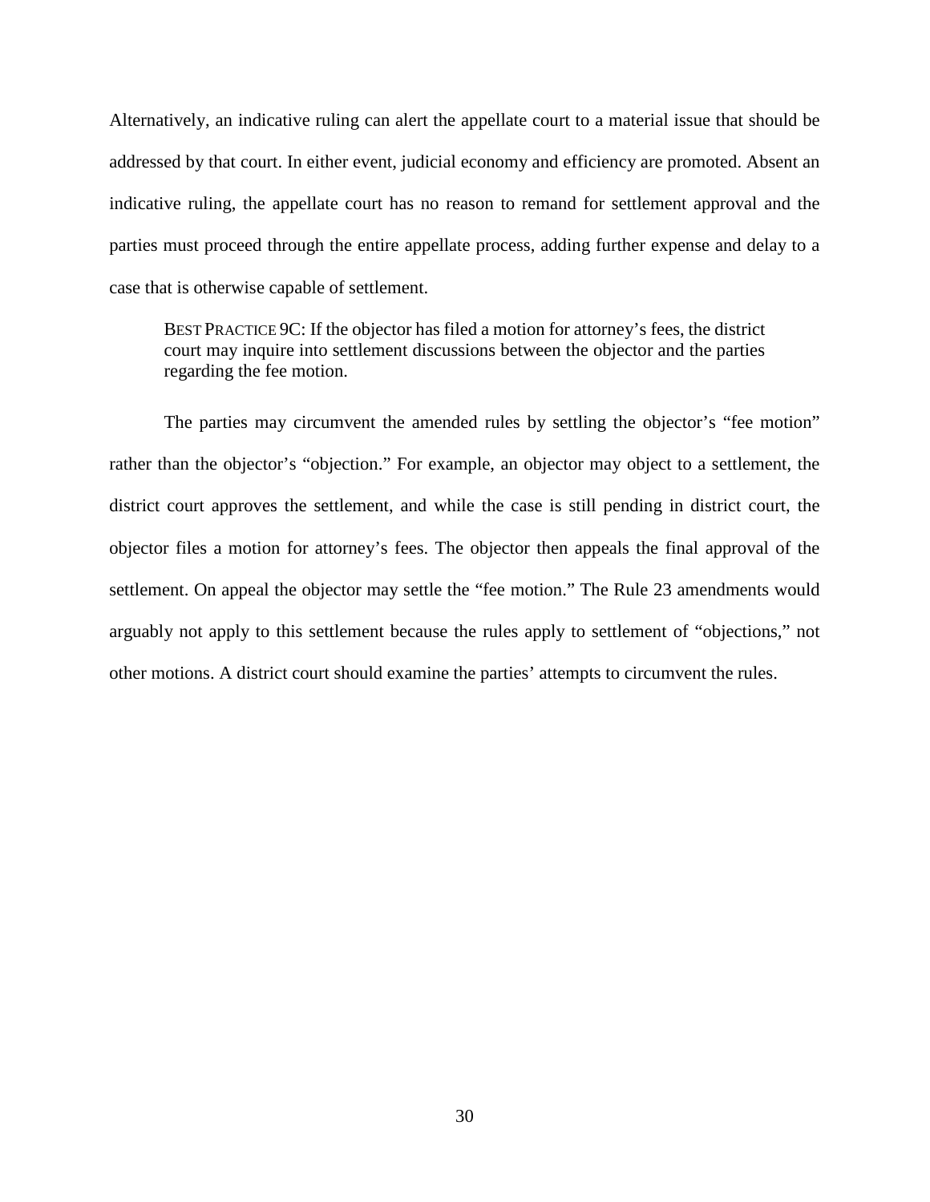Alternatively, an indicative ruling can alert the appellate court to a material issue that should be addressed by that court. In either event, judicial economy and efficiency are promoted. Absent an indicative ruling, the appellate court has no reason to remand for settlement approval and the parties must proceed through the entire appellate process, adding further expense and delay to a case that is otherwise capable of settlement.

> BEST PRACTICE 9C: If the objector has filed a motion for attorney's fees, the district court may inquire into settlement discussions between the objector and the parties regarding the fee motion.

The parties may circumvent the amended rules by settling the objector's "fee motion" rather than the objector's "objection." For example, an objector may object to a settlement, the district court approves the settlement, and while the case is still pending in district court, the objector files a motion for attorney's fees. The objector then appeals the final approval of the settlement. On appeal the objector may settle the "fee motion." The Rule 23 amendments would arguably not apply to this settlement because the rules apply to settlement of "objections," not other motions. A district court should examine the parties' attempts to circumvent the rules.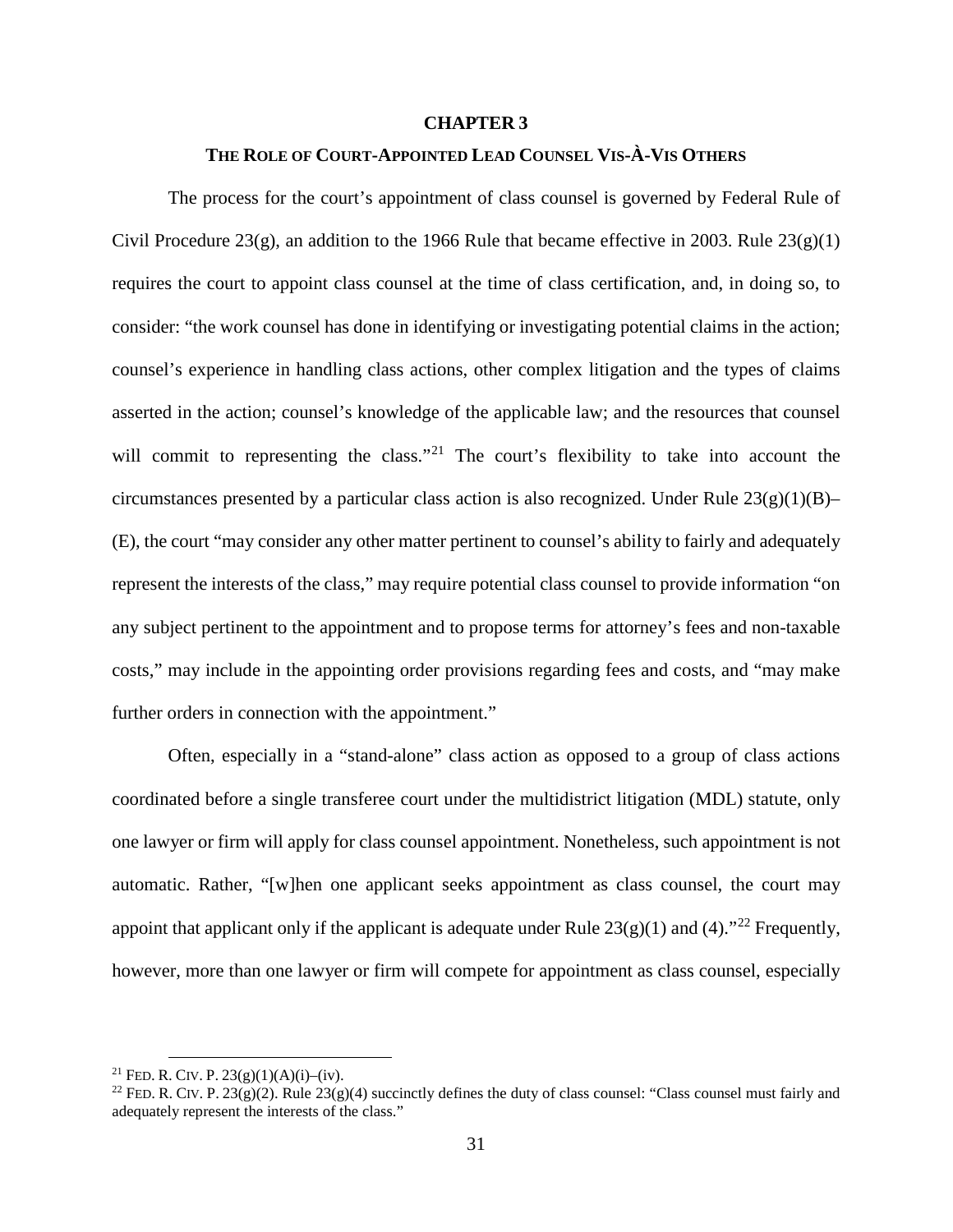# CHAPTER 3

## THE ROLE OF COURT-APPOINTED LEAD COUNSEL VIS-À-VIS OTHERS

The process for the court's appointment of class counsel is governed by Federal Rule of Civil Procedure 23(g), an addition to the 1966 Rule that became effective in 2003. Rule 23(g)(1) requires the court to appoint class counsel at the time of class certification, and, in doing so, to consider: "the work counsel has done in identifying or investigating potential claims in the action; counsel's experience in handling class actions, other complex litigation and the types of claims asserted in the action; counsel's knowledge of the applicable law; and the resources that counsel will commit to representing the class."[21] The court's flexibility to take into account the circumstances presented by a particular class action is also recognized. Under Rule 23(g)(1)(B)–(E), the court "may consider any other matter pertinent to counsel's ability to fairly and adequately represent the interests of the class," may require potential class counsel to provide information "on any subject pertinent to the appointment and to propose terms for attorney's fees and non-taxable costs," may include in the appointing order provisions regarding fees and costs, and "may make further orders in connection with the appointment."

Often, especially in a "stand-alone" class action as opposed to a group of class actions coordinated before a single transferee court under the multidistrict litigation (MDL) statute, only one lawyer or firm will apply for class counsel appointment. Nonetheless, such appointment is not automatic. Rather, "[w]hen one applicant seeks appointment as class counsel, the court may appoint that applicant only if the applicant is adequate under Rule 23(g)(1) and (4)."[22] Frequently, however, more than one lawyer or firm will compete for appointment as class counsel, especially

---

[21] FED. R. CIV. P. 23(g)(1)(A)(i)–(iv).

[22] FED. R. CIV. P. 23(g)(2). Rule 23(g)(4) succinctly defines the duty of class counsel: "Class counsel must fairly and adequately represent the interests of the class."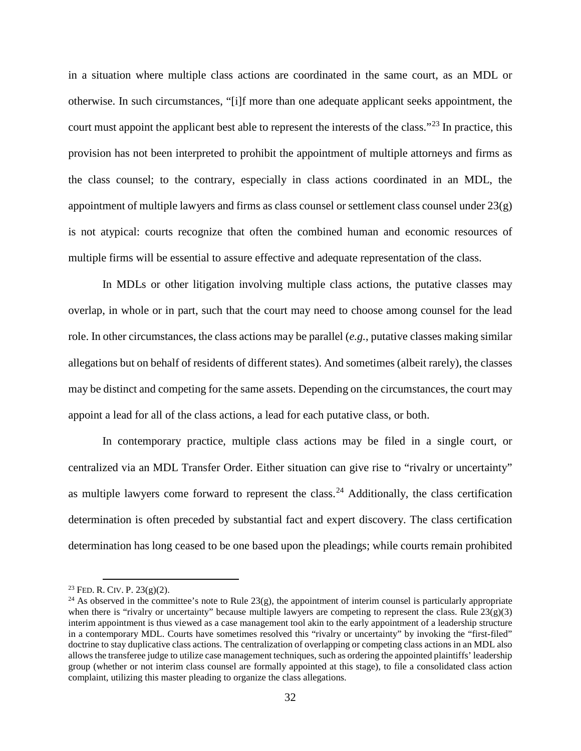in a situation where multiple class actions are coordinated in the same court, as an MDL or otherwise. In such circumstances, "[i]f more than one adequate applicant seeks appointment, the court must appoint the applicant best able to represent the interests of the class."[23] In practice, this provision has not been interpreted to prohibit the appointment of multiple attorneys and firms as the class counsel; to the contrary, especially in class actions coordinated in an MDL, the appointment of multiple lawyers and firms as class counsel or settlement class counsel under 23(g) is not atypical: courts recognize that often the combined human and economic resources of multiple firms will be essential to assure effective and adequate representation of the class.

In MDLs or other litigation involving multiple class actions, the putative classes may overlap, in whole or in part, such that the court may need to choose among counsel for the lead role. In other circumstances, the class actions may be parallel (*e.g.*, putative classes making similar allegations but on behalf of residents of different states). And sometimes (albeit rarely), the classes may be distinct and competing for the same assets. Depending on the circumstances, the court may appoint a lead for all of the class actions, a lead for each putative class, or both.

In contemporary practice, multiple class actions may be filed in a single court, or centralized via an MDL Transfer Order. Either situation can give rise to "rivalry or uncertainty" as multiple lawyers come forward to represent the class.[24] Additionally, the class certification determination is often preceded by substantial fact and expert discovery. The class certification determination has long ceased to be one based upon the pleadings; while courts remain prohibited

---

[23] FED. R. CIV. P. 23(g)(2).

[24] As observed in the committee's note to Rule 23(g), the appointment of interim counsel is particularly appropriate when there is "rivalry or uncertainty" because multiple lawyers are competing to represent the class. Rule 23(g)(3) interim appointment is thus viewed as a case management tool akin to the early appointment of a leadership structure in a contemporary MDL. Courts have sometimes resolved this "rivalry or uncertainty" by invoking the "first-filed" doctrine to stay duplicative class actions. The centralization of overlapping or competing class actions in an MDL also allows the transferee judge to utilize case management techniques, such as ordering the appointed plaintiffs' leadership group (whether or not interim class counsel are formally appointed at this stage), to file a consolidated class action complaint, utilizing this master pleading to organize the class allegations.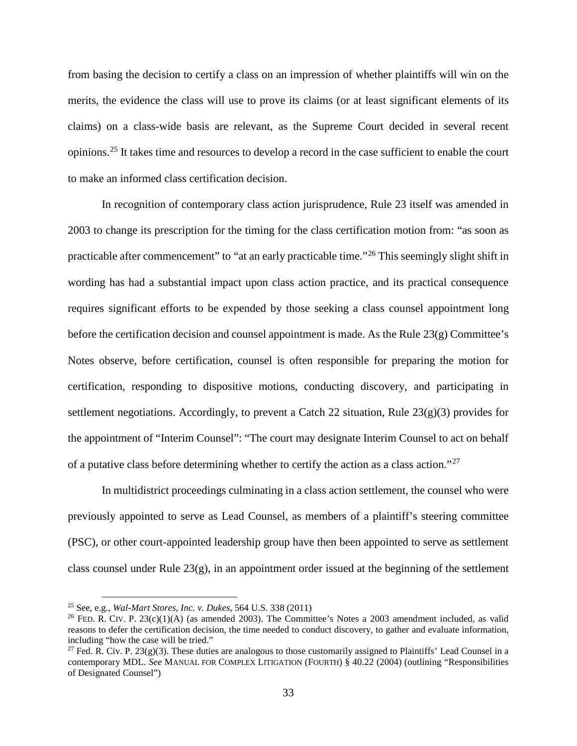from basing the decision to certify a class on an impression of whether plaintiffs will win on the merits, the evidence the class will use to prove its claims (or at least significant elements of its claims) on a class-wide basis are relevant, as the Supreme Court decided in several recent opinions.[25] It takes time and resources to develop a record in the case sufficient to enable the court to make an informed class certification decision.

In recognition of contemporary class action jurisprudence, Rule 23 itself was amended in 2003 to change its prescription for the timing for the class certification motion from: "as soon as practicable after commencement" to "at an early practicable time."[26] This seemingly slight shift in wording has had a substantial impact upon class action practice, and its practical consequence requires significant efforts to be expended by those seeking a class counsel appointment long before the certification decision and counsel appointment is made. As the Rule 23(g) Committee's Notes observe, before certification, counsel is often responsible for preparing the motion for certification, responding to dispositive motions, conducting discovery, and participating in settlement negotiations. Accordingly, to prevent a Catch 22 situation, Rule 23(g)(3) provides for the appointment of "Interim Counsel": "The court may designate Interim Counsel to act on behalf of a putative class before determining whether to certify the action as a class action."[27]

In multidistrict proceedings culminating in a class action settlement, the counsel who were previously appointed to serve as Lead Counsel, as members of a plaintiff's steering committee (PSC), or other court-appointed leadership group have then been appointed to serve as settlement class counsel under Rule 23(g), in an appointment order issued at the beginning of the settlement

---

[25] See, e.g., *Wal-Mart Stores, Inc. v. Dukes*, 564 U.S. 338 (2011)

[26] FED. R. CIV. P. 23(c)(1)(A) (as amended 2003). The Committee's Notes a 2003 amendment included, as valid reasons to defer the certification decision, the time needed to conduct discovery, to gather and evaluate information, including "how the case will be tried."

[27] Fed. R. Civ. P. 23(g)(3). These duties are analogous to those customarily assigned to Plaintiffs' Lead Counsel in a contemporary MDL. *See* MANUAL FOR COMPLEX LITIGATION (FOURTH) § 40.22 (2004) (outlining "Responsibilities of Designated Counsel")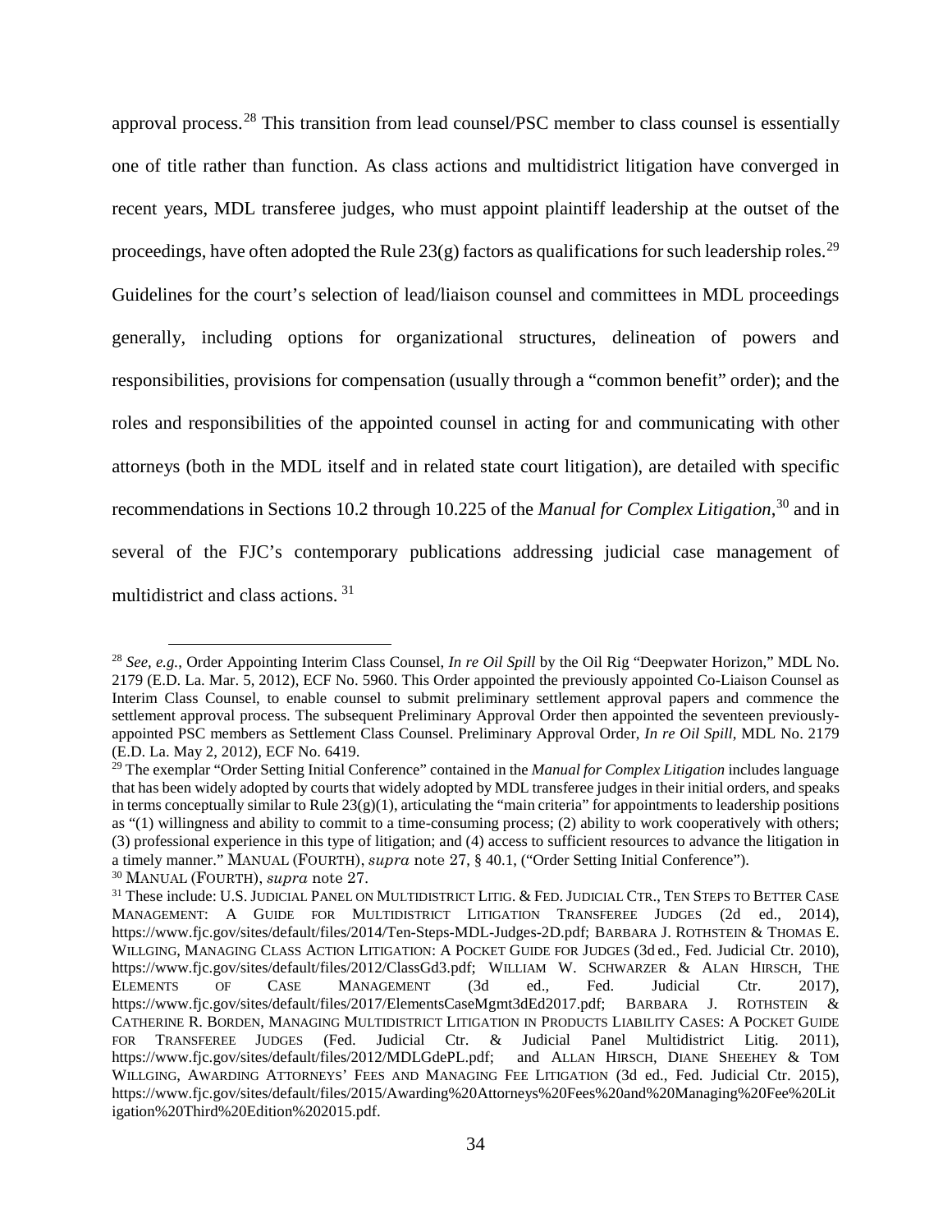approval process.[28] This transition from lead counsel/PSC member to class counsel is essentially one of title rather than function. As class actions and multidistrict litigation have converged in recent years, MDL transferee judges, who must appoint plaintiff leadership at the outset of the proceedings, have often adopted the Rule 23(g) factors as qualifications for such leadership roles.[29] Guidelines for the court's selection of lead/liaison counsel and committees in MDL proceedings generally, including options for organizational structures, delineation of powers and responsibilities, provisions for compensation (usually through a "common benefit" order); and the roles and responsibilities of the appointed counsel in acting for and communicating with other attorneys (both in the MDL itself and in related state court litigation), are detailed with specific recommendations in Sections 10.2 through 10.225 of the *Manual for Complex Litigation*,[30] and in several of the FJC's contemporary publications addressing judicial case management of multidistrict and class actions.[31]

---

[28] *See, e.g.*, Order Appointing Interim Class Counsel, *In re Oil Spill* by the Oil Rig "Deepwater Horizon," MDL No. 2179 (E.D. La. Mar. 5, 2012), ECF No. 5960. This Order appointed the previously appointed Co-Liaison Counsel as Interim Class Counsel, to enable counsel to submit preliminary settlement approval papers and commence the settlement approval process. The subsequent Preliminary Approval Order then appointed the seventeen previously-appointed PSC members as Settlement Class Counsel. Preliminary Approval Order, *In re Oil Spill*, MDL No. 2179 (E.D. La. May 2, 2012), ECF No. 6419.

[29] The exemplar "Order Setting Initial Conference" contained in the *Manual for Complex Litigation* includes language that has been widely adopted by courts that widely adopted by MDL transferee judges in their initial orders, and speaks in terms conceptually similar to Rule 23(g)(1), articulating the "main criteria" for appointments to leadership positions as "(1) willingness and ability to commit to a time-consuming process; (2) ability to work cooperatively with others; (3) professional experience in this type of litigation; and (4) access to sufficient resources to advance the litigation in a timely manner." MANUAL (FOURTH), *supra* note 27, § 40.1, ("Order Setting Initial Conference").

[30] MANUAL (FOURTH), *supra* note 27.

[31] These include: U.S. JUDICIAL PANEL ON MULTIDISTRICT LITIG. & FED. JUDICIAL CTR., TEN STEPS TO BETTER CASE MANAGEMENT: A GUIDE FOR MULTIDISTRICT LITIGATION TRANSFEREE JUDGES (2d ed., 2014), https://www.fjc.gov/sites/default/files/2014/Ten-Steps-MDL-Judges-2D.pdf; BARBARA J. ROTHSTEIN & THOMAS E. WILLGING, MANAGING CLASS ACTION LITIGATION: A POCKET GUIDE FOR JUDGES (3d ed., Fed. Judicial Ctr. 2010), https://www.fjc.gov/sites/default/files/2012/ClassGd3.pdf; WILLIAM W. SCHWARZER & ALAN HIRSCH, THE ELEMENTS OF CASE MANAGEMENT (3d ed., Fed. Judicial Ctr. 2017), https://www.fjc.gov/sites/default/files/2017/ElementsCaseMgmt3dEd2017.pdf; BARBARA J. ROTHSTEIN & CATHERINE R. BORDEN, MANAGING MULTIDISTRICT LITIGATION IN PRODUCTS LIABILITY CASES: A POCKET GUIDE FOR TRANSFEREE JUDGES (Fed. Judicial Ctr. & Judicial Panel Multidistrict Litig. 2011), https://www.fjc.gov/sites/default/files/2012/MDLGdePL.pdf; and ALLAN HIRSCH, DIANE SHEEHEY & TOM WILLGING, AWARDING ATTORNEYS' FEES AND MANAGING FEE LITIGATION (3d ed., Fed. Judicial Ctr. 2015), https://www.fjc.gov/sites/default/files/2015/Awarding%20Attorneys%20Fees%20and%20Managing%20Fee%20Litigation%20Third%20Edition%202015.pdf.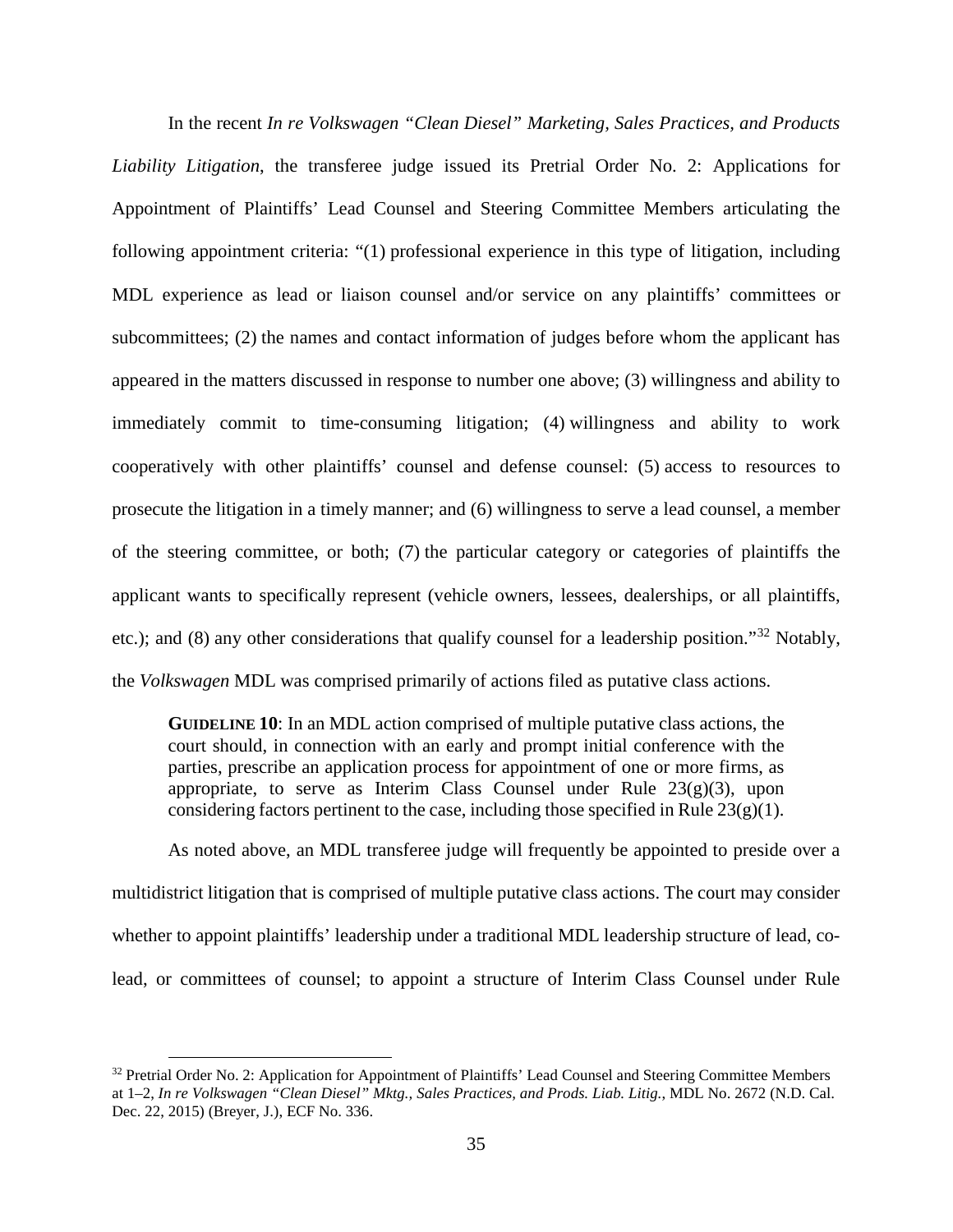In the recent *In re Volkswagen "Clean Diesel" Marketing, Sales Practices, and Products Liability Litigation*, the transferee judge issued its Pretrial Order No. 2: Applications for Appointment of Plaintiffs' Lead Counsel and Steering Committee Members articulating the following appointment criteria: "(1) professional experience in this type of litigation, including MDL experience as lead or liaison counsel and/or service on any plaintiffs' committees or subcommittees; (2) the names and contact information of judges before whom the applicant has appeared in the matters discussed in response to number one above; (3) willingness and ability to immediately commit to time-consuming litigation; (4) willingness and ability to work cooperatively with other plaintiffs' counsel and defense counsel: (5) access to resources to prosecute the litigation in a timely manner; and (6) willingness to serve a lead counsel, a member of the steering committee, or both; (7) the particular category or categories of plaintiffs the applicant wants to specifically represent (vehicle owners, lessees, dealerships, or all plaintiffs, etc.); and (8) any other considerations that qualify counsel for a leadership position."[32] Notably, the *Volkswagen* MDL was comprised primarily of actions filed as putative class actions.

> **GUIDELINE 10**: In an MDL action comprised of multiple putative class actions, the court should, in connection with an early and prompt initial conference with the parties, prescribe an application process for appointment of one or more firms, as appropriate, to serve as Interim Class Counsel under Rule 23(g)(3), upon considering factors pertinent to the case, including those specified in Rule 23(g)(1).

As noted above, an MDL transferee judge will frequently be appointed to preside over a multidistrict litigation that is comprised of multiple putative class actions. The court may consider whether to appoint plaintiffs' leadership under a traditional MDL leadership structure of lead, co-lead, or committees of counsel; to appoint a structure of Interim Class Counsel under Rule

[32] Pretrial Order No. 2: Application for Appointment of Plaintiffs' Lead Counsel and Steering Committee Members at 1–2, *In re Volkswagen "Clean Diesel" Mktg., Sales Practices, and Prods. Liab. Litig.*, MDL No. 2672 (N.D. Cal. Dec. 22, 2015) (Breyer, J.), ECF No. 336.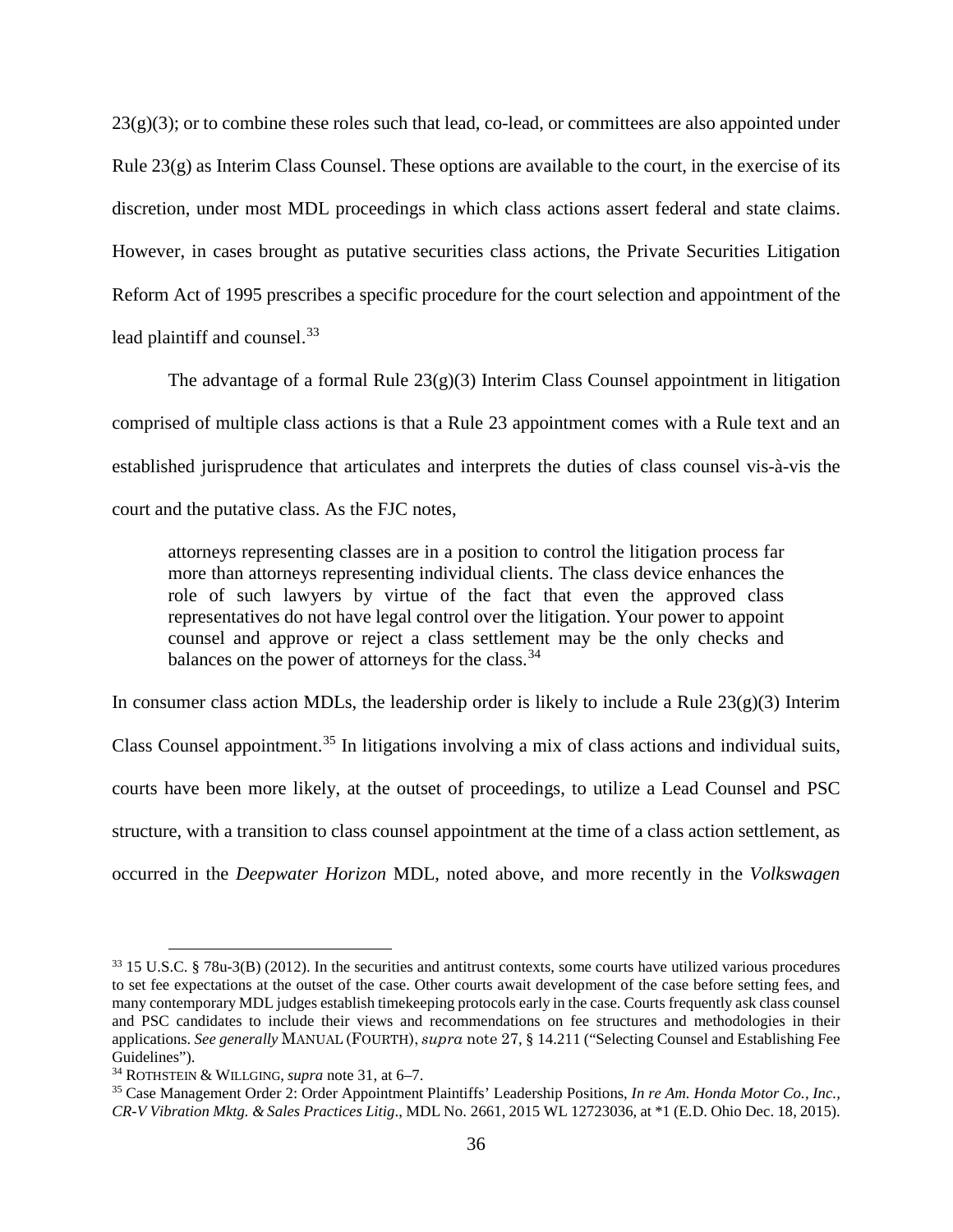23(g)(3); or to combine these roles such that lead, co-lead, or committees are also appointed under Rule 23(g) as Interim Class Counsel. These options are available to the court, in the exercise of its discretion, under most MDL proceedings in which class actions assert federal and state claims. However, in cases brought as putative securities class actions, the Private Securities Litigation Reform Act of 1995 prescribes a specific procedure for the court selection and appointment of the lead plaintiff and counsel.[33]

The advantage of a formal Rule 23(g)(3) Interim Class Counsel appointment in litigation comprised of multiple class actions is that a Rule 23 appointment comes with a Rule text and an established jurisprudence that articulates and interprets the duties of class counsel vis-à-vis the court and the putative class. As the FJC notes,

> attorneys representing classes are in a position to control the litigation process far more than attorneys representing individual clients. The class device enhances the role of such lawyers by virtue of the fact that even the approved class representatives do not have legal control over the litigation. Your power to appoint counsel and approve or reject a class settlement may be the only checks and balances on the power of attorneys for the class.[34]

In consumer class action MDLs, the leadership order is likely to include a Rule 23(g)(3) Interim Class Counsel appointment.[35] In litigations involving a mix of class actions and individual suits, courts have been more likely, at the outset of proceedings, to utilize a Lead Counsel and PSC structure, with a transition to class counsel appointment at the time of a class action settlement, as occurred in the *Deepwater Horizon* MDL, noted above, and more recently in the *Volkswagen*

---

[33] 15 U.S.C. § 78u-3(B) (2012). In the securities and antitrust contexts, some courts have utilized various procedures to set fee expectations at the outset of the case. Other courts await development of the case before setting fees, and many contemporary MDL judges establish timekeeping protocols early in the case. Courts frequently ask class counsel and PSC candidates to include their views and recommendations on fee structures and methodologies in their applications. *See generally* MANUAL (FOURTH), *supra* note 27, § 14.211 ("Selecting Counsel and Establishing Fee Guidelines").

[34] ROTHSTEIN & WILLGING, *supra* note 31, at 6–7.

[35] Case Management Order 2: Order Appointment Plaintiffs' Leadership Positions, *In re Am. Honda Motor Co., Inc., CR-V Vibration Mktg. & Sales Practices Litig*., MDL No. 2661, 2015 WL 12723036, at *1 (E.D. Ohio Dec. 18, 2015).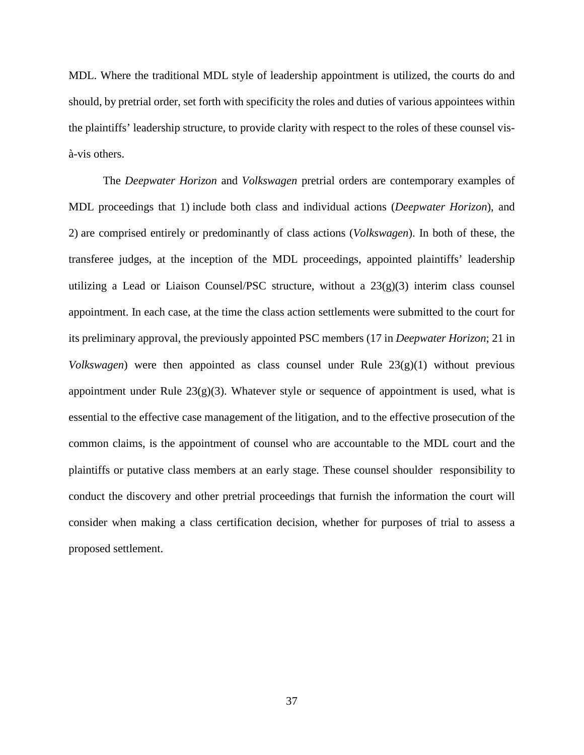MDL. Where the traditional MDL style of leadership appointment is utilized, the courts do and should, by pretrial order, set forth with specificity the roles and duties of various appointees within the plaintiffs' leadership structure, to provide clarity with respect to the roles of these counsel vis-à-vis others.

The *Deepwater Horizon* and *Volkswagen* pretrial orders are contemporary examples of MDL proceedings that 1) include both class and individual actions (*Deepwater Horizon*), and 2) are comprised entirely or predominantly of class actions (*Volkswagen*). In both of these, the transferee judges, at the inception of the MDL proceedings, appointed plaintiffs' leadership utilizing a Lead or Liaison Counsel/PSC structure, without a 23(g)(3) interim class counsel appointment. In each case, at the time the class action settlements were submitted to the court for its preliminary approval, the previously appointed PSC members (17 in *Deepwater Horizon*; 21 in *Volkswagen*) were then appointed as class counsel under Rule 23(g)(1) without previous appointment under Rule 23(g)(3). Whatever style or sequence of appointment is used, what is essential to the effective case management of the litigation, and to the effective prosecution of the common claims, is the appointment of counsel who are accountable to the MDL court and the plaintiffs or putative class members at an early stage. These counsel shoulder responsibility to conduct the discovery and other pretrial proceedings that furnish the information the court will consider when making a class certification decision, whether for purposes of trial to assess a proposed settlement.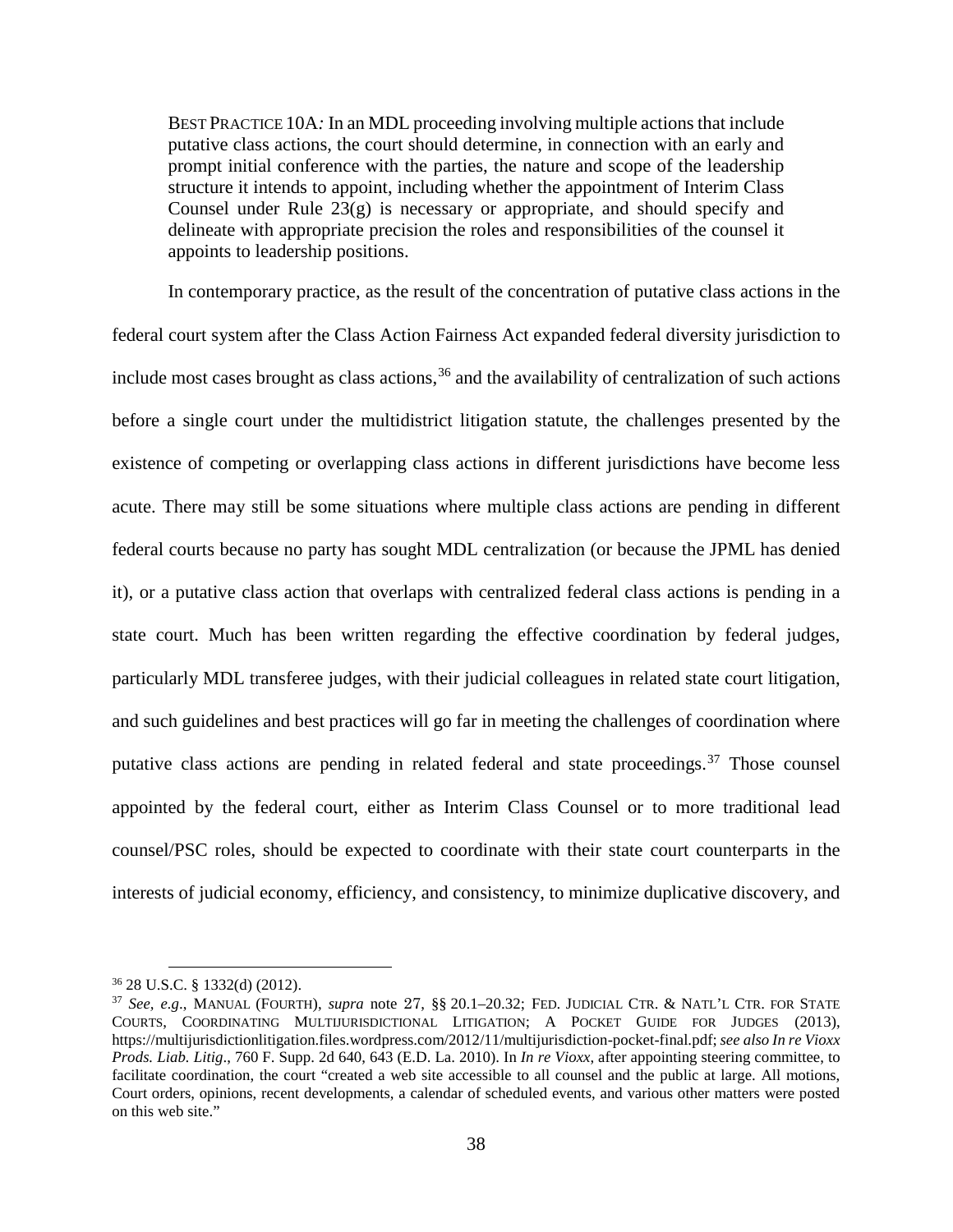BEST PRACTICE 10A*:* In an MDL proceeding involving multiple actions that include putative class actions, the court should determine, in connection with an early and prompt initial conference with the parties, the nature and scope of the leadership structure it intends to appoint, including whether the appointment of Interim Class Counsel under Rule 23(g) is necessary or appropriate, and should specify and delineate with appropriate precision the roles and responsibilities of the counsel it appoints to leadership positions.

In contemporary practice, as the result of the concentration of putative class actions in the federal court system after the Class Action Fairness Act expanded federal diversity jurisdiction to include most cases brought as class actions,[36] and the availability of centralization of such actions before a single court under the multidistrict litigation statute, the challenges presented by the existence of competing or overlapping class actions in different jurisdictions have become less acute. There may still be some situations where multiple class actions are pending in different federal courts because no party has sought MDL centralization (or because the JPML has denied it), or a putative class action that overlaps with centralized federal class actions is pending in a state court. Much has been written regarding the effective coordination by federal judges, particularly MDL transferee judges, with their judicial colleagues in related state court litigation, and such guidelines and best practices will go far in meeting the challenges of coordination where putative class actions are pending in related federal and state proceedings.[37] Those counsel appointed by the federal court, either as Interim Class Counsel or to more traditional lead counsel/PSC roles, should be expected to coordinate with their state court counterparts in the interests of judicial economy, efficiency, and consistency, to minimize duplicative discovery, and

---

[36] 28 U.S.C. § 1332(d) (2012).

[37] *See, e.g.*, MANUAL (FOURTH), *supra* note 27, §§ 20.1–20.32; FED. JUDICIAL CTR. & NATL'L CTR. FOR STATE COURTS, COORDINATING MULTIJURISDICTIONAL LITIGATION; A POCKET GUIDE FOR JUDGES (2013), https://multijurisdictionlitigation.files.wordpress.com/2012/11/multijurisdiction-pocket-final.pdf; *see also In re Vioxx Prods. Liab. Litig*., 760 F. Supp. 2d 640, 643 (E.D. La. 2010). In *In re Vioxx*, after appointing steering committee, to facilitate coordination, the court "created a web site accessible to all counsel and the public at large. All motions, Court orders, opinions, recent developments, a calendar of scheduled events, and various other matters were posted on this web site."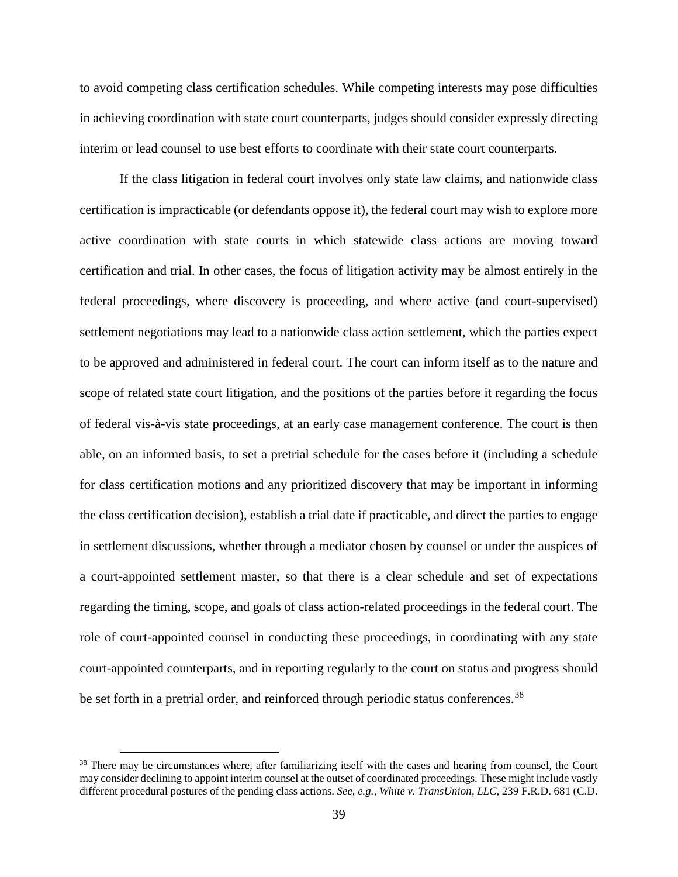to avoid competing class certification schedules. While competing interests may pose difficulties in achieving coordination with state court counterparts, judges should consider expressly directing interim or lead counsel to use best efforts to coordinate with their state court counterparts.

If the class litigation in federal court involves only state law claims, and nationwide class certification is impracticable (or defendants oppose it), the federal court may wish to explore more active coordination with state courts in which statewide class actions are moving toward certification and trial. In other cases, the focus of litigation activity may be almost entirely in the federal proceedings, where discovery is proceeding, and where active (and court-supervised) settlement negotiations may lead to a nationwide class action settlement, which the parties expect to be approved and administered in federal court. The court can inform itself as to the nature and scope of related state court litigation, and the positions of the parties before it regarding the focus of federal vis-à-vis state proceedings, at an early case management conference. The court is then able, on an informed basis, to set a pretrial schedule for the cases before it (including a schedule for class certification motions and any prioritized discovery that may be important in informing the class certification decision), establish a trial date if practicable, and direct the parties to engage in settlement discussions, whether through a mediator chosen by counsel or under the auspices of a court-appointed settlement master, so that there is a clear schedule and set of expectations regarding the timing, scope, and goals of class action-related proceedings in the federal court. The role of court-appointed counsel in conducting these proceedings, in coordinating with any state court-appointed counterparts, and in reporting regularly to the court on status and progress should be set forth in a pretrial order, and reinforced through periodic status conferences.[38]

[38] There may be circumstances where, after familiarizing itself with the cases and hearing from counsel, the Court may consider declining to appoint interim counsel at the outset of coordinated proceedings. These might include vastly different procedural postures of the pending class actions. *See, e.g.*, *White v. TransUnion, LLC*, 239 F.R.D. 681 (C.D.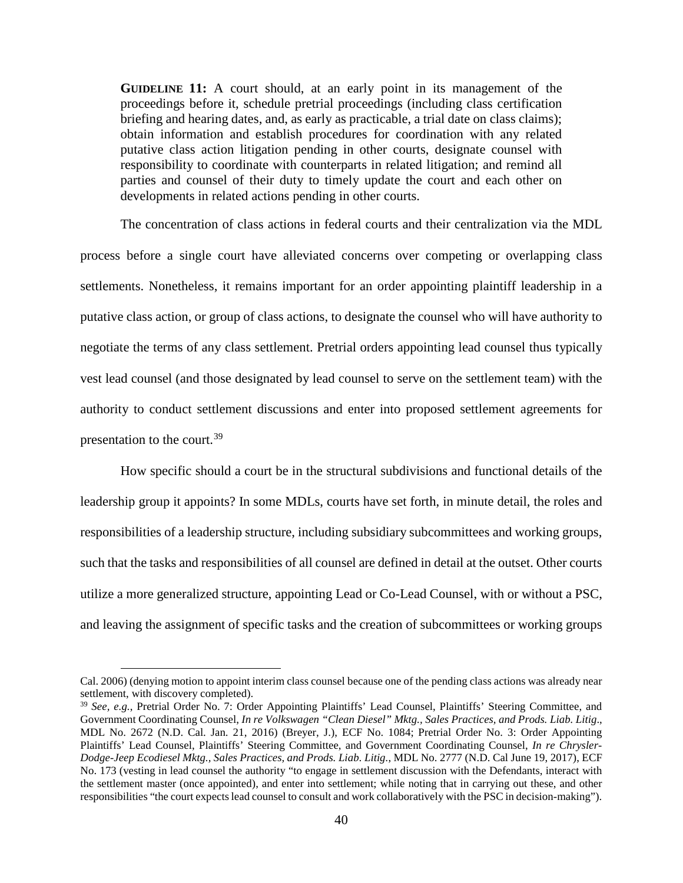**GUIDELINE 11:** A court should, at an early point in its management of the proceedings before it, schedule pretrial proceedings (including class certification briefing and hearing dates, and, as early as practicable, a trial date on class claims); obtain information and establish procedures for coordination with any related putative class action litigation pending in other courts, designate counsel with responsibility to coordinate with counterparts in related litigation; and remind all parties and counsel of their duty to timely update the court and each other on developments in related actions pending in other courts.

The concentration of class actions in federal courts and their centralization via the MDL process before a single court have alleviated concerns over competing or overlapping class settlements. Nonetheless, it remains important for an order appointing plaintiff leadership in a putative class action, or group of class actions, to designate the counsel who will have authority to negotiate the terms of any class settlement. Pretrial orders appointing lead counsel thus typically vest lead counsel (and those designated by lead counsel to serve on the settlement team) with the authority to conduct settlement discussions and enter into proposed settlement agreements for presentation to the court.[39]

How specific should a court be in the structural subdivisions and functional details of the leadership group it appoints? In some MDLs, courts have set forth, in minute detail, the roles and responsibilities of a leadership structure, including subsidiary subcommittees and working groups, such that the tasks and responsibilities of all counsel are defined in detail at the outset. Other courts utilize a more generalized structure, appointing Lead or Co-Lead Counsel, with or without a PSC, and leaving the assignment of specific tasks and the creation of subcommittees or working groups

---

Cal. 2006) (denying motion to appoint interim class counsel because one of the pending class actions was already near settlement, with discovery completed).

[39] *See, e.g.*, Pretrial Order No. 7: Order Appointing Plaintiffs' Lead Counsel, Plaintiffs' Steering Committee, and Government Coordinating Counsel, *In re Volkswagen "Clean Diesel" Mktg., Sales Practices, and Prods. Liab. Litig*., MDL No. 2672 (N.D. Cal. Jan. 21, 2016) (Breyer, J.), ECF No. 1084; Pretrial Order No. 3: Order Appointing Plaintiffs' Lead Counsel, Plaintiffs' Steering Committee, and Government Coordinating Counsel, *In re Chrysler-Dodge-Jeep Ecodiesel Mktg., Sales Practices, and Prods. Liab. Litig.*, MDL No. 2777 (N.D. Cal June 19, 2017), ECF No. 173 (vesting in lead counsel the authority "to engage in settlement discussion with the Defendants, interact with the settlement master (once appointed), and enter into settlement; while noting that in carrying out these, and other responsibilities "the court expects lead counsel to consult and work collaboratively with the PSC in decision-making").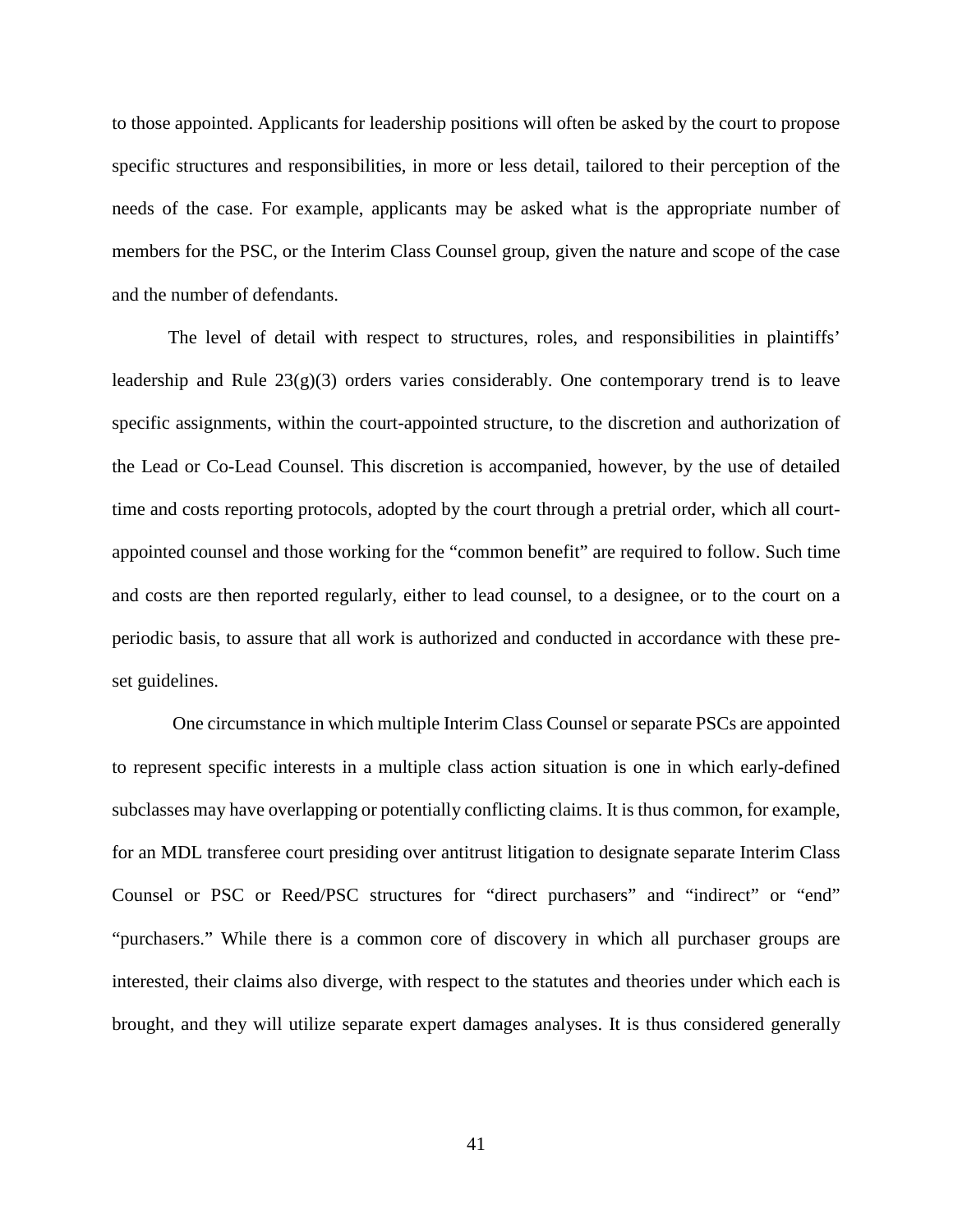to those appointed. Applicants for leadership positions will often be asked by the court to propose specific structures and responsibilities, in more or less detail, tailored to their perception of the needs of the case. For example, applicants may be asked what is the appropriate number of members for the PSC, or the Interim Class Counsel group, given the nature and scope of the case and the number of defendants.

The level of detail with respect to structures, roles, and responsibilities in plaintiffs' leadership and Rule 23(g)(3) orders varies considerably. One contemporary trend is to leave specific assignments, within the court-appointed structure, to the discretion and authorization of the Lead or Co-Lead Counsel. This discretion is accompanied, however, by the use of detailed time and costs reporting protocols, adopted by the court through a pretrial order, which all court-appointed counsel and those working for the "common benefit" are required to follow. Such time and costs are then reported regularly, either to lead counsel, to a designee, or to the court on a periodic basis, to assure that all work is authorized and conducted in accordance with these pre-set guidelines.

One circumstance in which multiple Interim Class Counsel or separate PSCs are appointed to represent specific interests in a multiple class action situation is one in which early-defined subclasses may have overlapping or potentially conflicting claims. It is thus common, for example, for an MDL transferee court presiding over antitrust litigation to designate separate Interim Class Counsel or PSC or Reed/PSC structures for "direct purchasers" and "indirect" or "end" "purchasers." While there is a common core of discovery in which all purchaser groups are interested, their claims also diverge, with respect to the statutes and theories under which each is brought, and they will utilize separate expert damages analyses. It is thus considered generally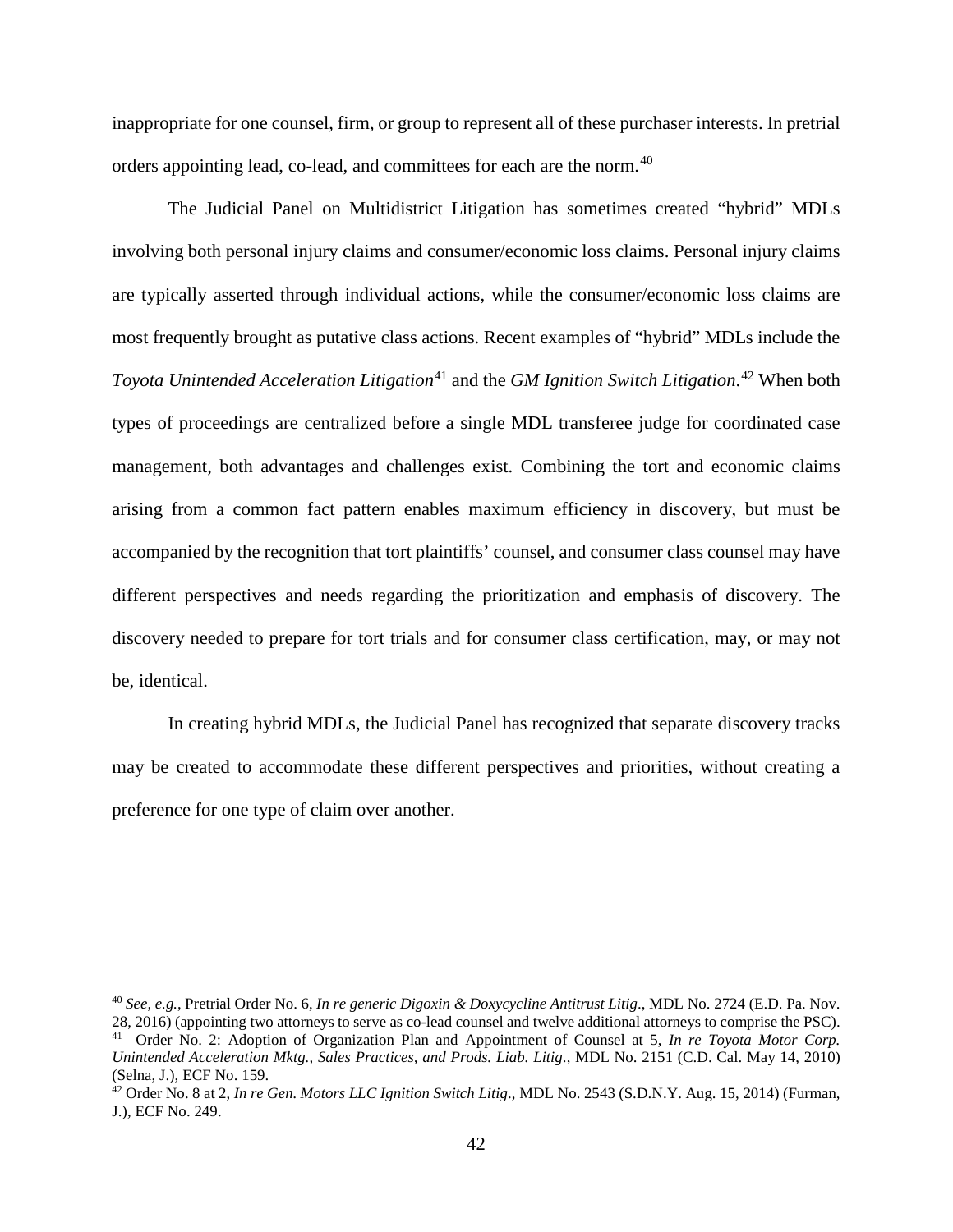inappropriate for one counsel, firm, or group to represent all of these purchaser interests. In pretrial orders appointing lead, co-lead, and committees for each are the norm.[40]

The Judicial Panel on Multidistrict Litigation has sometimes created "hybrid" MDLs involving both personal injury claims and consumer/economic loss claims. Personal injury claims are typically asserted through individual actions, while the consumer/economic loss claims are most frequently brought as putative class actions. Recent examples of "hybrid" MDLs include the *Toyota Unintended Acceleration Litigation*[41] and the *GM Ignition Switch Litigation*.[42] When both types of proceedings are centralized before a single MDL transferee judge for coordinated case management, both advantages and challenges exist. Combining the tort and economic claims arising from a common fact pattern enables maximum efficiency in discovery, but must be accompanied by the recognition that tort plaintiffs' counsel, and consumer class counsel may have different perspectives and needs regarding the prioritization and emphasis of discovery. The discovery needed to prepare for tort trials and for consumer class certification, may, or may not be, identical.

In creating hybrid MDLs, the Judicial Panel has recognized that separate discovery tracks may be created to accommodate these different perspectives and priorities, without creating a preference for one type of claim over another.

---

[40] *See, e.g.*, Pretrial Order No. 6, *In re generic Digoxin & Doxycycline Antitrust Litig*., MDL No. 2724 (E.D. Pa. Nov. 28, 2016) (appointing two attorneys to serve as co-lead counsel and twelve additional attorneys to comprise the PSC).

[41] Order No. 2: Adoption of Organization Plan and Appointment of Counsel at 5, *In re Toyota Motor Corp. Unintended Acceleration Mktg., Sales Practices, and Prods. Liab. Litig.,* MDL No. 2151 (C.D. Cal. May 14, 2010) (Selna, J.), ECF No. 159.

[42] Order No. 8 at 2, *In re Gen. Motors LLC Ignition Switch Litig*., MDL No. 2543 (S.D.N.Y. Aug. 15, 2014) (Furman, J.), ECF No. 249.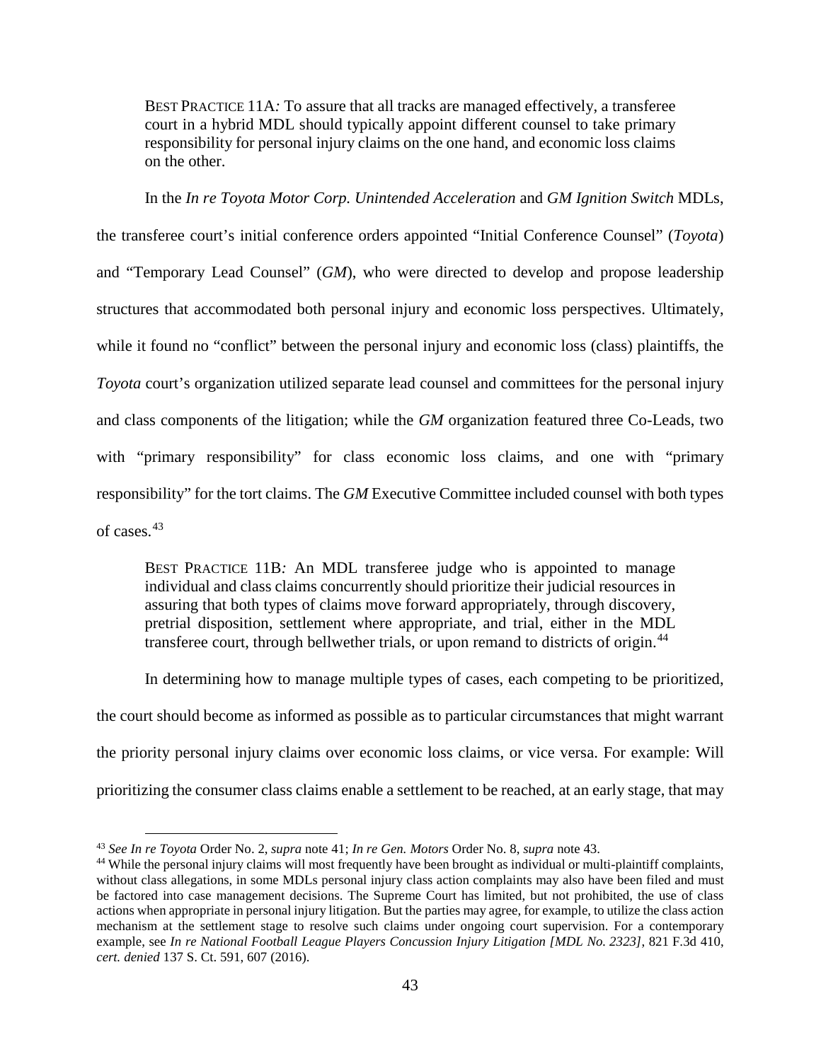> BEST PRACTICE 11A*:* To assure that all tracks are managed effectively, a transferee court in a hybrid MDL should typically appoint different counsel to take primary responsibility for personal injury claims on the one hand, and economic loss claims on the other.

In the *In re Toyota Motor Corp. Unintended Acceleration* and *GM Ignition Switch* MDLs, the transferee court's initial conference orders appointed "Initial Conference Counsel" (*Toyota*) and "Temporary Lead Counsel" (*GM*), who were directed to develop and propose leadership structures that accommodated both personal injury and economic loss perspectives. Ultimately, while it found no "conflict" between the personal injury and economic loss (class) plaintiffs, the *Toyota* court's organization utilized separate lead counsel and committees for the personal injury and class components of the litigation; while the *GM* organization featured three Co-Leads, two with "primary responsibility" for class economic loss claims, and one with "primary responsibility" for the tort claims. The *GM* Executive Committee included counsel with both types of cases.[43]

> BEST PRACTICE 11B*:* An MDL transferee judge who is appointed to manage individual and class claims concurrently should prioritize their judicial resources in assuring that both types of claims move forward appropriately, through discovery, pretrial disposition, settlement where appropriate, and trial, either in the MDL transferee court, through bellwether trials, or upon remand to districts of origin.[44]

In determining how to manage multiple types of cases, each competing to be prioritized, the court should become as informed as possible as to particular circumstances that might warrant the priority personal injury claims over economic loss claims, or vice versa. For example: Will prioritizing the consumer class claims enable a settlement to be reached, at an early stage, that may

---

[43] *See In re Toyota* Order No. 2, *supra* note 41; *In re Gen. Motors* Order No. 8, *supra* note 43.

[44] While the personal injury claims will most frequently have been brought as individual or multi-plaintiff complaints, without class allegations, in some MDLs personal injury class action complaints may also have been filed and must be factored into case management decisions. The Supreme Court has limited, but not prohibited, the use of class actions when appropriate in personal injury litigation. But the parties may agree, for example, to utilize the class action mechanism at the settlement stage to resolve such claims under ongoing court supervision. For a contemporary example, see *In re National Football League Players Concussion Injury Litigation [MDL No. 2323]*, 821 F.3d 410, *cert. denied* 137 S. Ct. 591, 607 (2016).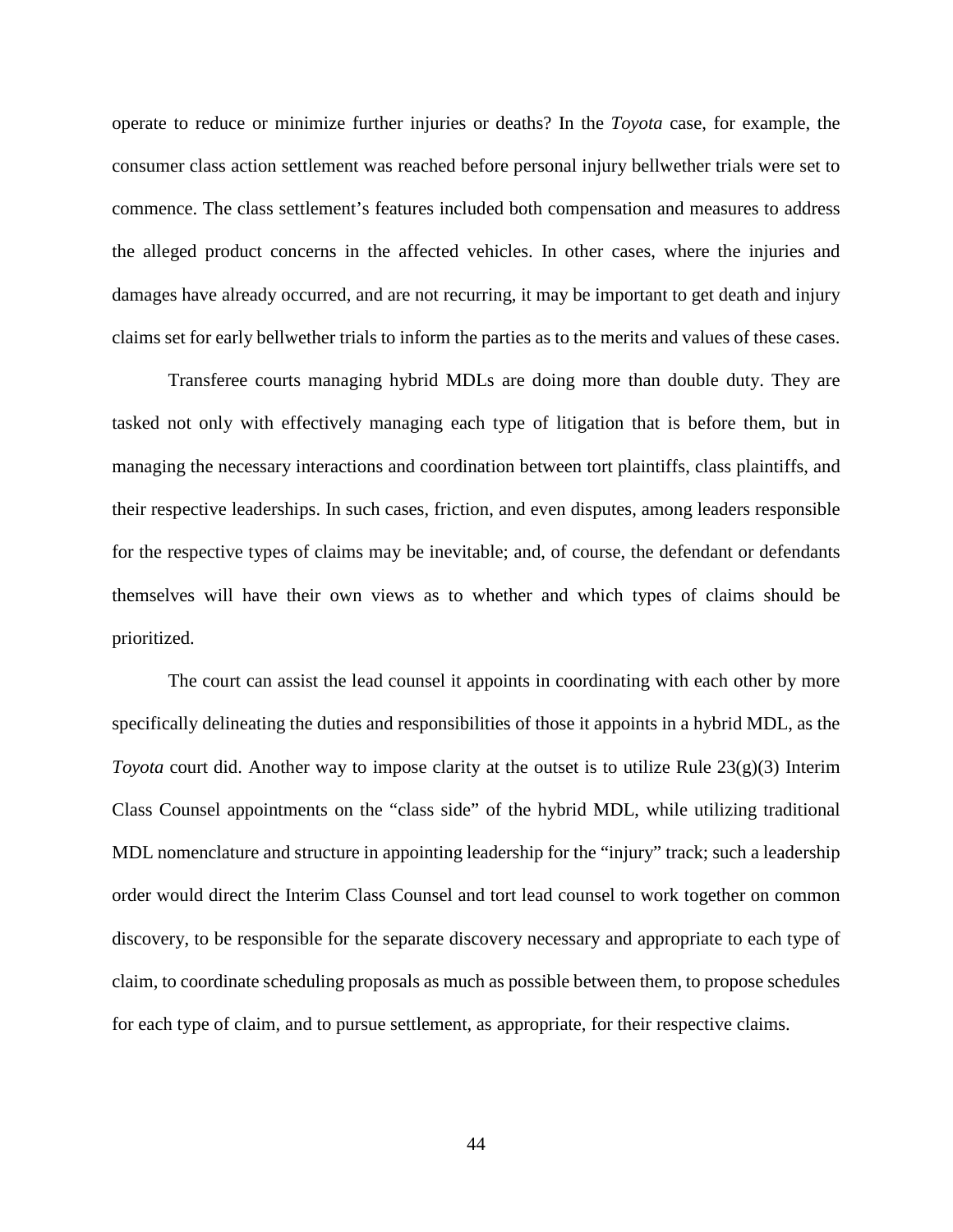operate to reduce or minimize further injuries or deaths? In the *Toyota* case, for example, the consumer class action settlement was reached before personal injury bellwether trials were set to commence. The class settlement's features included both compensation and measures to address the alleged product concerns in the affected vehicles. In other cases, where the injuries and damages have already occurred, and are not recurring, it may be important to get death and injury claims set for early bellwether trials to inform the parties as to the merits and values of these cases.

Transferee courts managing hybrid MDLs are doing more than double duty. They are tasked not only with effectively managing each type of litigation that is before them, but in managing the necessary interactions and coordination between tort plaintiffs, class plaintiffs, and their respective leaderships. In such cases, friction, and even disputes, among leaders responsible for the respective types of claims may be inevitable; and, of course, the defendant or defendants themselves will have their own views as to whether and which types of claims should be prioritized.

The court can assist the lead counsel it appoints in coordinating with each other by more specifically delineating the duties and responsibilities of those it appoints in a hybrid MDL, as the *Toyota* court did. Another way to impose clarity at the outset is to utilize Rule 23(g)(3) Interim Class Counsel appointments on the "class side" of the hybrid MDL, while utilizing traditional MDL nomenclature and structure in appointing leadership for the "injury" track; such a leadership order would direct the Interim Class Counsel and tort lead counsel to work together on common discovery, to be responsible for the separate discovery necessary and appropriate to each type of claim, to coordinate scheduling proposals as much as possible between them, to propose schedules for each type of claim, and to pursue settlement, as appropriate, for their respective claims.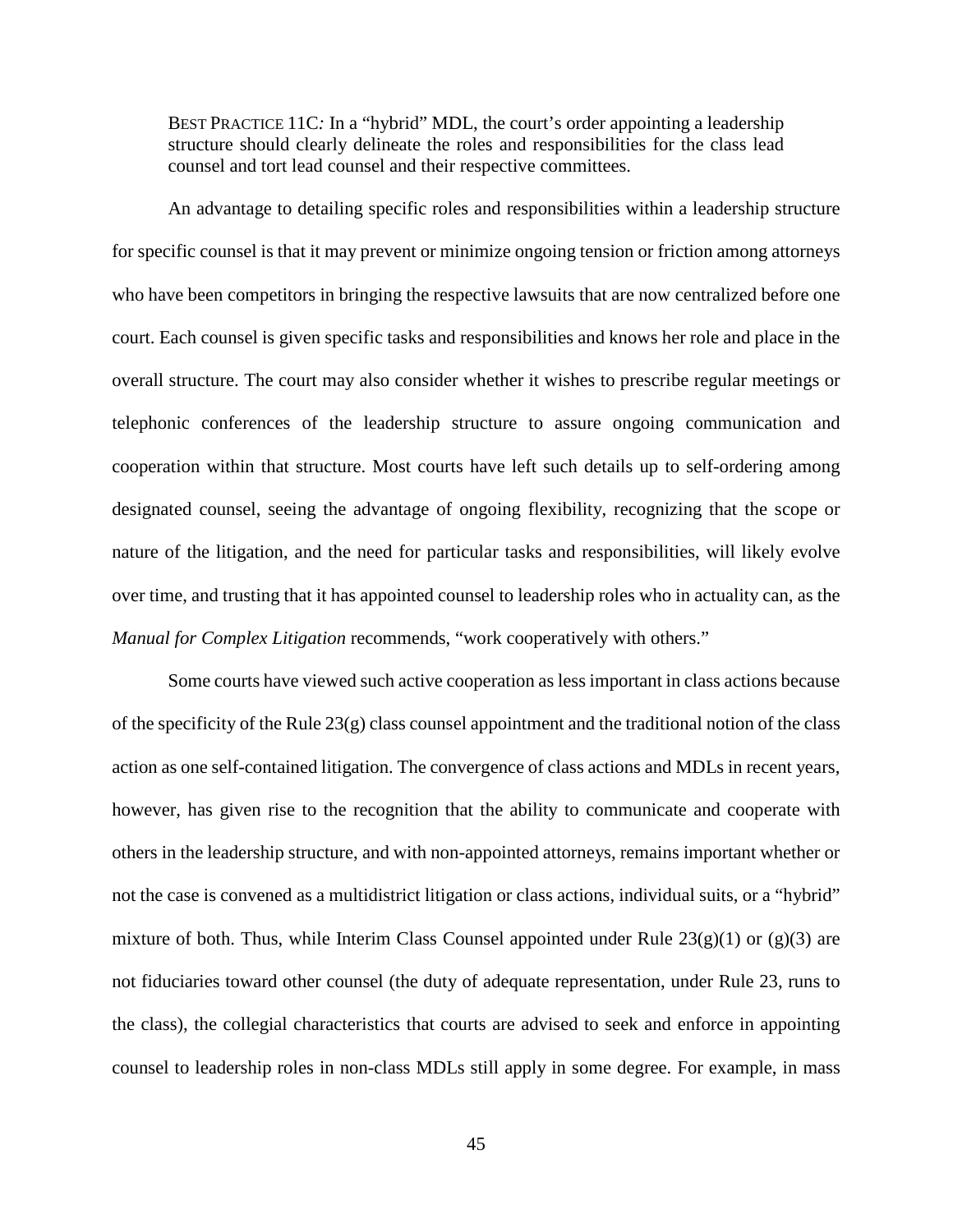BEST PRACTICE 11C: In a "hybrid" MDL, the court's order appointing a leadership structure should clearly delineate the roles and responsibilities for the class lead counsel and tort lead counsel and their respective committees.

An advantage to detailing specific roles and responsibilities within a leadership structure for specific counsel is that it may prevent or minimize ongoing tension or friction among attorneys who have been competitors in bringing the respective lawsuits that are now centralized before one court. Each counsel is given specific tasks and responsibilities and knows her role and place in the overall structure. The court may also consider whether it wishes to prescribe regular meetings or telephonic conferences of the leadership structure to assure ongoing communication and cooperation within that structure. Most courts have left such details up to self-ordering among designated counsel, seeing the advantage of ongoing flexibility, recognizing that the scope or nature of the litigation, and the need for particular tasks and responsibilities, will likely evolve over time, and trusting that it has appointed counsel to leadership roles who in actuality can, as the *Manual for Complex Litigation* recommends, "work cooperatively with others."

Some courts have viewed such active cooperation as less important in class actions because of the specificity of the Rule 23(g) class counsel appointment and the traditional notion of the class action as one self-contained litigation. The convergence of class actions and MDLs in recent years, however, has given rise to the recognition that the ability to communicate and cooperate with others in the leadership structure, and with non-appointed attorneys, remains important whether or not the case is convened as a multidistrict litigation or class actions, individual suits, or a "hybrid" mixture of both. Thus, while Interim Class Counsel appointed under Rule 23(g)(1) or (g)(3) are not fiduciaries toward other counsel (the duty of adequate representation, under Rule 23, runs to the class), the collegial characteristics that courts are advised to seek and enforce in appointing counsel to leadership roles in non-class MDLs still apply in some degree. For example, in mass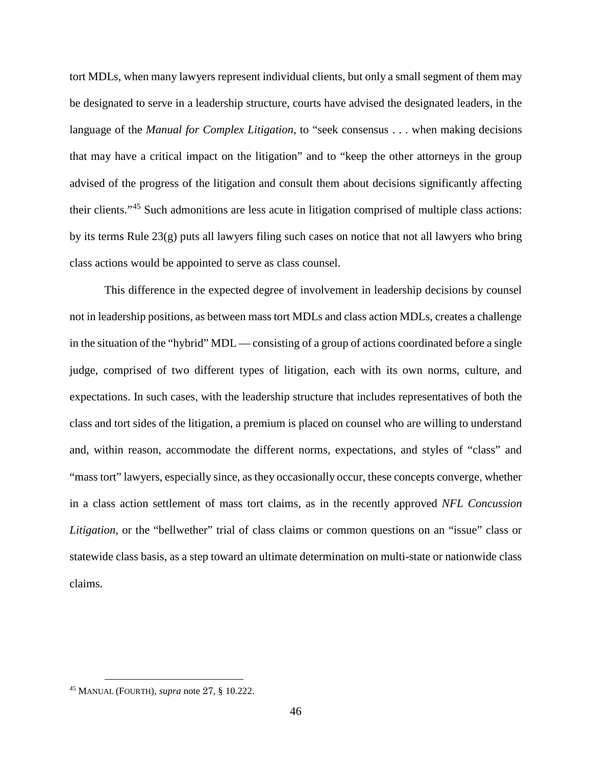tort MDLs, when many lawyers represent individual clients, but only a small segment of them may be designated to serve in a leadership structure, courts have advised the designated leaders, in the language of the *Manual for Complex Litigation*, to "seek consensus . . . when making decisions that may have a critical impact on the litigation" and to "keep the other attorneys in the group advised of the progress of the litigation and consult them about decisions significantly affecting their clients."[45] Such admonitions are less acute in litigation comprised of multiple class actions: by its terms Rule 23(g) puts all lawyers filing such cases on notice that not all lawyers who bring class actions would be appointed to serve as class counsel.

This difference in the expected degree of involvement in leadership decisions by counsel not in leadership positions, as between mass tort MDLs and class action MDLs, creates a challenge in the situation of the "hybrid" MDL — consisting of a group of actions coordinated before a single judge, comprised of two different types of litigation, each with its own norms, culture, and expectations. In such cases, with the leadership structure that includes representatives of both the class and tort sides of the litigation, a premium is placed on counsel who are willing to understand and, within reason, accommodate the different norms, expectations, and styles of "class" and "mass tort" lawyers, especially since, as they occasionally occur, these concepts converge, whether in a class action settlement of mass tort claims, as in the recently approved *NFL Concussion Litigation*, or the "bellwether" trial of class claims or common questions on an "issue" class or statewide class basis, as a step toward an ultimate determination on multi-state or nationwide class claims.

---

[45] MANUAL (FOURTH), *supra* note 27, § 10.222.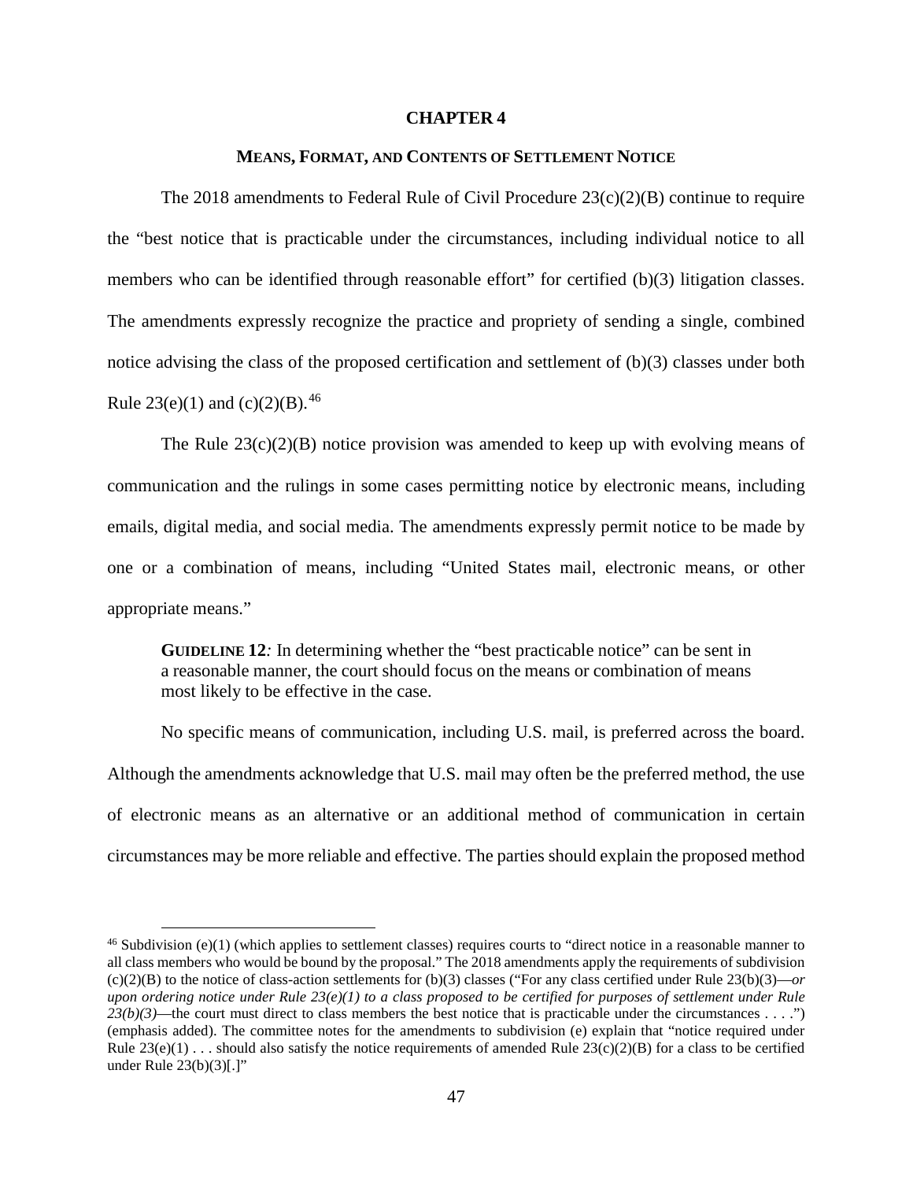# CHAPTER 4

## MEANS, FORMAT, AND CONTENTS OF SETTLEMENT NOTICE

The 2018 amendments to Federal Rule of Civil Procedure 23(c)(2)(B) continue to require the "best notice that is practicable under the circumstances, including individual notice to all members who can be identified through reasonable effort" for certified (b)(3) litigation classes. The amendments expressly recognize the practice and propriety of sending a single, combined notice advising the class of the proposed certification and settlement of (b)(3) classes under both Rule 23(e)(1) and (c)(2)(B).[46]

The Rule 23(c)(2)(B) notice provision was amended to keep up with evolving means of communication and the rulings in some cases permitting notice by electronic means, including emails, digital media, and social media. The amendments expressly permit notice to be made by one or a combination of means, including "United States mail, electronic means, or other appropriate means."

> **GUIDELINE 12***:* In determining whether the "best practicable notice" can be sent in a reasonable manner, the court should focus on the means or combination of means most likely to be effective in the case.

No specific means of communication, including U.S. mail, is preferred across the board. Although the amendments acknowledge that U.S. mail may often be the preferred method, the use of electronic means as an alternative or an additional method of communication in certain circumstances may be more reliable and effective. The parties should explain the proposed method

---

[46] Subdivision (e)(1) (which applies to settlement classes) requires courts to "direct notice in a reasonable manner to all class members who would be bound by the proposal." The 2018 amendments apply the requirements of subdivision (c)(2)(B) to the notice of class-action settlements for (b)(3) classes ("For any class certified under Rule 23(b)(3)—*or upon ordering notice under Rule 23(e)(1) to a class proposed to be certified for purposes of settlement under Rule 23(b)(3)*—the court must direct to class members the best notice that is practicable under the circumstances . . . .") (emphasis added). The committee notes for the amendments to subdivision (e) explain that "notice required under Rule 23(e)(1) . . . should also satisfy the notice requirements of amended Rule 23(c)(2)(B) for a class to be certified under Rule 23(b)(3)[.]"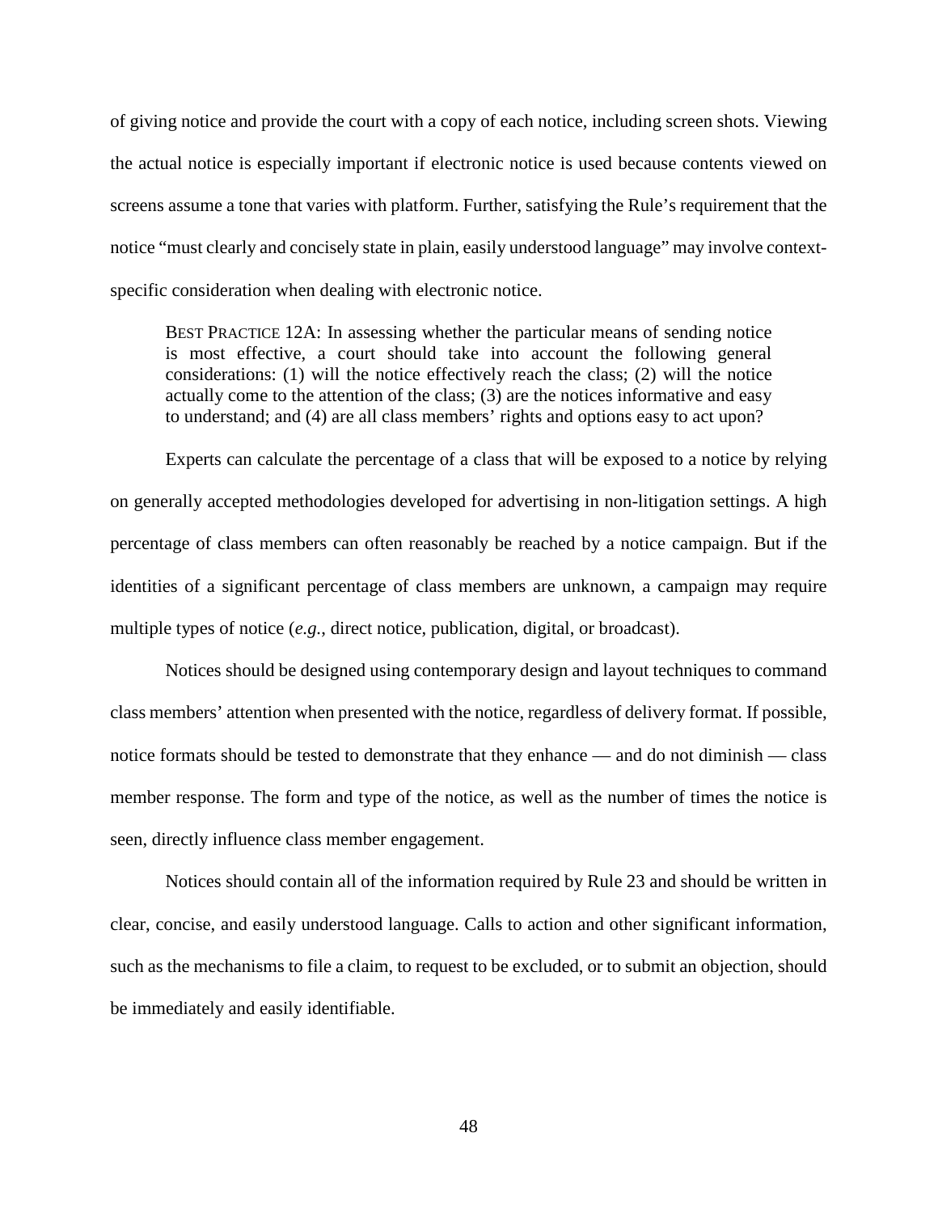of giving notice and provide the court with a copy of each notice, including screen shots. Viewing the actual notice is especially important if electronic notice is used because contents viewed on screens assume a tone that varies with platform. Further, satisfying the Rule's requirement that the notice "must clearly and concisely state in plain, easily understood language" may involve context-specific consideration when dealing with electronic notice.

> BEST PRACTICE 12A: In assessing whether the particular means of sending notice is most effective, a court should take into account the following general considerations: (1) will the notice effectively reach the class; (2) will the notice actually come to the attention of the class; (3) are the notices informative and easy to understand; and (4) are all class members' rights and options easy to act upon?

Experts can calculate the percentage of a class that will be exposed to a notice by relying on generally accepted methodologies developed for advertising in non-litigation settings. A high percentage of class members can often reasonably be reached by a notice campaign. But if the identities of a significant percentage of class members are unknown, a campaign may require multiple types of notice (*e.g.*, direct notice, publication, digital, or broadcast).

Notices should be designed using contemporary design and layout techniques to command class members' attention when presented with the notice, regardless of delivery format. If possible, notice formats should be tested to demonstrate that they enhance — and do not diminish — class member response. The form and type of the notice, as well as the number of times the notice is seen, directly influence class member engagement.

Notices should contain all of the information required by Rule 23 and should be written in clear, concise, and easily understood language. Calls to action and other significant information, such as the mechanisms to file a claim, to request to be excluded, or to submit an objection, should be immediately and easily identifiable.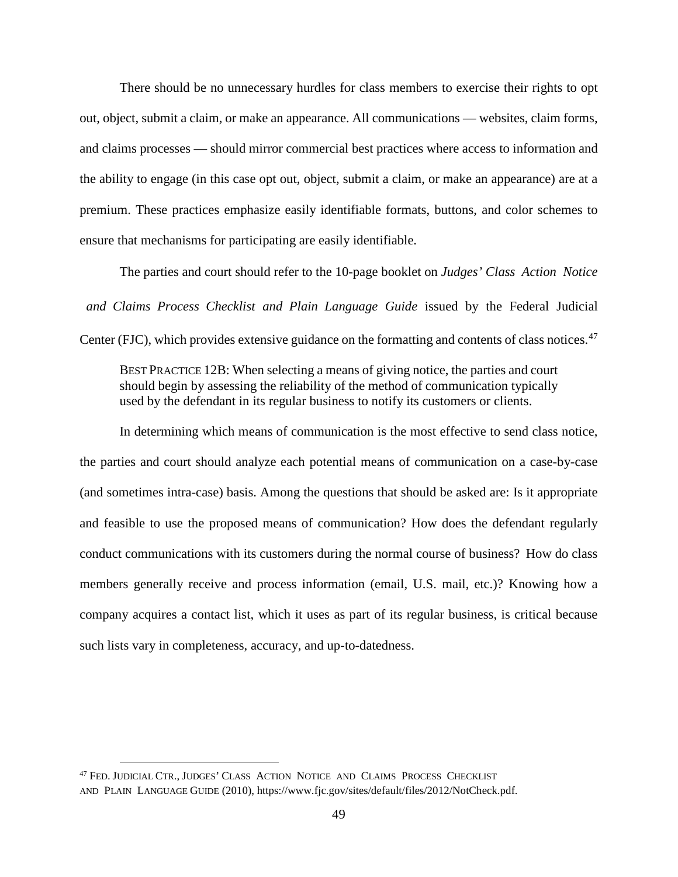There should be no unnecessary hurdles for class members to exercise their rights to opt out, object, submit a claim, or make an appearance. All communications — websites, claim forms, and claims processes — should mirror commercial best practices where access to information and the ability to engage (in this case opt out, object, submit a claim, or make an appearance) are at a premium. These practices emphasize easily identifiable formats, buttons, and color schemes to ensure that mechanisms for participating are easily identifiable.

The parties and court should refer to the 10-page booklet on *Judges' Class Action Notice and Claims Process Checklist and Plain Language Guide* issued by the Federal Judicial Center (FJC), which provides extensive guidance on the formatting and contents of class notices.[47]

> BEST PRACTICE 12B: When selecting a means of giving notice, the parties and court should begin by assessing the reliability of the method of communication typically used by the defendant in its regular business to notify its customers or clients.

In determining which means of communication is the most effective to send class notice, the parties and court should analyze each potential means of communication on a case-by-case (and sometimes intra-case) basis. Among the questions that should be asked are: Is it appropriate and feasible to use the proposed means of communication? How does the defendant regularly conduct communications with its customers during the normal course of business? How do class members generally receive and process information (email, U.S. mail, etc.)? Knowing how a company acquires a contact list, which it uses as part of its regular business, is critical because such lists vary in completeness, accuracy, and up-to-datedness.

---

[47] FED. JUDICIAL CTR., JUDGES' CLASS ACTION NOTICE AND CLAIMS PROCESS CHECKLIST AND PLAIN LANGUAGE GUIDE (2010), https://www.fjc.gov/sites/default/files/2012/NotCheck.pdf.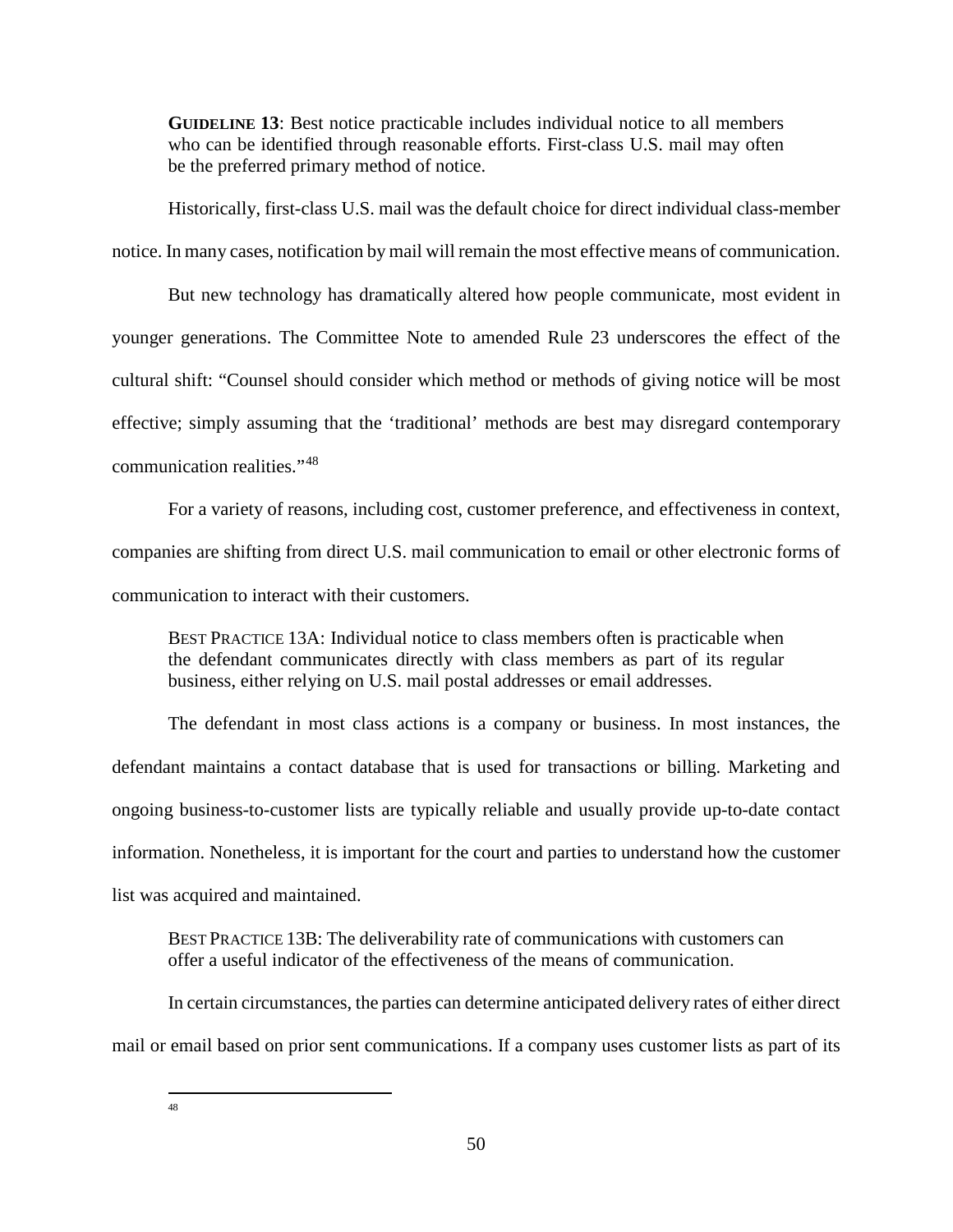**GUIDELINE 13**: Best notice practicable includes individual notice to all members who can be identified through reasonable efforts. First-class U.S. mail may often be the preferred primary method of notice.

Historically, first-class U.S. mail was the default choice for direct individual class-member notice. In many cases, notification by mail will remain the most effective means of communication.

But new technology has dramatically altered how people communicate, most evident in younger generations. The Committee Note to amended Rule 23 underscores the effect of the cultural shift: "Counsel should consider which method or methods of giving notice will be most effective; simply assuming that the 'traditional' methods are best may disregard contemporary communication realities."[48]

For a variety of reasons, including cost, customer preference, and effectiveness in context, companies are shifting from direct U.S. mail communication to email or other electronic forms of communication to interact with their customers.

BEST PRACTICE 13A: Individual notice to class members often is practicable when the defendant communicates directly with class members as part of its regular business, either relying on U.S. mail postal addresses or email addresses.

The defendant in most class actions is a company or business. In most instances, the defendant maintains a contact database that is used for transactions or billing. Marketing and ongoing business-to-customer lists are typically reliable and usually provide up-to-date contact information. Nonetheless, it is important for the court and parties to understand how the customer list was acquired and maintained.

BEST PRACTICE 13B: The deliverability rate of communications with customers can offer a useful indicator of the effectiveness of the means of communication.

In certain circumstances, the parties can determine anticipated delivery rates of either direct mail or email based on prior sent communications. If a company uses customer lists as part of its

---

48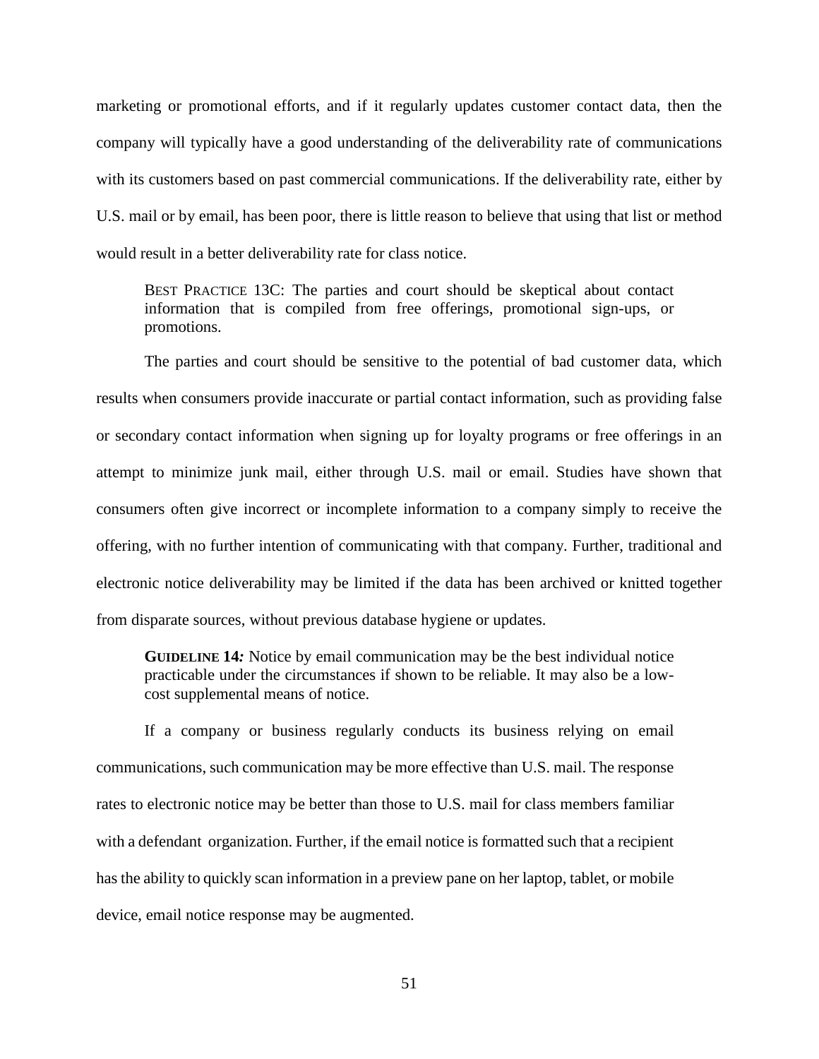marketing or promotional efforts, and if it regularly updates customer contact data, then the company will typically have a good understanding of the deliverability rate of communications with its customers based on past commercial communications. If the deliverability rate, either by U.S. mail or by email, has been poor, there is little reason to believe that using that list or method would result in a better deliverability rate for class notice.

> BEST PRACTICE 13C: The parties and court should be skeptical about contact information that is compiled from free offerings, promotional sign-ups, or promotions.

The parties and court should be sensitive to the potential of bad customer data, which results when consumers provide inaccurate or partial contact information, such as providing false or secondary contact information when signing up for loyalty programs or free offerings in an attempt to minimize junk mail, either through U.S. mail or email. Studies have shown that consumers often give incorrect or incomplete information to a company simply to receive the offering, with no further intention of communicating with that company. Further, traditional and electronic notice deliverability may be limited if the data has been archived or knitted together from disparate sources, without previous database hygiene or updates.

> **GUIDELINE 14***:* Notice by email communication may be the best individual notice practicable under the circumstances if shown to be reliable. It may also be a low-cost supplemental means of notice.

If a company or business regularly conducts its business relying on email communications, such communication may be more effective than U.S. mail. The response rates to electronic notice may be better than those to U.S. mail for class members familiar with a defendant organization. Further, if the email notice is formatted such that a recipient has the ability to quickly scan information in a preview pane on her laptop, tablet, or mobile device, email notice response may be augmented.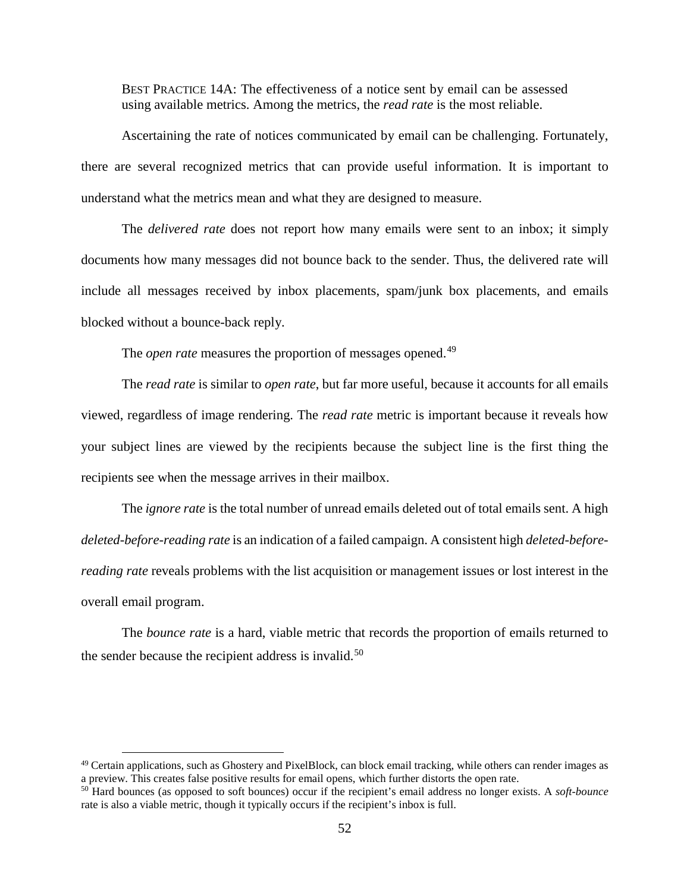BEST PRACTICE 14A: The effectiveness of a notice sent by email can be assessed using available metrics. Among the metrics, the *read rate* is the most reliable.

Ascertaining the rate of notices communicated by email can be challenging. Fortunately, there are several recognized metrics that can provide useful information. It is important to understand what the metrics mean and what they are designed to measure.

The *delivered rate* does not report how many emails were sent to an inbox; it simply documents how many messages did not bounce back to the sender. Thus, the delivered rate will include all messages received by inbox placements, spam/junk box placements, and emails blocked without a bounce-back reply.

The *open rate* measures the proportion of messages opened.[49]

The *read rate* is similar to *open rate*, but far more useful, because it accounts for all emails viewed, regardless of image rendering. The *read rate* metric is important because it reveals how your subject lines are viewed by the recipients because the subject line is the first thing the recipients see when the message arrives in their mailbox.

The *ignore rate* is the total number of unread emails deleted out of total emails sent. A high *deleted-before-reading rate* is an indication of a failed campaign. A consistent high *deleted-before-reading rate* reveals problems with the list acquisition or management issues or lost interest in the overall email program.

The *bounce rate* is a hard, viable metric that records the proportion of emails returned to the sender because the recipient address is invalid.[50]

---

[49] Certain applications, such as Ghostery and PixelBlock, can block email tracking, while others can render images as a preview. This creates false positive results for email opens, which further distorts the open rate.

[50] Hard bounces (as opposed to soft bounces) occur if the recipient's email address no longer exists. A *soft-bounce* rate is also a viable metric, though it typically occurs if the recipient's inbox is full.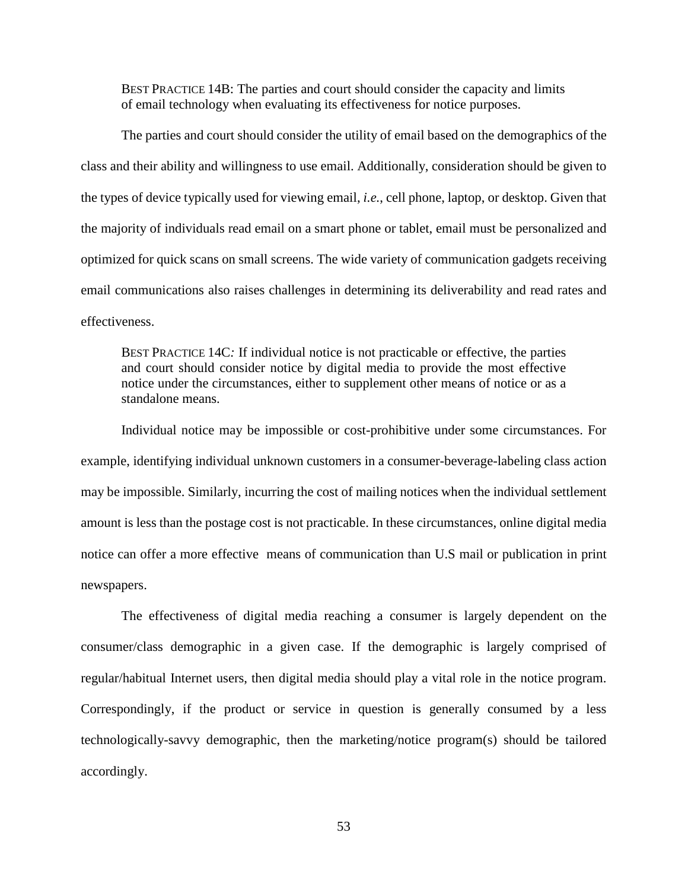> BEST PRACTICE 14B: The parties and court should consider the capacity and limits of email technology when evaluating its effectiveness for notice purposes.

The parties and court should consider the utility of email based on the demographics of the class and their ability and willingness to use email. Additionally, consideration should be given to the types of device typically used for viewing email, *i.e.*, cell phone, laptop, or desktop. Given that the majority of individuals read email on a smart phone or tablet, email must be personalized and optimized for quick scans on small screens. The wide variety of communication gadgets receiving email communications also raises challenges in determining its deliverability and read rates and effectiveness.

> BEST PRACTICE 14C: If individual notice is not practicable or effective, the parties and court should consider notice by digital media to provide the most effective notice under the circumstances, either to supplement other means of notice or as a standalone means.

Individual notice may be impossible or cost-prohibitive under some circumstances. For example, identifying individual unknown customers in a consumer-beverage-labeling class action may be impossible. Similarly, incurring the cost of mailing notices when the individual settlement amount is less than the postage cost is not practicable. In these circumstances, online digital media notice can offer a more effective means of communication than U.S mail or publication in print newspapers.

The effectiveness of digital media reaching a consumer is largely dependent on the consumer/class demographic in a given case. If the demographic is largely comprised of regular/habitual Internet users, then digital media should play a vital role in the notice program. Correspondingly, if the product or service in question is generally consumed by a less technologically-savvy demographic, then the marketing/notice program(s) should be tailored accordingly.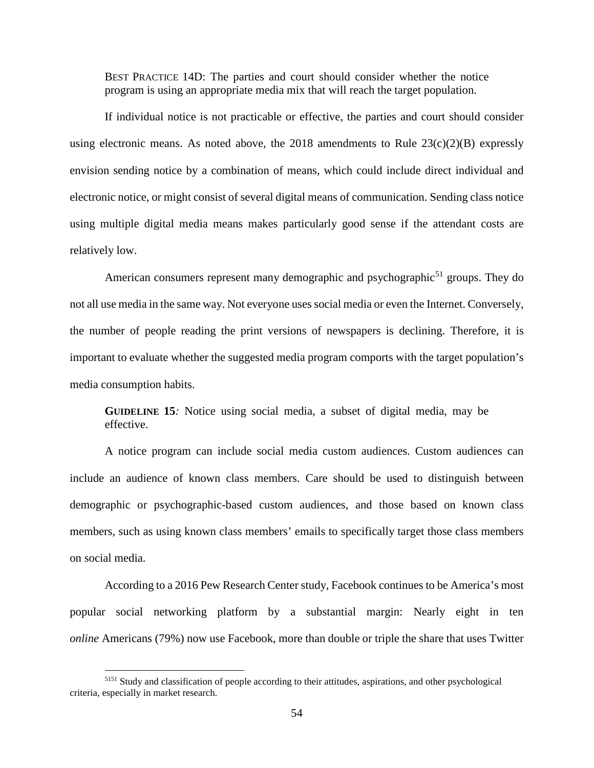BEST PRACTICE 14D: The parties and court should consider whether the notice program is using an appropriate media mix that will reach the target population.

If individual notice is not practicable or effective, the parties and court should consider using electronic means. As noted above, the 2018 amendments to Rule 23(c)(2)(B) expressly envision sending notice by a combination of means, which could include direct individual and electronic notice, or might consist of several digital means of communication. Sending class notice using multiple digital media means makes particularly good sense if the attendant costs are relatively low.

American consumers represent many demographic and psychographic[51] groups. They do not all use media in the same way. Not everyone uses social media or even the Internet. Conversely, the number of people reading the print versions of newspapers is declining. Therefore, it is important to evaluate whether the suggested media program comports with the target population's media consumption habits.

**GUIDELINE 15***:* Notice using social media, a subset of digital media, may be effective.

A notice program can include social media custom audiences. Custom audiences can include an audience of known class members. Care should be used to distinguish between demographic or psychographic-based custom audiences, and those based on known class members, such as using known class members' emails to specifically target those class members on social media.

According to a 2016 Pew Research Center study, Facebook continues to be America's most popular social networking platform by a substantial margin: Nearly eight in ten *online* Americans (79%) now use Facebook, more than double or triple the share that uses Twitter

[5151] Study and classification of people according to their attitudes, aspirations, and other psychological criteria, especially in market research.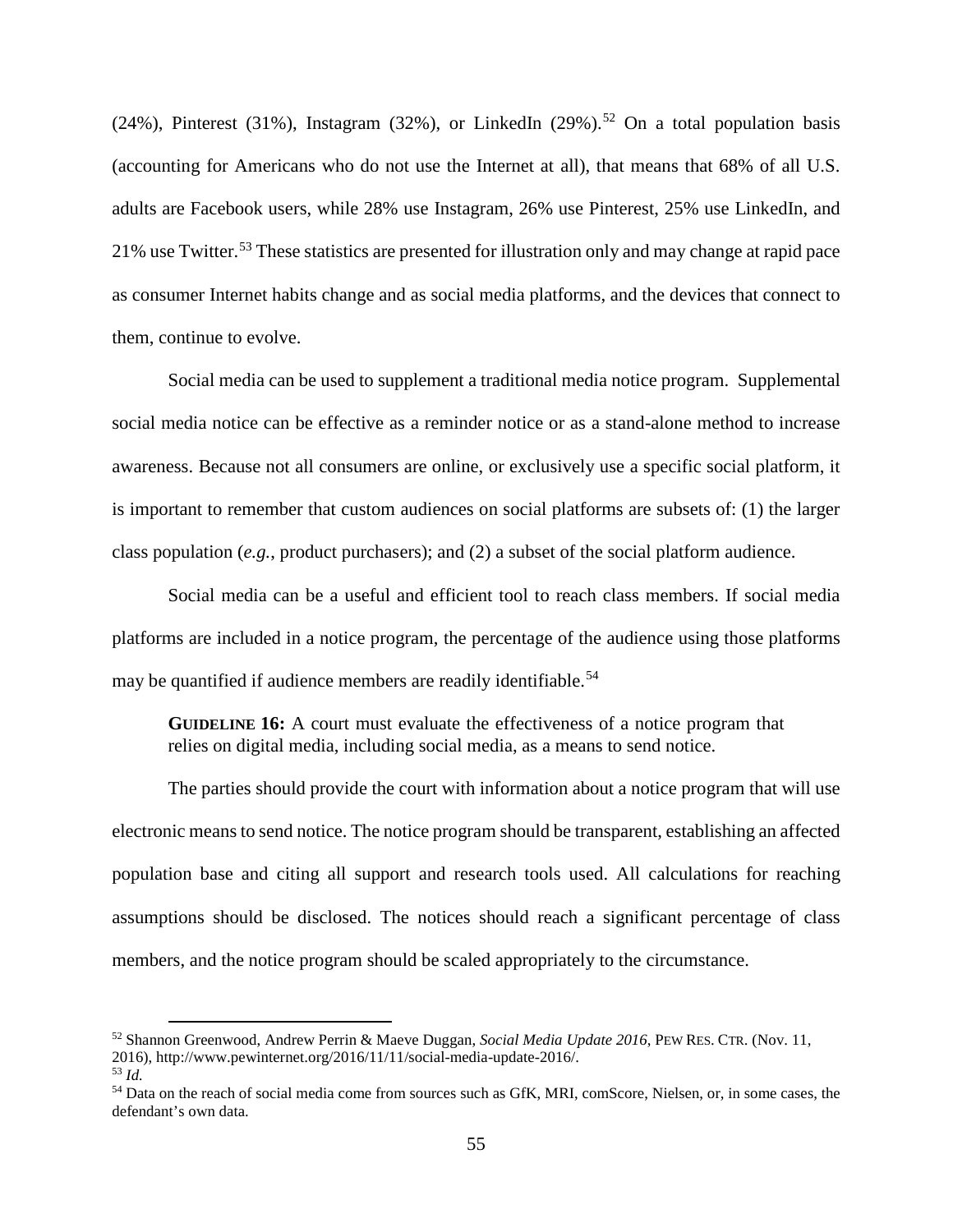(24%), Pinterest (31%), Instagram (32%), or LinkedIn (29%).[52] On a total population basis (accounting for Americans who do not use the Internet at all), that means that 68% of all U.S. adults are Facebook users, while 28% use Instagram, 26% use Pinterest, 25% use LinkedIn, and 21% use Twitter.[53] These statistics are presented for illustration only and may change at rapid pace as consumer Internet habits change and as social media platforms, and the devices that connect to them, continue to evolve.

Social media can be used to supplement a traditional media notice program. Supplemental social media notice can be effective as a reminder notice or as a stand-alone method to increase awareness. Because not all consumers are online, or exclusively use a specific social platform, it is important to remember that custom audiences on social platforms are subsets of: (1) the larger class population (*e.g.*, product purchasers); and (2) a subset of the social platform audience.

Social media can be a useful and efficient tool to reach class members. If social media platforms are included in a notice program, the percentage of the audience using those platforms may be quantified if audience members are readily identifiable.[54]

> **GUIDELINE 16:** A court must evaluate the effectiveness of a notice program that relies on digital media, including social media, as a means to send notice.

The parties should provide the court with information about a notice program that will use electronic means to send notice. The notice program should be transparent, establishing an affected population base and citing all support and research tools used. All calculations for reaching assumptions should be disclosed. The notices should reach a significant percentage of class members, and the notice program should be scaled appropriately to the circumstance.

---

[52] Shannon Greenwood, Andrew Perrin & Maeve Duggan, *Social Media Update 2016*, PEW RES. CTR. (Nov. 11, 2016), http://www.pewinternet.org/2016/11/11/social-media-update-2016/.

[53] *Id.*

[54] Data on the reach of social media come from sources such as GfK, MRI, comScore, Nielsen, or, in some cases, the defendant's own data.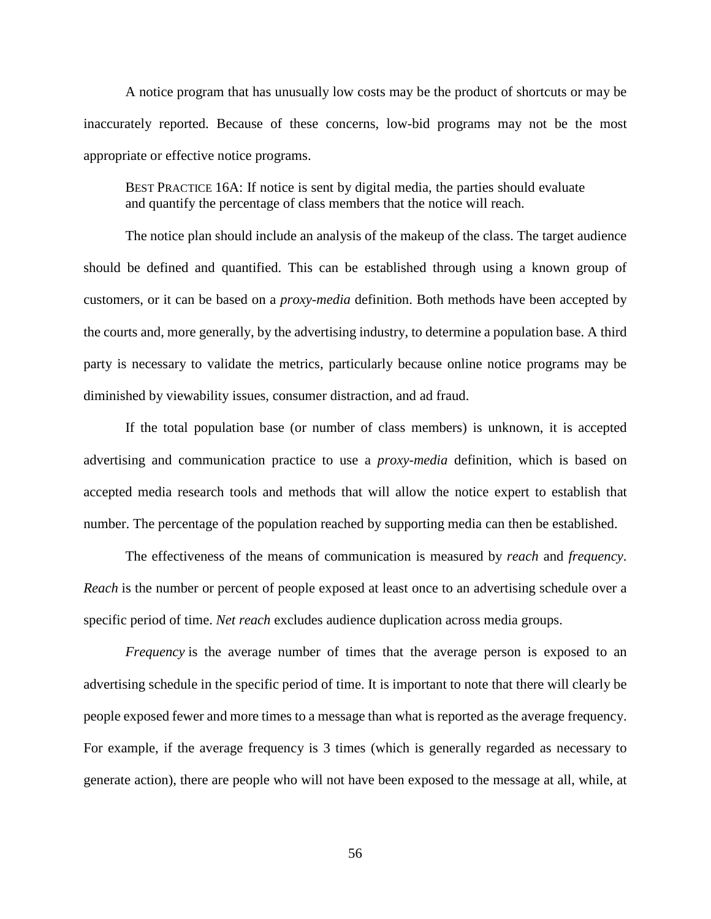A notice program that has unusually low costs may be the product of shortcuts or may be inaccurately reported. Because of these concerns, low-bid programs may not be the most appropriate or effective notice programs.

> BEST PRACTICE 16A: If notice is sent by digital media, the parties should evaluate and quantify the percentage of class members that the notice will reach.

The notice plan should include an analysis of the makeup of the class. The target audience should be defined and quantified. This can be established through using a known group of customers, or it can be based on a *proxy-media* definition. Both methods have been accepted by the courts and, more generally, by the advertising industry, to determine a population base. A third party is necessary to validate the metrics, particularly because online notice programs may be diminished by viewability issues, consumer distraction, and ad fraud.

If the total population base (or number of class members) is unknown, it is accepted advertising and communication practice to use a *proxy-media* definition, which is based on accepted media research tools and methods that will allow the notice expert to establish that number. The percentage of the population reached by supporting media can then be established.

The effectiveness of the means of communication is measured by *reach* and *frequency*. *Reach* is the number or percent of people exposed at least once to an advertising schedule over a specific period of time. *Net reach* excludes audience duplication across media groups.

*Frequency* is the average number of times that the average person is exposed to an advertising schedule in the specific period of time. It is important to note that there will clearly be people exposed fewer and more times to a message than what is reported as the average frequency. For example, if the average frequency is 3 times (which is generally regarded as necessary to generate action), there are people who will not have been exposed to the message at all, while, at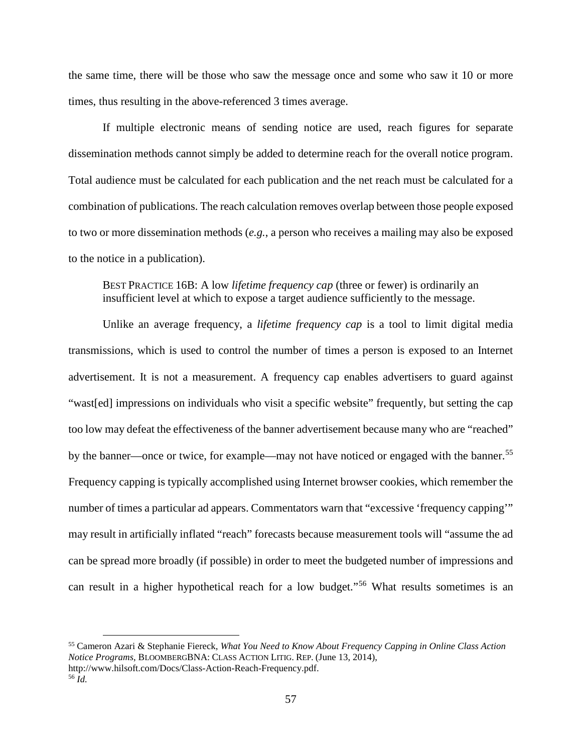the same time, there will be those who saw the message once and some who saw it 10 or more times, thus resulting in the above-referenced 3 times average.

If multiple electronic means of sending notice are used, reach figures for separate dissemination methods cannot simply be added to determine reach for the overall notice program. Total audience must be calculated for each publication and the net reach must be calculated for a combination of publications. The reach calculation removes overlap between those people exposed to two or more dissemination methods (*e.g.*, a person who receives a mailing may also be exposed to the notice in a publication).

> BEST PRACTICE 16B: A low *lifetime frequency cap* (three or fewer) is ordinarily an insufficient level at which to expose a target audience sufficiently to the message.

Unlike an average frequency, a *lifetime frequency cap* is a tool to limit digital media transmissions, which is used to control the number of times a person is exposed to an Internet advertisement. It is not a measurement. A frequency cap enables advertisers to guard against "wast[ed] impressions on individuals who visit a specific website" frequently, but setting the cap too low may defeat the effectiveness of the banner advertisement because many who are "reached" by the banner—once or twice, for example—may not have noticed or engaged with the banner.[55] Frequency capping is typically accomplished using Internet browser cookies, which remember the number of times a particular ad appears. Commentators warn that "excessive 'frequency capping'" may result in artificially inflated "reach" forecasts because measurement tools will "assume the ad can be spread more broadly (if possible) in order to meet the budgeted number of impressions and can result in a higher hypothetical reach for a low budget."[56] What results sometimes is an

---

[55] Cameron Azari & Stephanie Fiereck, *What You Need to Know About Frequency Capping in Online Class Action Notice Programs*, BLOOMBERGBNA: CLASS ACTION LITIG. REP. (June 13, 2014), http://www.hilsoft.com/Docs/Class-Action-Reach-Frequency.pdf.

[56] *Id.*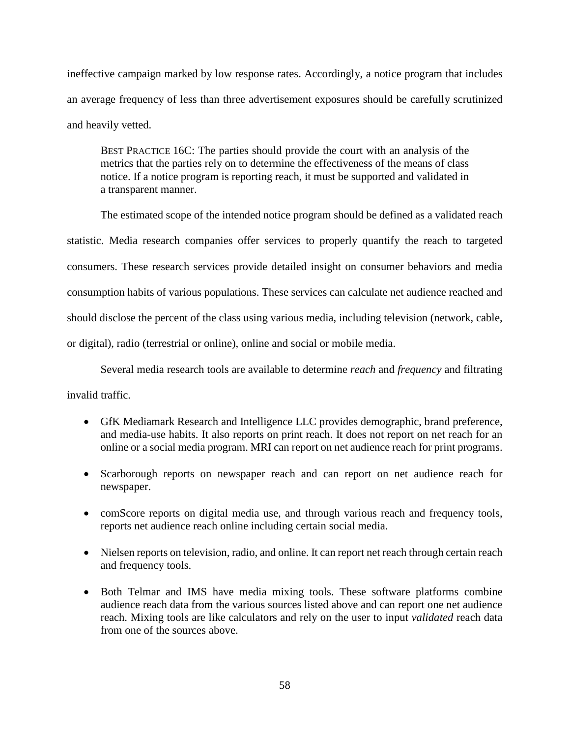ineffective campaign marked by low response rates. Accordingly, a notice program that includes an average frequency of less than three advertisement exposures should be carefully scrutinized and heavily vetted.

> BEST PRACTICE 16C: The parties should provide the court with an analysis of the metrics that the parties rely on to determine the effectiveness of the means of class notice. If a notice program is reporting reach, it must be supported and validated in a transparent manner.

The estimated scope of the intended notice program should be defined as a validated reach statistic. Media research companies offer services to properly quantify the reach to targeted consumers. These research services provide detailed insight on consumer behaviors and media consumption habits of various populations. These services can calculate net audience reached and should disclose the percent of the class using various media, including television (network, cable, or digital), radio (terrestrial or online), online and social or mobile media.

Several media research tools are available to determine *reach* and *frequency* and filtrating invalid traffic.

- GfK Mediamark Research and Intelligence LLC provides demographic, brand preference, and media-use habits. It also reports on print reach. It does not report on net reach for an online or a social media program. MRI can report on net audience reach for print programs.
- Scarborough reports on newspaper reach and can report on net audience reach for newspaper.
- comScore reports on digital media use, and through various reach and frequency tools, reports net audience reach online including certain social media.
- Nielsen reports on television, radio, and online. It can report net reach through certain reach and frequency tools.
- Both Telmar and IMS have media mixing tools. These software platforms combine audience reach data from the various sources listed above and can report one net audience reach. Mixing tools are like calculators and rely on the user to input *validated* reach data from one of the sources above.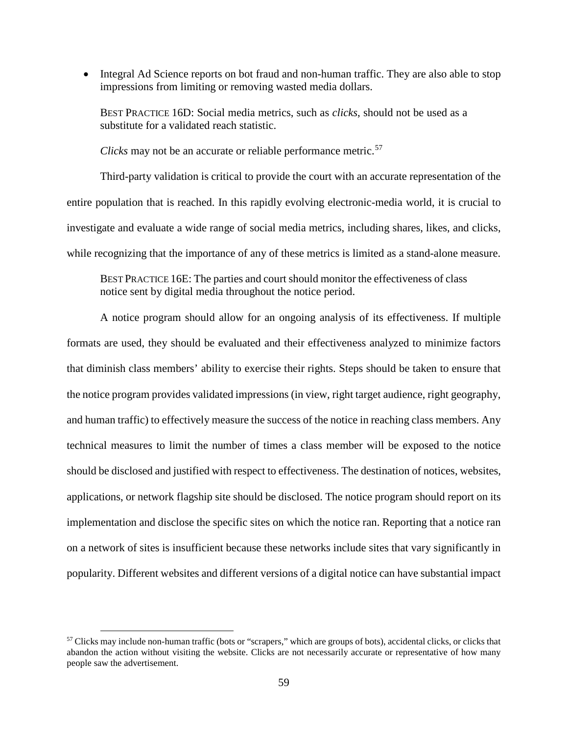- Integral Ad Science reports on bot fraud and non-human traffic. They are also able to stop impressions from limiting or removing wasted media dollars.

BEST PRACTICE 16D: Social media metrics, such as *clicks*, should not be used as a substitute for a validated reach statistic.

*Clicks* may not be an accurate or reliable performance metric.[57]

Third-party validation is critical to provide the court with an accurate representation of the entire population that is reached. In this rapidly evolving electronic-media world, it is crucial to investigate and evaluate a wide range of social media metrics, including shares, likes, and clicks, while recognizing that the importance of any of these metrics is limited as a stand-alone measure.

BEST PRACTICE 16E: The parties and court should monitor the effectiveness of class notice sent by digital media throughout the notice period.

A notice program should allow for an ongoing analysis of its effectiveness. If multiple formats are used, they should be evaluated and their effectiveness analyzed to minimize factors that diminish class members' ability to exercise their rights. Steps should be taken to ensure that the notice program provides validated impressions (in view, right target audience, right geography, and human traffic) to effectively measure the success of the notice in reaching class members. Any technical measures to limit the number of times a class member will be exposed to the notice should be disclosed and justified with respect to effectiveness. The destination of notices, websites, applications, or network flagship site should be disclosed. The notice program should report on its implementation and disclose the specific sites on which the notice ran. Reporting that a notice ran on a network of sites is insufficient because these networks include sites that vary significantly in popularity. Different websites and different versions of a digital notice can have substantial impact

[57] Clicks may include non-human traffic (bots or "scrapers," which are groups of bots), accidental clicks, or clicks that abandon the action without visiting the website. Clicks are not necessarily accurate or representative of how many people saw the advertisement.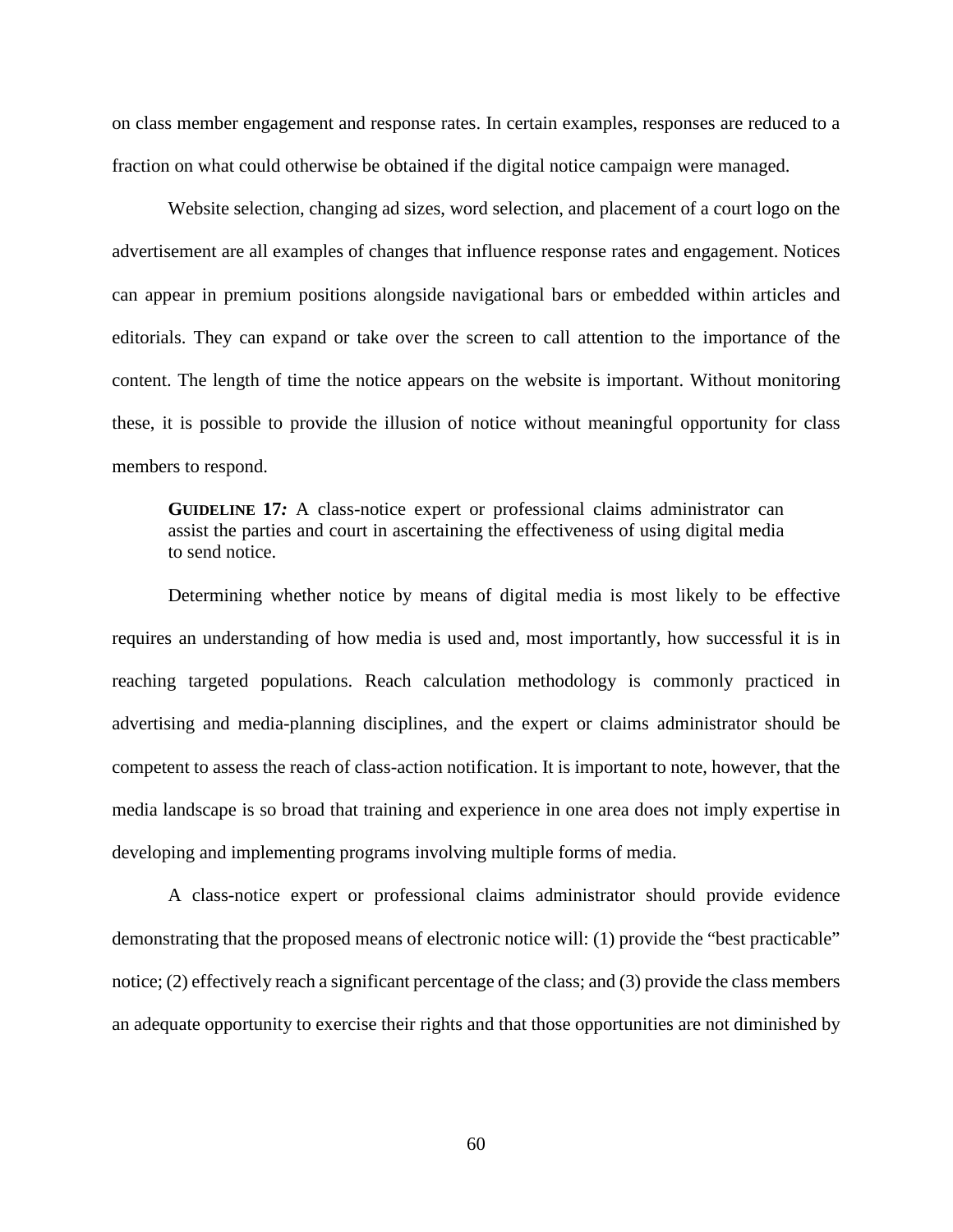on class member engagement and response rates. In certain examples, responses are reduced to a fraction on what could otherwise be obtained if the digital notice campaign were managed.

Website selection, changing ad sizes, word selection, and placement of a court logo on the advertisement are all examples of changes that influence response rates and engagement. Notices can appear in premium positions alongside navigational bars or embedded within articles and editorials. They can expand or take over the screen to call attention to the importance of the content. The length of time the notice appears on the website is important. Without monitoring these, it is possible to provide the illusion of notice without meaningful opportunity for class members to respond.

> **GUIDELINE 17***:* A class-notice expert or professional claims administrator can assist the parties and court in ascertaining the effectiveness of using digital media to send notice.

Determining whether notice by means of digital media is most likely to be effective requires an understanding of how media is used and, most importantly, how successful it is in reaching targeted populations. Reach calculation methodology is commonly practiced in advertising and media-planning disciplines, and the expert or claims administrator should be competent to assess the reach of class-action notification. It is important to note, however, that the media landscape is so broad that training and experience in one area does not imply expertise in developing and implementing programs involving multiple forms of media.

A class-notice expert or professional claims administrator should provide evidence demonstrating that the proposed means of electronic notice will: (1) provide the "best practicable" notice; (2) effectively reach a significant percentage of the class; and (3) provide the class members an adequate opportunity to exercise their rights and that those opportunities are not diminished by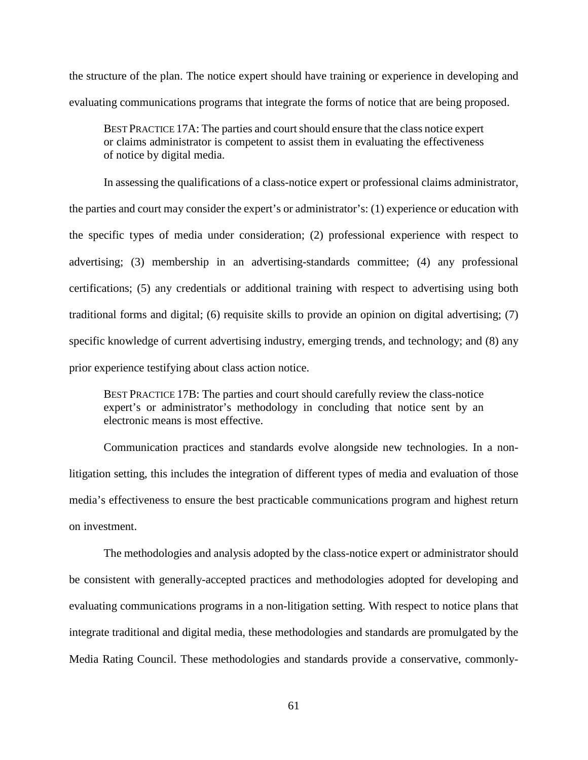the structure of the plan. The notice expert should have training or experience in developing and evaluating communications programs that integrate the forms of notice that are being proposed.

> BEST PRACTICE 17A: The parties and court should ensure that the class notice expert or claims administrator is competent to assist them in evaluating the effectiveness of notice by digital media.

In assessing the qualifications of a class-notice expert or professional claims administrator, the parties and court may consider the expert's or administrator's: (1) experience or education with the specific types of media under consideration; (2) professional experience with respect to advertising; (3) membership in an advertising-standards committee; (4) any professional certifications; (5) any credentials or additional training with respect to advertising using both traditional forms and digital; (6) requisite skills to provide an opinion on digital advertising; (7) specific knowledge of current advertising industry, emerging trends, and technology; and (8) any prior experience testifying about class action notice.

> BEST PRACTICE 17B: The parties and court should carefully review the class-notice expert's or administrator's methodology in concluding that notice sent by an electronic means is most effective.

Communication practices and standards evolve alongside new technologies. In a non-litigation setting, this includes the integration of different types of media and evaluation of those media's effectiveness to ensure the best practicable communications program and highest return on investment.

The methodologies and analysis adopted by the class-notice expert or administrator should be consistent with generally-accepted practices and methodologies adopted for developing and evaluating communications programs in a non-litigation setting. With respect to notice plans that integrate traditional and digital media, these methodologies and standards are promulgated by the Media Rating Council. These methodologies and standards provide a conservative, commonly-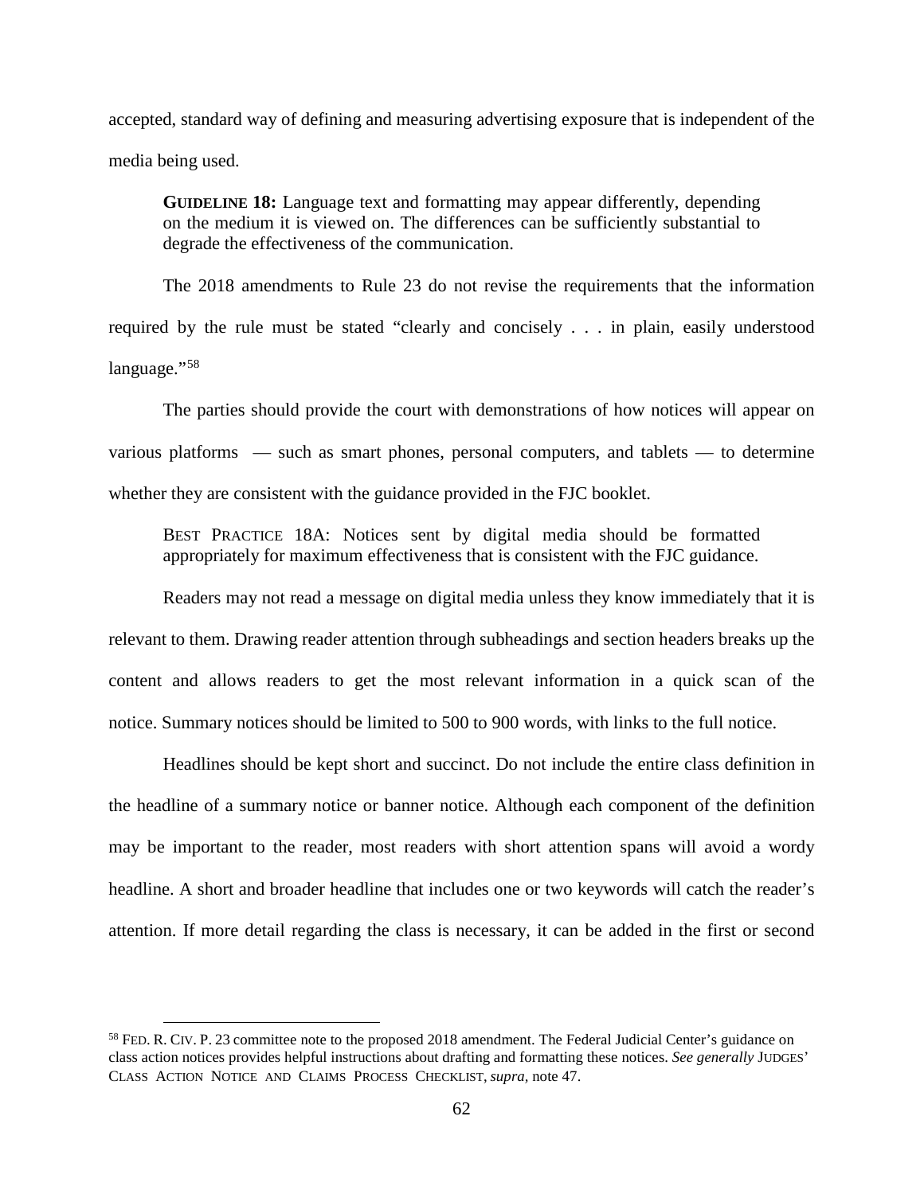accepted, standard way of defining and measuring advertising exposure that is independent of the media being used.

> **GUIDELINE 18:** Language text and formatting may appear differently, depending on the medium it is viewed on. The differences can be sufficiently substantial to degrade the effectiveness of the communication.

The 2018 amendments to Rule 23 do not revise the requirements that the information required by the rule must be stated "clearly and concisely . . . in plain, easily understood language."[58]

The parties should provide the court with demonstrations of how notices will appear on various platforms — such as smart phones, personal computers, and tablets — to determine whether they are consistent with the guidance provided in the FJC booklet.

> BEST PRACTICE 18A: Notices sent by digital media should be formatted appropriately for maximum effectiveness that is consistent with the FJC guidance.

Readers may not read a message on digital media unless they know immediately that it is relevant to them. Drawing reader attention through subheadings and section headers breaks up the content and allows readers to get the most relevant information in a quick scan of the notice. Summary notices should be limited to 500 to 900 words, with links to the full notice.

Headlines should be kept short and succinct. Do not include the entire class definition in the headline of a summary notice or banner notice. Although each component of the definition may be important to the reader, most readers with short attention spans will avoid a wordy headline. A short and broader headline that includes one or two keywords will catch the reader's attention. If more detail regarding the class is necessary, it can be added in the first or second

---

[58] FED. R. CIV. P. 23 committee note to the proposed 2018 amendment. The Federal Judicial Center's guidance on class action notices provides helpful instructions about drafting and formatting these notices. *See generally* JUDGES' CLASS ACTION NOTICE AND CLAIMS PROCESS CHECKLIST, *supra*, note 47.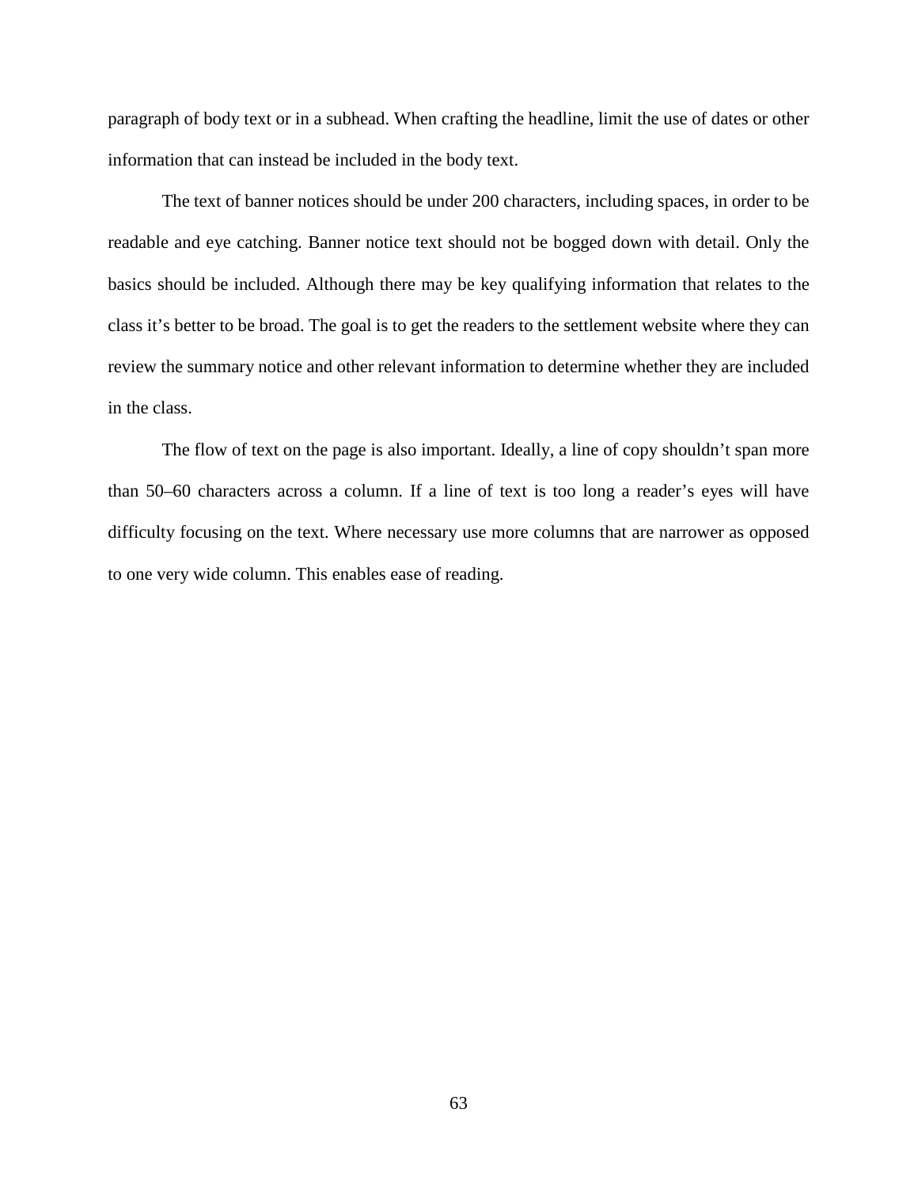paragraph of body text or in a subhead. When crafting the headline, limit the use of dates or other information that can instead be included in the body text.

The text of banner notices should be under 200 characters, including spaces, in order to be readable and eye catching. Banner notice text should not be bogged down with detail. Only the basics should be included. Although there may be key qualifying information that relates to the class it's better to be broad. The goal is to get the readers to the settlement website where they can review the summary notice and other relevant information to determine whether they are included in the class.

The flow of text on the page is also important. Ideally, a line of copy shouldn't span more than 50–60 characters across a column. If a line of text is too long a reader's eyes will have difficulty focusing on the text. Where necessary use more columns that are narrower as opposed to one very wide column. This enables ease of reading.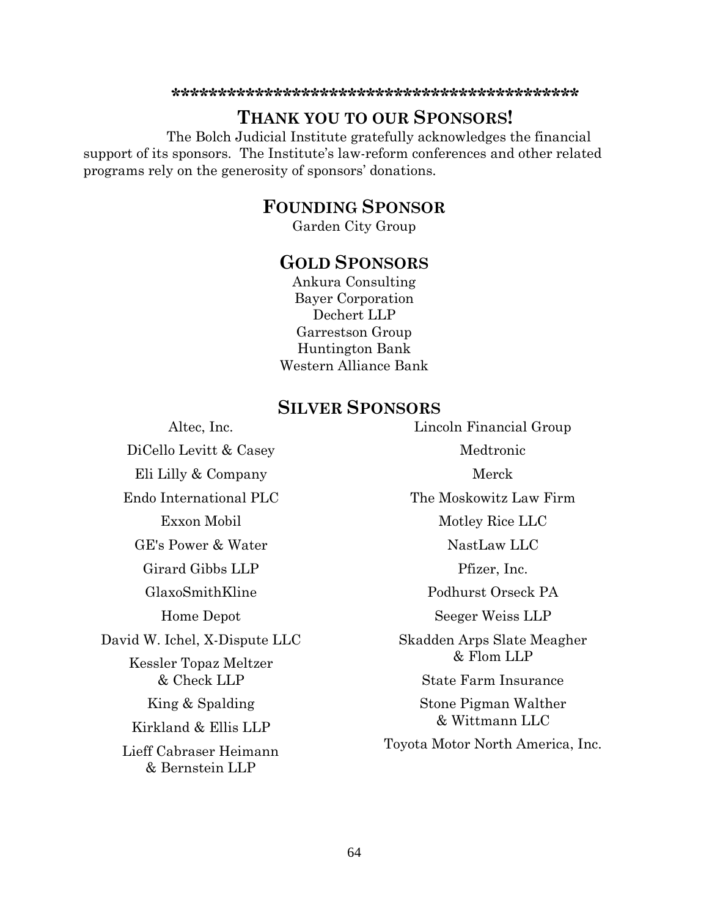*********************************************

## THANK YOU TO OUR SPONSORS!

The Bolch Judicial Institute gratefully acknowledges the financial support of its sponsors. The Institute's law-reform conferences and other related programs rely on the generosity of sponsors' donations.

### FOUNDING SPONSOR

Garden City Group

### GOLD SPONSORS

Ankura Consulting
Bayer Corporation
Dechert LLP
Garrestson Group
Huntington Bank
Western Alliance Bank

### SILVER SPONSORS

Altec, Inc.
DiCello Levitt & Casey
Eli Lilly & Company
Endo International PLC
Exxon Mobil
GE's Power & Water
Girard Gibbs LLP
GlaxoSmithKline
Home Depot
David W. Ichel, X-Dispute LLC
Kessler Topaz Meltzer & Check LLP
King & Spalding
Kirkland & Ellis LLP
Lieff Cabraser Heimann & Bernstein LLP
Lincoln Financial Group
Medtronic
Merck
The Moskowitz Law Firm
Motley Rice LLC
NastLaw LLC
Pfizer, Inc.
Podhurst Orseck PA
Seeger Weiss LLP
Skadden Arps Slate Meagher & Flom LLP
State Farm Insurance
Stone Pigman Walther & Wittmann LLC
Toyota Motor North America, Inc.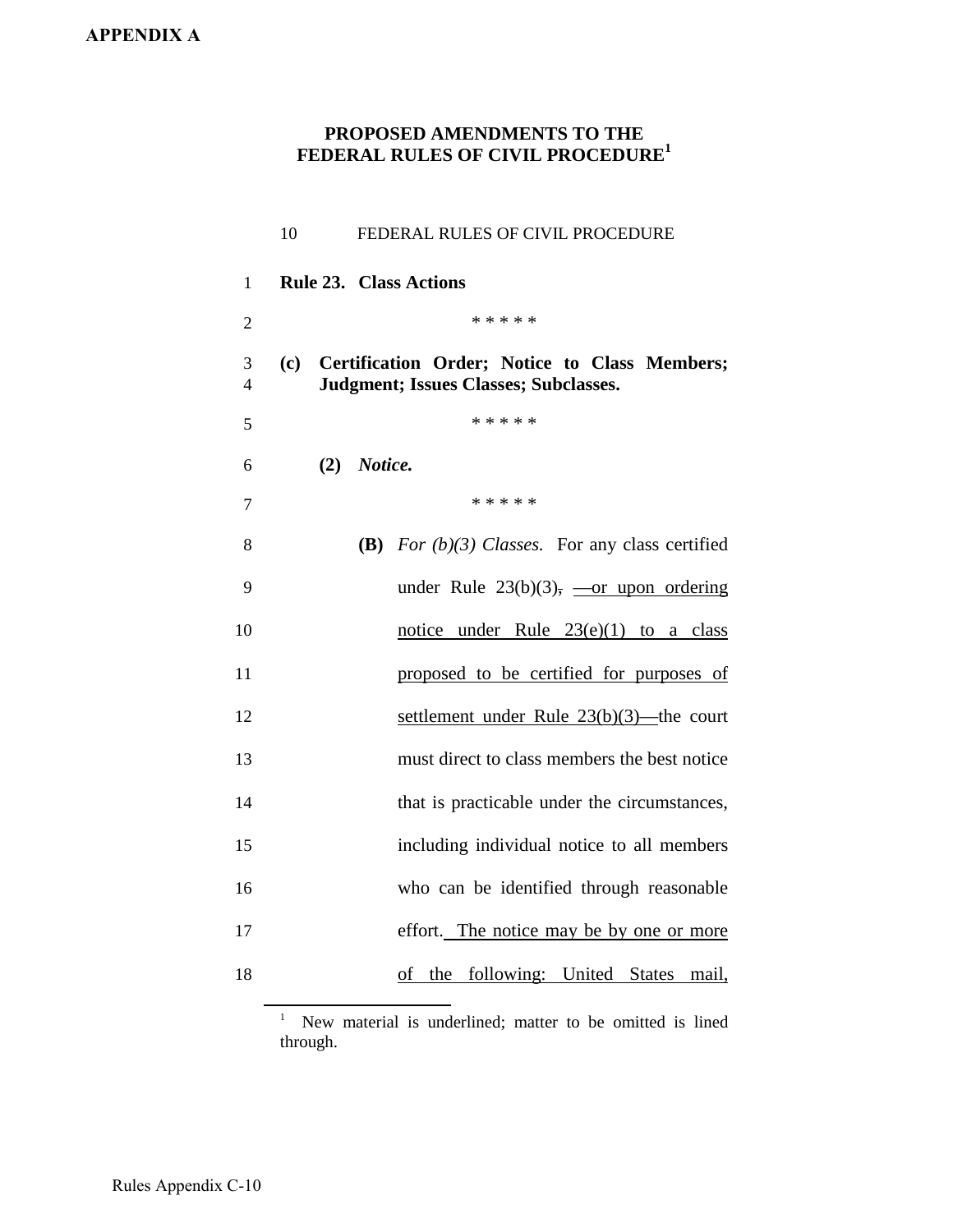**APPENDIX A**

## PROPOSED AMENDMENTS TO THE FEDERAL RULES OF CIVIL PROCEDURE[1]

10 FEDERAL RULES OF CIVIL PROCEDURE

1 **Rule 23. Class Actions**

2 \* \* \* \* \*

3–4 **(c) Certification Order; Notice to Class Members; Judgment; Issues Classes; Subclasses.**

5 \* \* \* \* \*

6 **(2)** ***Notice.***

7 \* \* \* \* \*

8 **(B)** *For (b)(3) Classes.* For any class certified
9 under Rule 23(b)(3)~~,~~ <u>—or upon ordering</u>
10 <u>notice under Rule 23(e)(1) to a class</u>
11 <u>proposed to be certified for purposes of</u>
12 <u>settlement under Rule 23(b)(3)—</u>the court
13 must direct to class members the best notice
14 that is practicable under the circumstances,
15 including individual notice to all members
16 who can be identified through reasonable
17 effort. <u>The notice may be by one or more</u>
18 <u>of the following: United States mail,</u>

---

[1] New material is underlined; matter to be omitted is lined through.

Rules Appendix C-10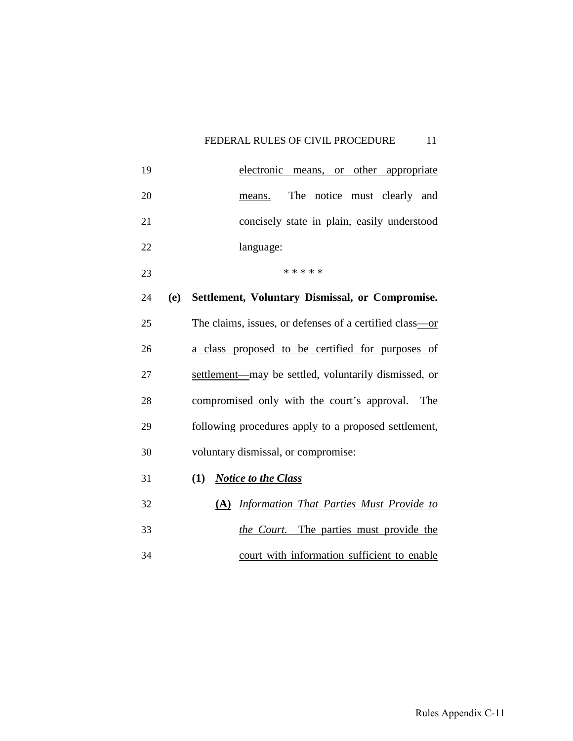electronic means, or other appropriate means. The notice must clearly and concisely state in plain, easily understood language:

\* \* \* \* \*

**(e) Settlement, Voluntary Dismissal, or Compromise.** The claims, issues, or defenses of a certified class—or a class proposed to be certified for purposes of settlement—may be settled, voluntarily dismissed, or compromised only with the court's approval. The following procedures apply to a proposed settlement, voluntary dismissal, or compromise:

**(1)** ***Notice to the Class***

**(A)** *Information That Parties Must Provide to the Court.* The parties must provide the court with information sufficient to enable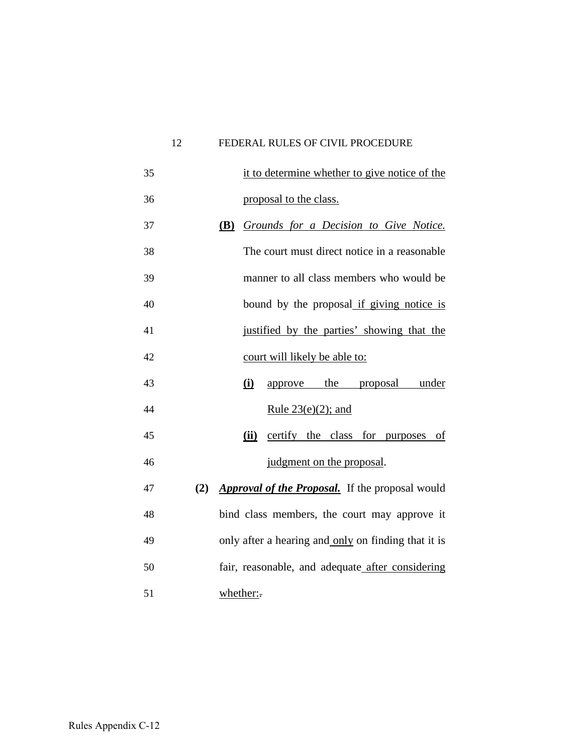it to determine whether to give notice of the proposal to the class.

**(B)** *Grounds for a Decision to Give Notice.* The court must direct notice in a reasonable manner to all class members who would be bound by the proposal if giving notice is justified by the parties' showing that the court will likely be able to:

**(i)** approve the proposal under Rule 23(e)(2); and

**(ii)** certify the class for purposes of judgment on the proposal.

**(2)** ***Approval of the Proposal.*** If the proposal would bind class members, the court may approve it only after a hearing and only on finding that it is fair, reasonable, and adequate after considering whether:.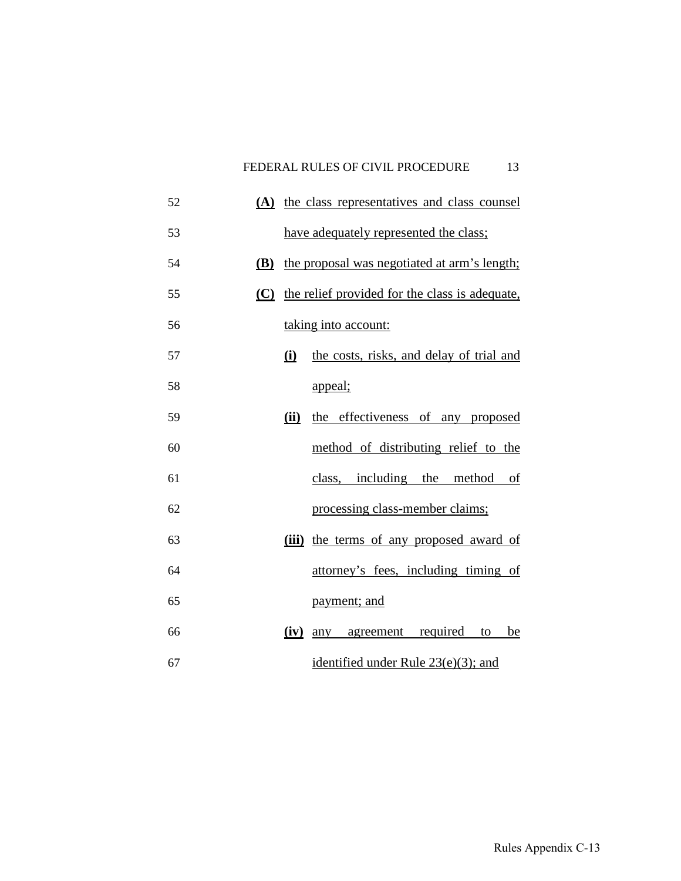**(A)** the class representatives and class counsel have adequately represented the class;

**(B)** the proposal was negotiated at arm's length;

**(C)** the relief provided for the class is adequate, taking into account:

**(i)** the costs, risks, and delay of trial and appeal;

**(ii)** the effectiveness of any proposed method of distributing relief to the class, including the method of processing class-member claims;

**(iii)** the terms of any proposed award of attorney's fees, including timing of payment; and

**(iv)** any agreement required to be identified under Rule 23(e)(3); and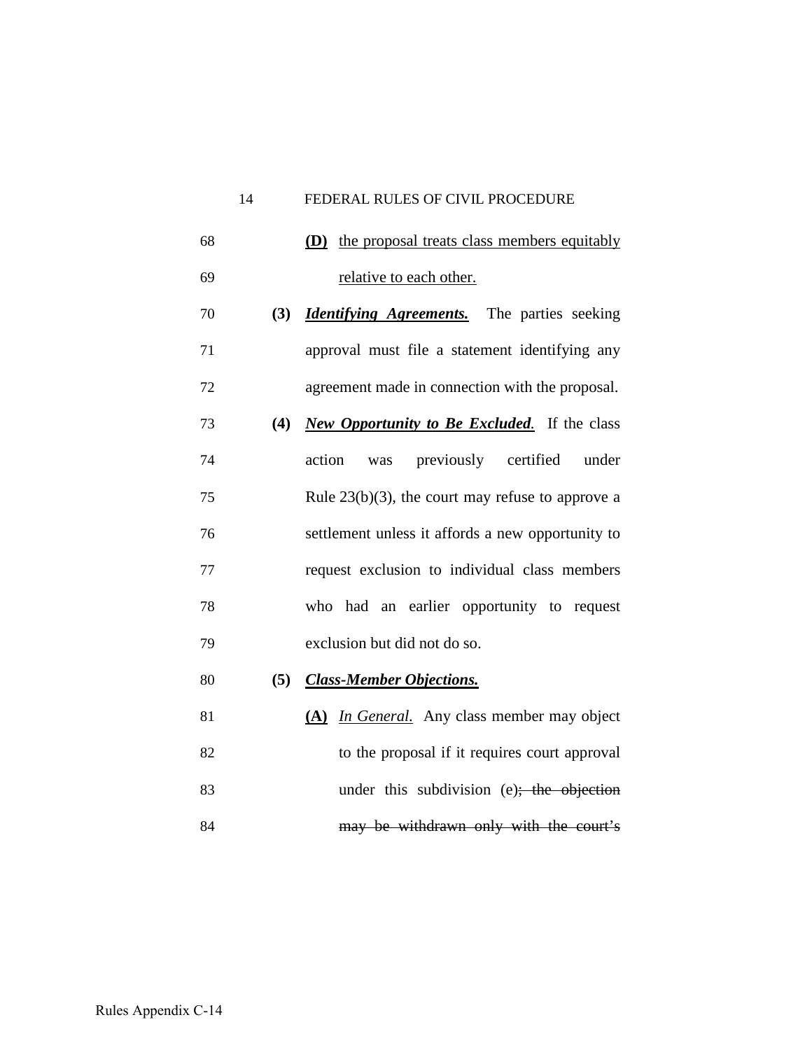**(D)** the proposal treats class members equitably relative to each other.

**(3)** ***Identifying Agreements.*** The parties seeking approval must file a statement identifying any agreement made in connection with the proposal.

**(4)** ***New Opportunity to Be Excluded.*** If the class action was previously certified under Rule 23(b)(3), the court may refuse to approve a settlement unless it affords a new opportunity to request exclusion to individual class members who had an earlier opportunity to request exclusion but did not do so.

**(5)** ***Class-Member Objections.***

**(A)** *In General.* Any class member may object to the proposal if it requires court approval under this subdivision (e)~~; the objection may be withdrawn only with the court's~~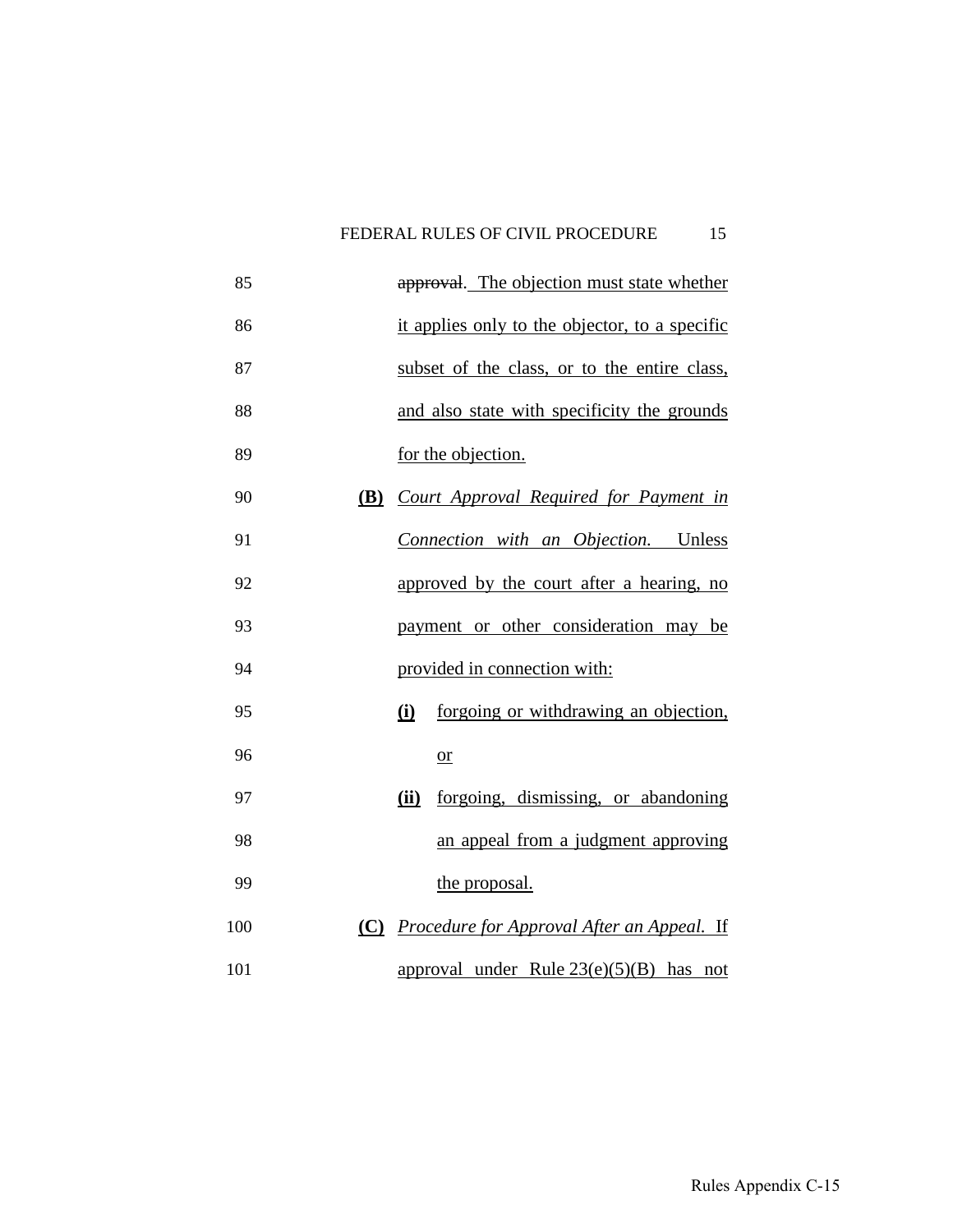85 ~~approval~~. The objection must state whether
86 it applies only to the objector, to a specific
87 subset of the class, or to the entire class,
88 and also state with specificity the grounds
89 for the objection.

90 **(B)** *Court Approval Required for Payment in*
91 *Connection with an Objection.* Unless
92 approved by the court after a hearing, no
93 payment or other consideration may be
94 provided in connection with:

95 **(i)** forgoing or withdrawing an objection,
96 or

97 **(ii)** forgoing, dismissing, or abandoning
98 an appeal from a judgment approving
99 the proposal.

100 **(C)** *Procedure for Approval After an Appeal.* If
101 approval under Rule 23(e)(5)(B) has not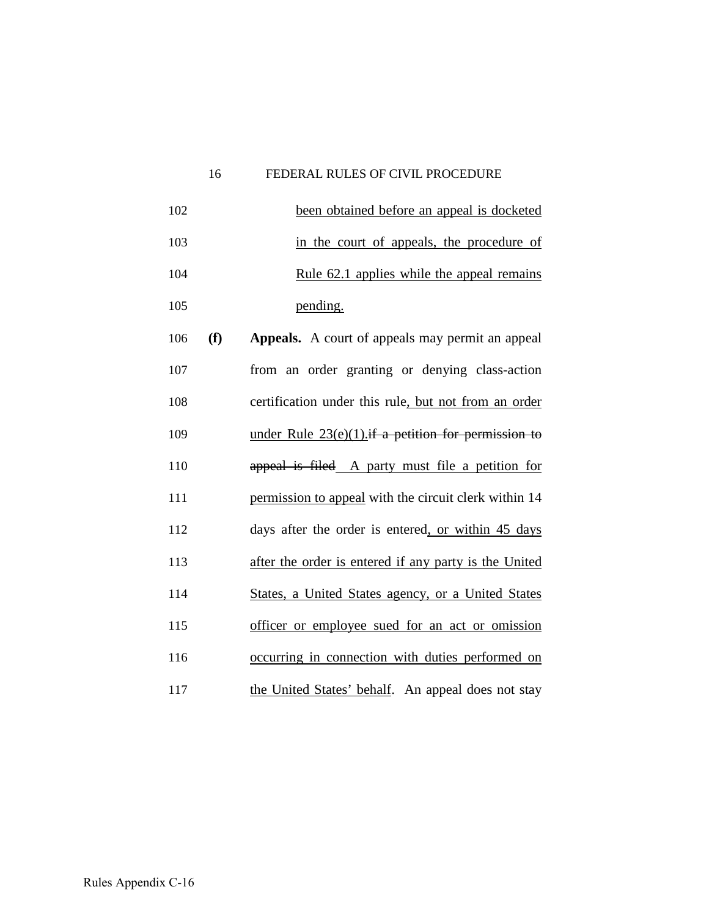102 been obtained before an appeal is docketed

103 in the court of appeals, the procedure of

104 Rule 62.1 applies while the appeal remains

105 pending.

106 **(f) Appeals.** A court of appeals may permit an appeal

107 from an order granting or denying class-action

108 certification under this rule, but not from an order

109 under Rule 23(e)(1).~~if a petition for permission to~~

110 ~~appeal is filed~~ A party must file a petition for

111 permission to appeal with the circuit clerk within 14

112 days after the order is entered, or within 45 days

113 after the order is entered if any party is the United

114 States, a United States agency, or a United States

115 officer or employee sued for an act or omission

116 occurring in connection with duties performed on

117 the United States' behalf. An appeal does not stay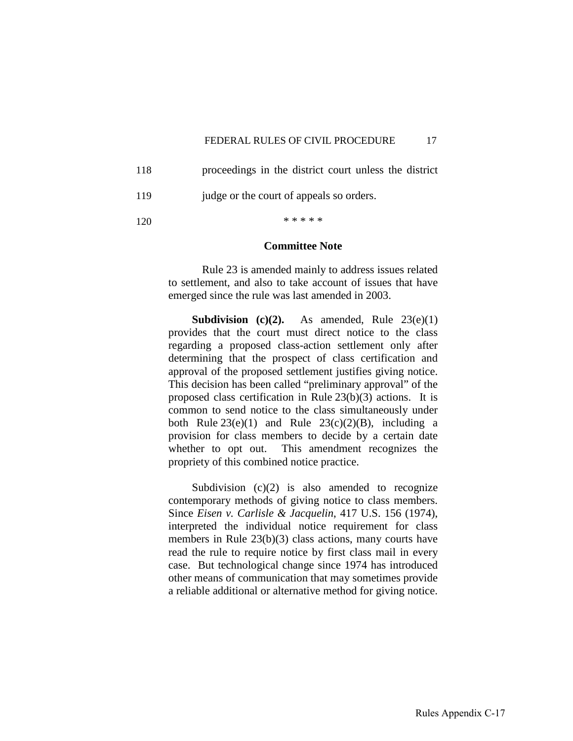118 proceedings in the district court unless the district

119 judge or the court of appeals so orders.

120 * * * * *

**Committee Note**

Rule 23 is amended mainly to address issues related to settlement, and also to take account of issues that have emerged since the rule was last amended in 2003.

**Subdivision (c)(2).** As amended, Rule 23(e)(1) provides that the court must direct notice to the class regarding a proposed class-action settlement only after determining that the prospect of class certification and approval of the proposed settlement justifies giving notice. This decision has been called "preliminary approval" of the proposed class certification in Rule 23(b)(3) actions. It is common to send notice to the class simultaneously under both Rule 23(e)(1) and Rule 23(c)(2)(B), including a provision for class members to decide by a certain date whether to opt out. This amendment recognizes the propriety of this combined notice practice.

Subdivision (c)(2) is also amended to recognize contemporary methods of giving notice to class members. Since *Eisen v. Carlisle & Jacquelin*, 417 U.S. 156 (1974), interpreted the individual notice requirement for class members in Rule 23(b)(3) class actions, many courts have read the rule to require notice by first class mail in every case. But technological change since 1974 has introduced other means of communication that may sometimes provide a reliable additional or alternative method for giving notice.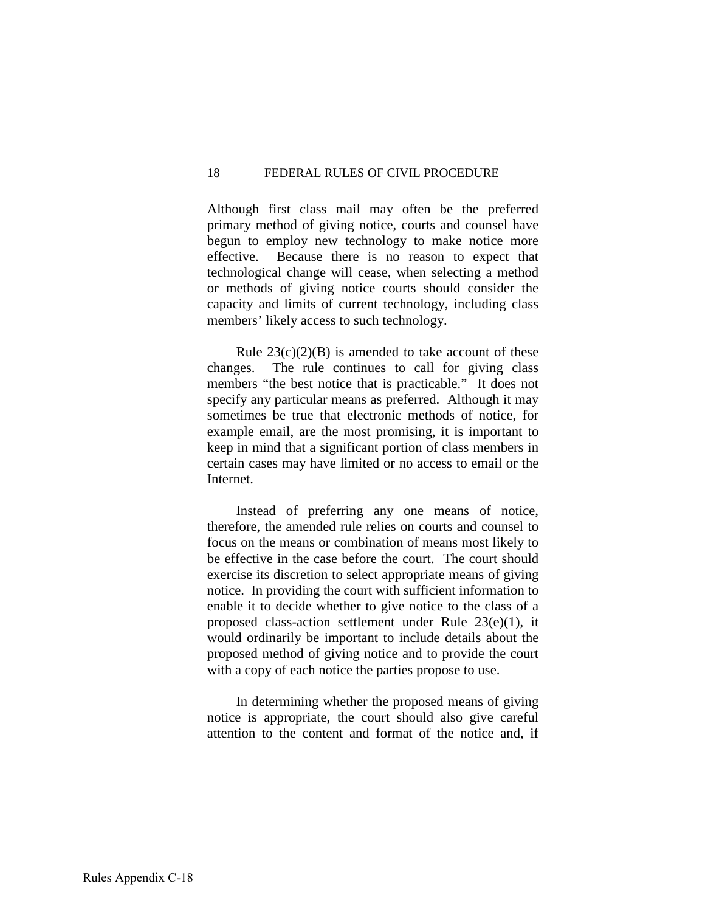Although first class mail may often be the preferred primary method of giving notice, courts and counsel have begun to employ new technology to make notice more effective. Because there is no reason to expect that technological change will cease, when selecting a method or methods of giving notice courts should consider the capacity and limits of current technology, including class members' likely access to such technology.

Rule 23(c)(2)(B) is amended to take account of these changes. The rule continues to call for giving class members "the best notice that is practicable." It does not specify any particular means as preferred. Although it may sometimes be true that electronic methods of notice, for example email, are the most promising, it is important to keep in mind that a significant portion of class members in certain cases may have limited or no access to email or the Internet.

Instead of preferring any one means of notice, therefore, the amended rule relies on courts and counsel to focus on the means or combination of means most likely to be effective in the case before the court. The court should exercise its discretion to select appropriate means of giving notice. In providing the court with sufficient information to enable it to decide whether to give notice to the class of a proposed class-action settlement under Rule 23(e)(1), it would ordinarily be important to include details about the proposed method of giving notice and to provide the court with a copy of each notice the parties propose to use.

In determining whether the proposed means of giving notice is appropriate, the court should also give careful attention to the content and format of the notice and, if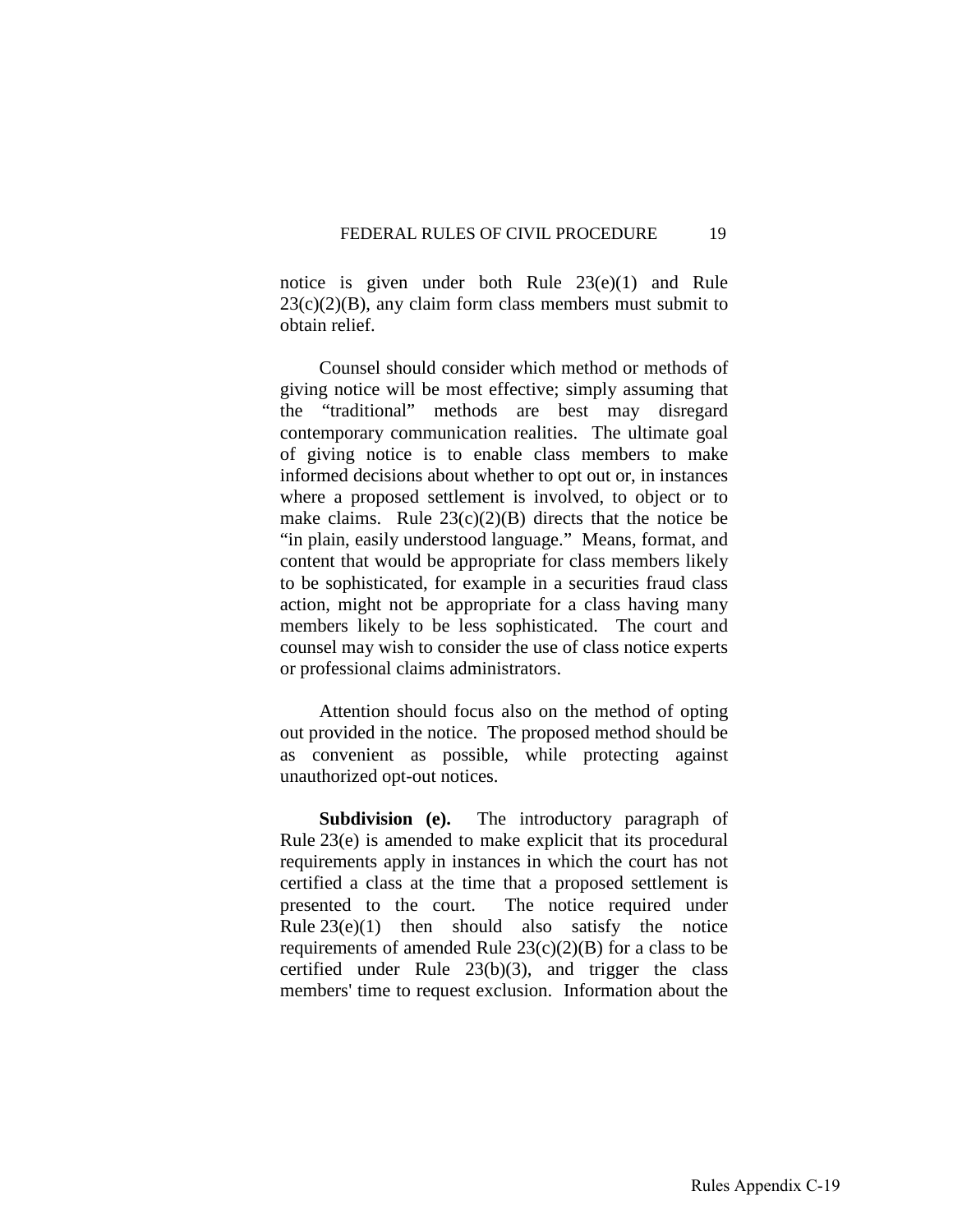notice is given under both Rule 23(e)(1) and Rule 23(c)(2)(B), any claim form class members must submit to obtain relief.

Counsel should consider which method or methods of giving notice will be most effective; simply assuming that the "traditional" methods are best may disregard contemporary communication realities. The ultimate goal of giving notice is to enable class members to make informed decisions about whether to opt out or, in instances where a proposed settlement is involved, to object or to make claims. Rule 23(c)(2)(B) directs that the notice be "in plain, easily understood language." Means, format, and content that would be appropriate for class members likely to be sophisticated, for example in a securities fraud class action, might not be appropriate for a class having many members likely to be less sophisticated. The court and counsel may wish to consider the use of class notice experts or professional claims administrators.

Attention should focus also on the method of opting out provided in the notice. The proposed method should be as convenient as possible, while protecting against unauthorized opt-out notices.

**Subdivision (e).** The introductory paragraph of Rule 23(e) is amended to make explicit that its procedural requirements apply in instances in which the court has not certified a class at the time that a proposed settlement is presented to the court. The notice required under Rule 23(e)(1) then should also satisfy the notice requirements of amended Rule 23(c)(2)(B) for a class to be certified under Rule 23(b)(3), and trigger the class members' time to request exclusion. Information about the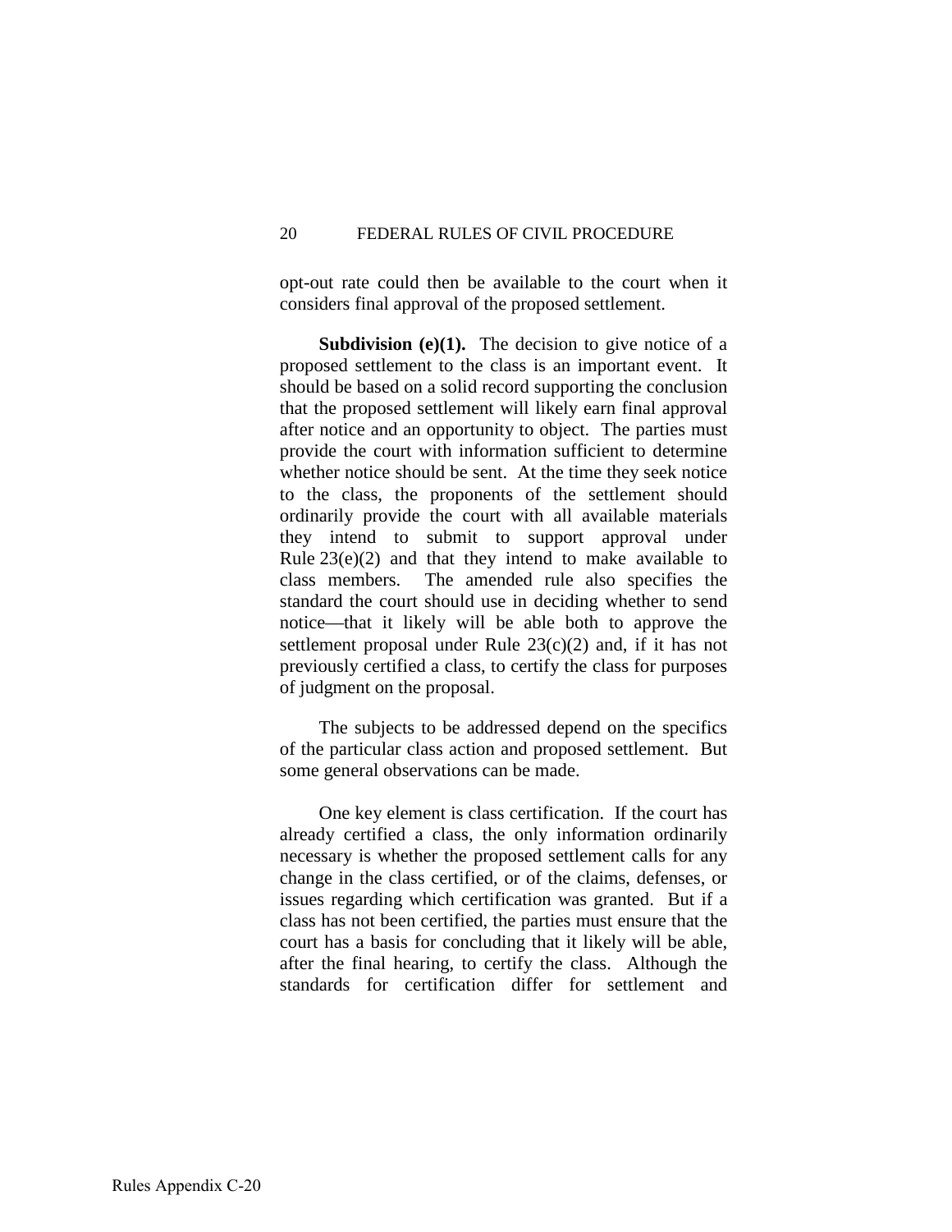opt-out rate could then be available to the court when it considers final approval of the proposed settlement.

**Subdivision (e)(1).** The decision to give notice of a proposed settlement to the class is an important event. It should be based on a solid record supporting the conclusion that the proposed settlement will likely earn final approval after notice and an opportunity to object. The parties must provide the court with information sufficient to determine whether notice should be sent. At the time they seek notice to the class, the proponents of the settlement should ordinarily provide the court with all available materials they intend to submit to support approval under Rule 23(e)(2) and that they intend to make available to class members. The amended rule also specifies the standard the court should use in deciding whether to send notice—that it likely will be able both to approve the settlement proposal under Rule 23(c)(2) and, if it has not previously certified a class, to certify the class for purposes of judgment on the proposal.

The subjects to be addressed depend on the specifics of the particular class action and proposed settlement. But some general observations can be made.

One key element is class certification. If the court has already certified a class, the only information ordinarily necessary is whether the proposed settlement calls for any change in the class certified, or of the claims, defenses, or issues regarding which certification was granted. But if a class has not been certified, the parties must ensure that the court has a basis for concluding that it likely will be able, after the final hearing, to certify the class. Although the standards for certification differ for settlement and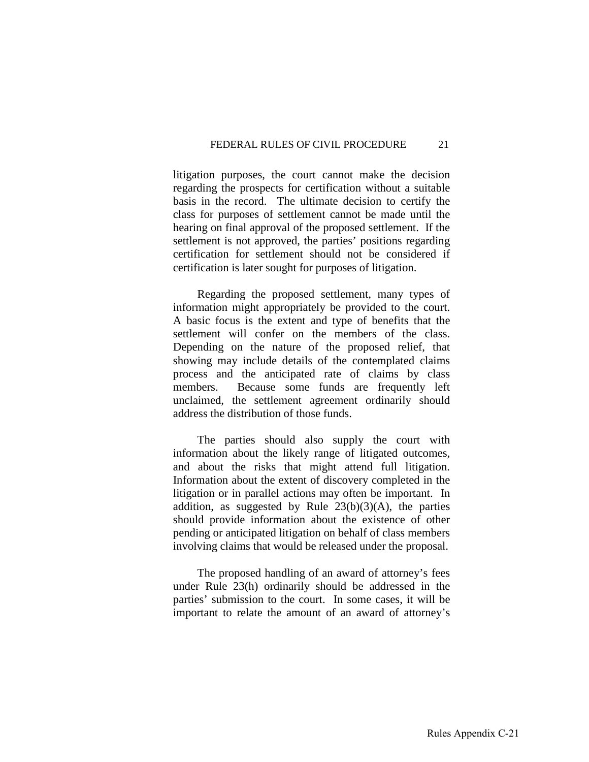litigation purposes, the court cannot make the decision regarding the prospects for certification without a suitable basis in the record. The ultimate decision to certify the class for purposes of settlement cannot be made until the hearing on final approval of the proposed settlement. If the settlement is not approved, the parties' positions regarding certification for settlement should not be considered if certification is later sought for purposes of litigation.

Regarding the proposed settlement, many types of information might appropriately be provided to the court. A basic focus is the extent and type of benefits that the settlement will confer on the members of the class. Depending on the nature of the proposed relief, that showing may include details of the contemplated claims process and the anticipated rate of claims by class members. Because some funds are frequently left unclaimed, the settlement agreement ordinarily should address the distribution of those funds.

The parties should also supply the court with information about the likely range of litigated outcomes, and about the risks that might attend full litigation. Information about the extent of discovery completed in the litigation or in parallel actions may often be important. In addition, as suggested by Rule 23(b)(3)(A), the parties should provide information about the existence of other pending or anticipated litigation on behalf of class members involving claims that would be released under the proposal.

The proposed handling of an award of attorney's fees under Rule 23(h) ordinarily should be addressed in the parties' submission to the court. In some cases, it will be important to relate the amount of an award of attorney's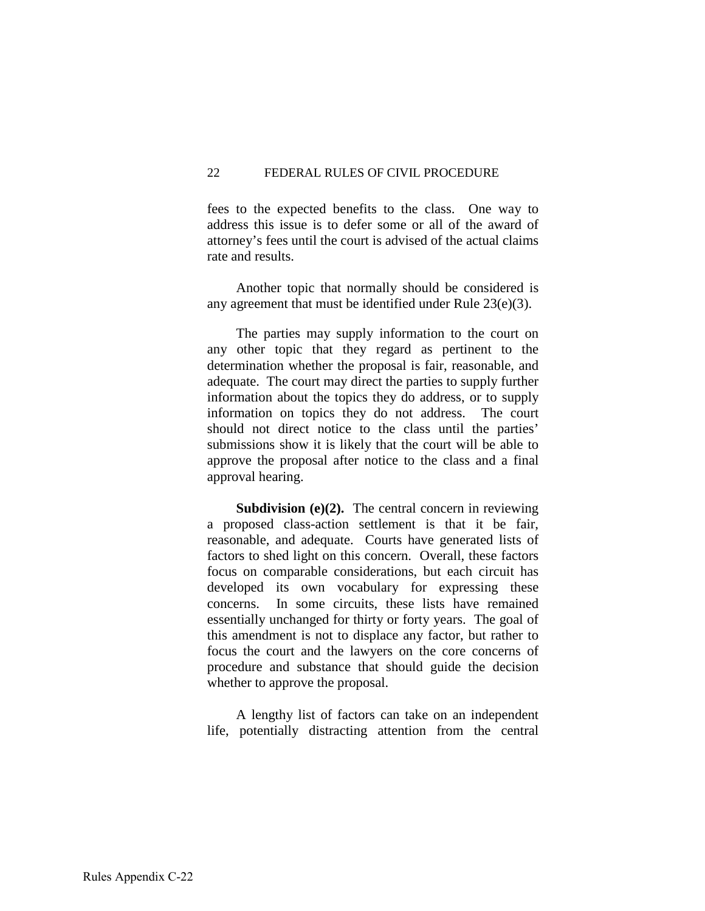fees to the expected benefits to the class. One way to address this issue is to defer some or all of the award of attorney's fees until the court is advised of the actual claims rate and results.

Another topic that normally should be considered is any agreement that must be identified under Rule 23(e)(3).

The parties may supply information to the court on any other topic that they regard as pertinent to the determination whether the proposal is fair, reasonable, and adequate. The court may direct the parties to supply further information about the topics they do address, or to supply information on topics they do not address. The court should not direct notice to the class until the parties' submissions show it is likely that the court will be able to approve the proposal after notice to the class and a final approval hearing.

**Subdivision (e)(2).** The central concern in reviewing a proposed class-action settlement is that it be fair, reasonable, and adequate. Courts have generated lists of factors to shed light on this concern. Overall, these factors focus on comparable considerations, but each circuit has developed its own vocabulary for expressing these concerns. In some circuits, these lists have remained essentially unchanged for thirty or forty years. The goal of this amendment is not to displace any factor, but rather to focus the court and the lawyers on the core concerns of procedure and substance that should guide the decision whether to approve the proposal.

A lengthy list of factors can take on an independent life, potentially distracting attention from the central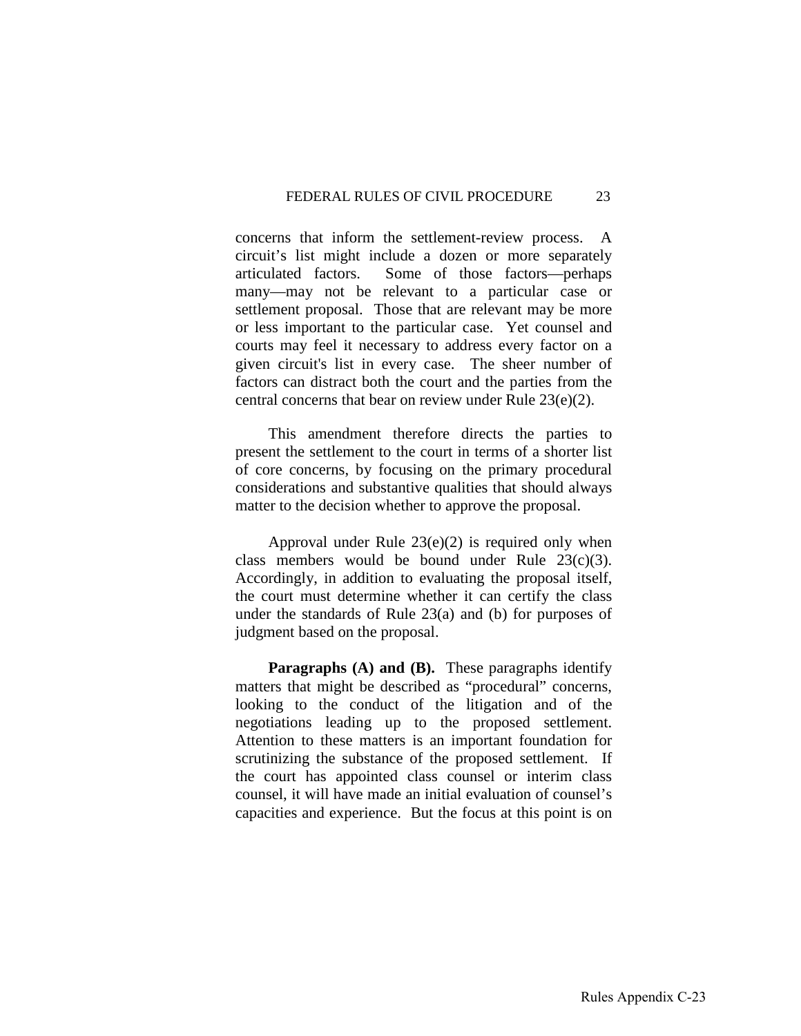concerns that inform the settlement-review process. A circuit's list might include a dozen or more separately articulated factors. Some of those factors—perhaps many—may not be relevant to a particular case or settlement proposal. Those that are relevant may be more or less important to the particular case. Yet counsel and courts may feel it necessary to address every factor on a given circuit's list in every case. The sheer number of factors can distract both the court and the parties from the central concerns that bear on review under Rule 23(e)(2).

This amendment therefore directs the parties to present the settlement to the court in terms of a shorter list of core concerns, by focusing on the primary procedural considerations and substantive qualities that should always matter to the decision whether to approve the proposal.

Approval under Rule 23(e)(2) is required only when class members would be bound under Rule 23(c)(3). Accordingly, in addition to evaluating the proposal itself, the court must determine whether it can certify the class under the standards of Rule 23(a) and (b) for purposes of judgment based on the proposal.

**Paragraphs (A) and (B).** These paragraphs identify matters that might be described as "procedural" concerns, looking to the conduct of the litigation and of the negotiations leading up to the proposed settlement. Attention to these matters is an important foundation for scrutinizing the substance of the proposed settlement. If the court has appointed class counsel or interim class counsel, it will have made an initial evaluation of counsel's capacities and experience. But the focus at this point is on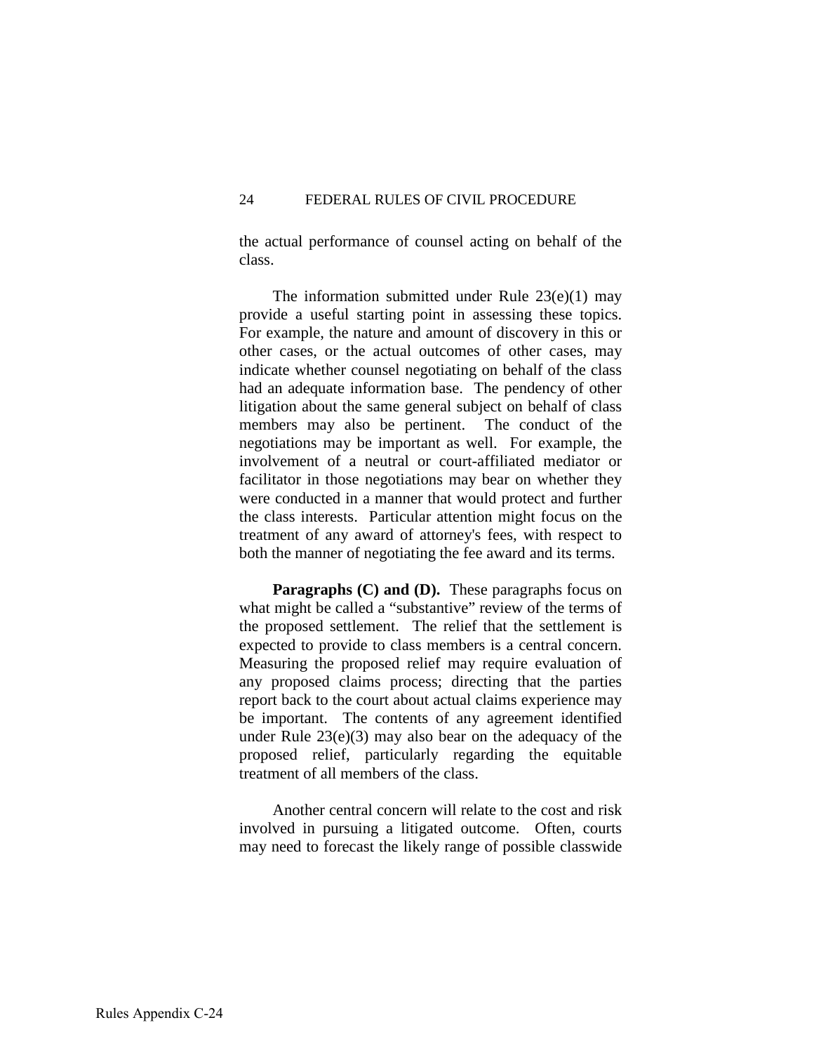the actual performance of counsel acting on behalf of the class.

The information submitted under Rule 23(e)(1) may provide a useful starting point in assessing these topics. For example, the nature and amount of discovery in this or other cases, or the actual outcomes of other cases, may indicate whether counsel negotiating on behalf of the class had an adequate information base. The pendency of other litigation about the same general subject on behalf of class members may also be pertinent. The conduct of the negotiations may be important as well. For example, the involvement of a neutral or court-affiliated mediator or facilitator in those negotiations may bear on whether they were conducted in a manner that would protect and further the class interests. Particular attention might focus on the treatment of any award of attorney's fees, with respect to both the manner of negotiating the fee award and its terms.

**Paragraphs (C) and (D).** These paragraphs focus on what might be called a "substantive" review of the terms of the proposed settlement. The relief that the settlement is expected to provide to class members is a central concern. Measuring the proposed relief may require evaluation of any proposed claims process; directing that the parties report back to the court about actual claims experience may be important. The contents of any agreement identified under Rule 23(e)(3) may also bear on the adequacy of the proposed relief, particularly regarding the equitable treatment of all members of the class.

Another central concern will relate to the cost and risk involved in pursuing a litigated outcome. Often, courts may need to forecast the likely range of possible classwide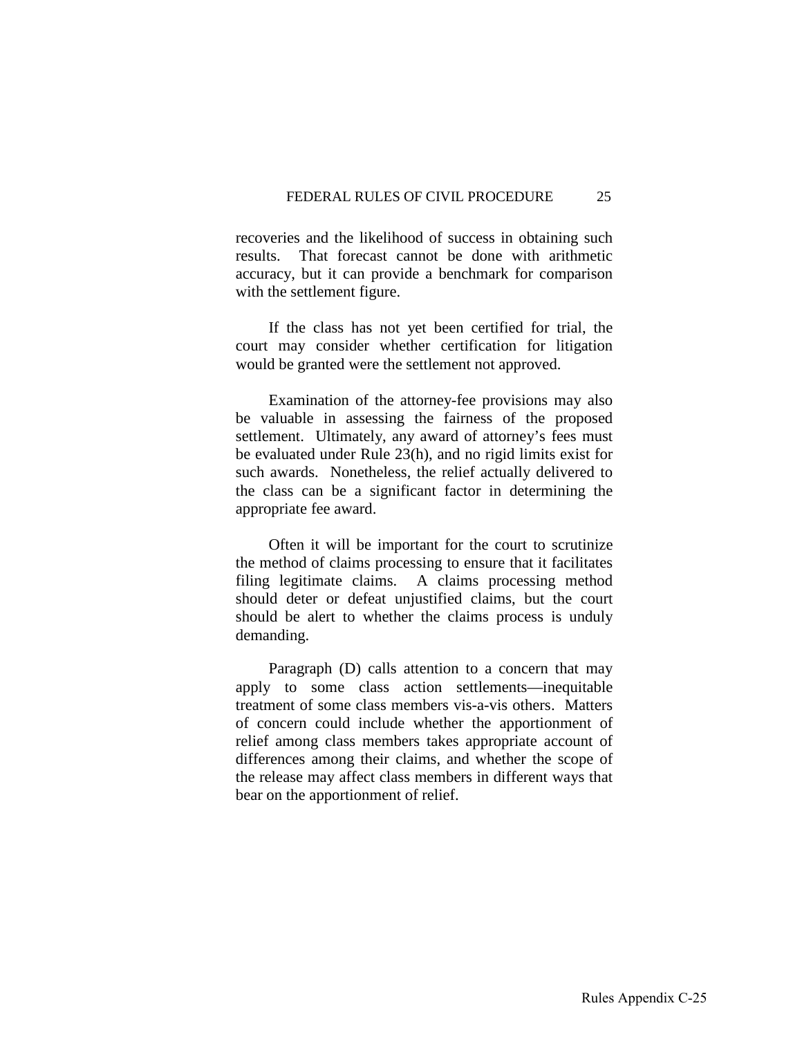recoveries and the likelihood of success in obtaining such results. That forecast cannot be done with arithmetic accuracy, but it can provide a benchmark for comparison with the settlement figure.

If the class has not yet been certified for trial, the court may consider whether certification for litigation would be granted were the settlement not approved.

Examination of the attorney-fee provisions may also be valuable in assessing the fairness of the proposed settlement. Ultimately, any award of attorney's fees must be evaluated under Rule 23(h), and no rigid limits exist for such awards. Nonetheless, the relief actually delivered to the class can be a significant factor in determining the appropriate fee award.

Often it will be important for the court to scrutinize the method of claims processing to ensure that it facilitates filing legitimate claims. A claims processing method should deter or defeat unjustified claims, but the court should be alert to whether the claims process is unduly demanding.

Paragraph (D) calls attention to a concern that may apply to some class action settlements—inequitable treatment of some class members vis-a-vis others. Matters of concern could include whether the apportionment of relief among class members takes appropriate account of differences among their claims, and whether the scope of the release may affect class members in different ways that bear on the apportionment of relief.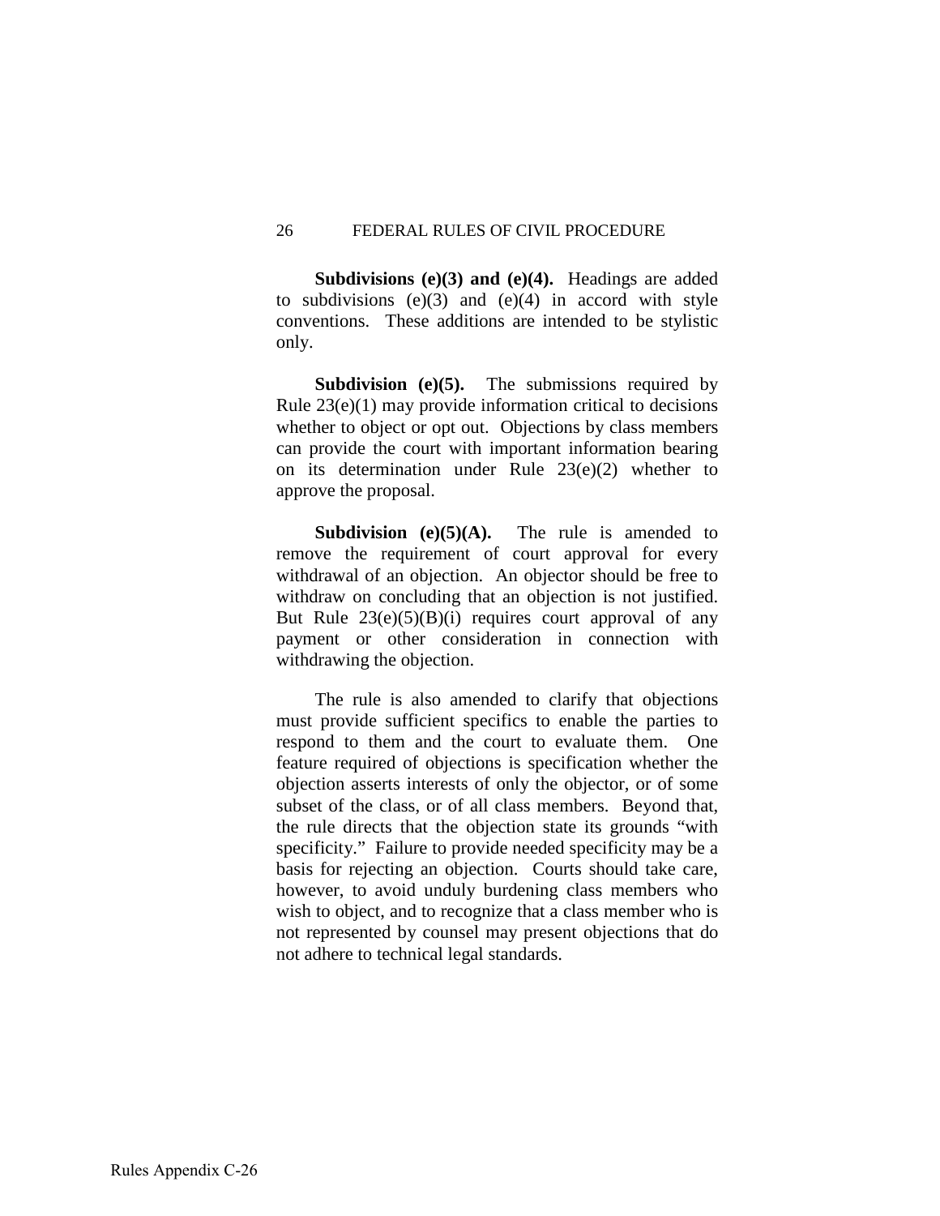**Subdivisions (e)(3) and (e)(4).** Headings are added to subdivisions (e)(3) and (e)(4) in accord with style conventions. These additions are intended to be stylistic only.

**Subdivision (e)(5).** The submissions required by Rule 23(e)(1) may provide information critical to decisions whether to object or opt out. Objections by class members can provide the court with important information bearing on its determination under Rule 23(e)(2) whether to approve the proposal.

**Subdivision (e)(5)(A).** The rule is amended to remove the requirement of court approval for every withdrawal of an objection. An objector should be free to withdraw on concluding that an objection is not justified. But Rule 23(e)(5)(B)(i) requires court approval of any payment or other consideration in connection with withdrawing the objection.

The rule is also amended to clarify that objections must provide sufficient specifics to enable the parties to respond to them and the court to evaluate them. One feature required of objections is specification whether the objection asserts interests of only the objector, or of some subset of the class, or of all class members. Beyond that, the rule directs that the objection state its grounds "with specificity." Failure to provide needed specificity may be a basis for rejecting an objection. Courts should take care, however, to avoid unduly burdening class members who wish to object, and to recognize that a class member who is not represented by counsel may present objections that do not adhere to technical legal standards.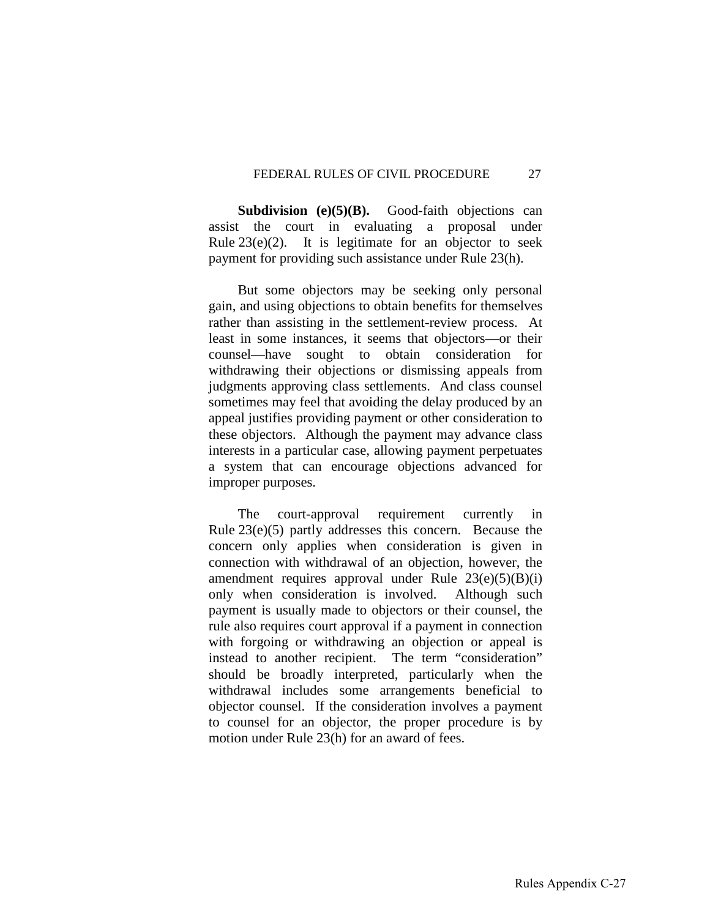**Subdivision (e)(5)(B).** Good-faith objections can assist the court in evaluating a proposal under Rule 23(e)(2). It is legitimate for an objector to seek payment for providing such assistance under Rule 23(h).

But some objectors may be seeking only personal gain, and using objections to obtain benefits for themselves rather than assisting in the settlement-review process. At least in some instances, it seems that objectors—or their counsel—have sought to obtain consideration for withdrawing their objections or dismissing appeals from judgments approving class settlements. And class counsel sometimes may feel that avoiding the delay produced by an appeal justifies providing payment or other consideration to these objectors. Although the payment may advance class interests in a particular case, allowing payment perpetuates a system that can encourage objections advanced for improper purposes.

The court-approval requirement currently in Rule 23(e)(5) partly addresses this concern. Because the concern only applies when consideration is given in connection with withdrawal of an objection, however, the amendment requires approval under Rule 23(e)(5)(B)(i) only when consideration is involved. Although such payment is usually made to objectors or their counsel, the rule also requires court approval if a payment in connection with forgoing or withdrawing an objection or appeal is instead to another recipient. The term "consideration" should be broadly interpreted, particularly when the withdrawal includes some arrangements beneficial to objector counsel. If the consideration involves a payment to counsel for an objector, the proper procedure is by motion under Rule 23(h) for an award of fees.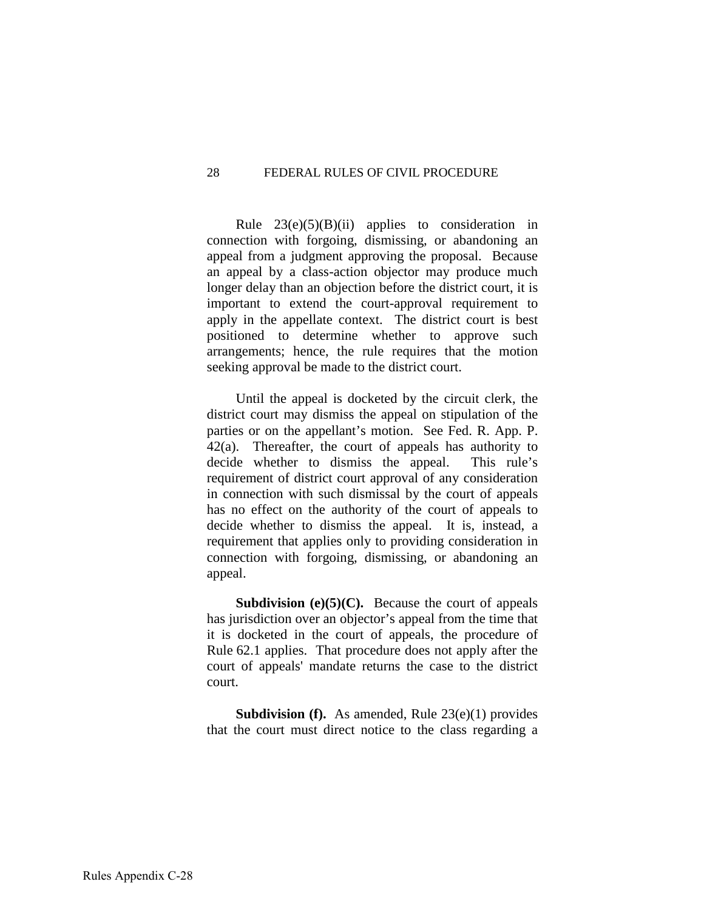Rule 23(e)(5)(B)(ii) applies to consideration in connection with forgoing, dismissing, or abandoning an appeal from a judgment approving the proposal. Because an appeal by a class-action objector may produce much longer delay than an objection before the district court, it is important to extend the court-approval requirement to apply in the appellate context. The district court is best positioned to determine whether to approve such arrangements; hence, the rule requires that the motion seeking approval be made to the district court.

Until the appeal is docketed by the circuit clerk, the district court may dismiss the appeal on stipulation of the parties or on the appellant's motion. See Fed. R. App. P. 42(a). Thereafter, the court of appeals has authority to decide whether to dismiss the appeal. This rule's requirement of district court approval of any consideration in connection with such dismissal by the court of appeals has no effect on the authority of the court of appeals to decide whether to dismiss the appeal. It is, instead, a requirement that applies only to providing consideration in connection with forgoing, dismissing, or abandoning an appeal.

**Subdivision (e)(5)(C).** Because the court of appeals has jurisdiction over an objector's appeal from the time that it is docketed in the court of appeals, the procedure of Rule 62.1 applies. That procedure does not apply after the court of appeals' mandate returns the case to the district court.

**Subdivision (f).** As amended, Rule 23(e)(1) provides that the court must direct notice to the class regarding a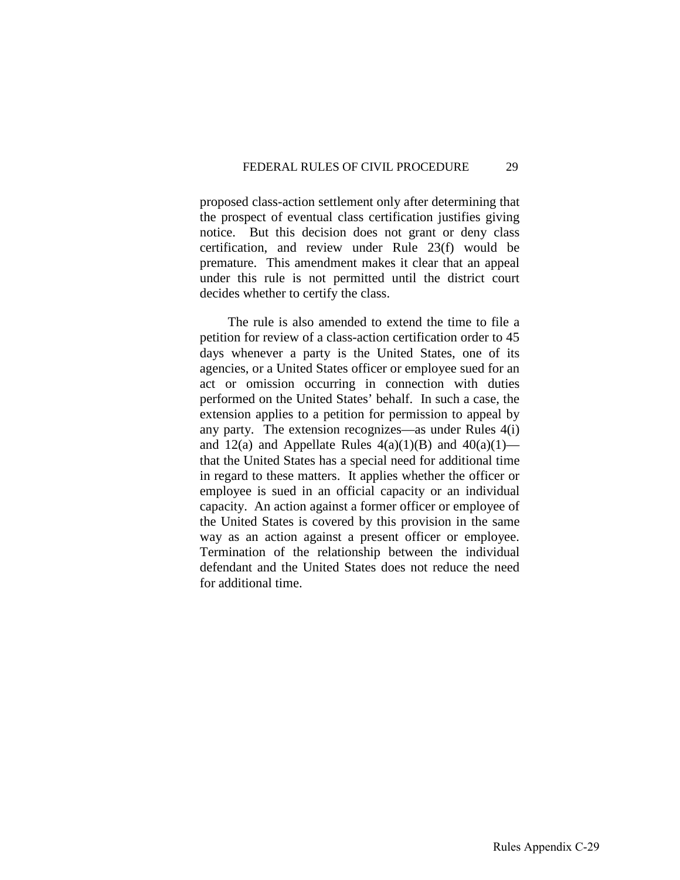proposed class-action settlement only after determining that the prospect of eventual class certification justifies giving notice. But this decision does not grant or deny class certification, and review under Rule 23(f) would be premature. This amendment makes it clear that an appeal under this rule is not permitted until the district court decides whether to certify the class.

The rule is also amended to extend the time to file a petition for review of a class-action certification order to 45 days whenever a party is the United States, one of its agencies, or a United States officer or employee sued for an act or omission occurring in connection with duties performed on the United States' behalf. In such a case, the extension applies to a petition for permission to appeal by any party. The extension recognizes—as under Rules 4(i) and 12(a) and Appellate Rules 4(a)(1)(B) and 40(a)(1)—that the United States has a special need for additional time in regard to these matters. It applies whether the officer or employee is sued in an official capacity or an individual capacity. An action against a former officer or employee of the United States is covered by this provision in the same way as an action against a present officer or employee. Termination of the relationship between the individual defendant and the United States does not reduce the need for additional time.